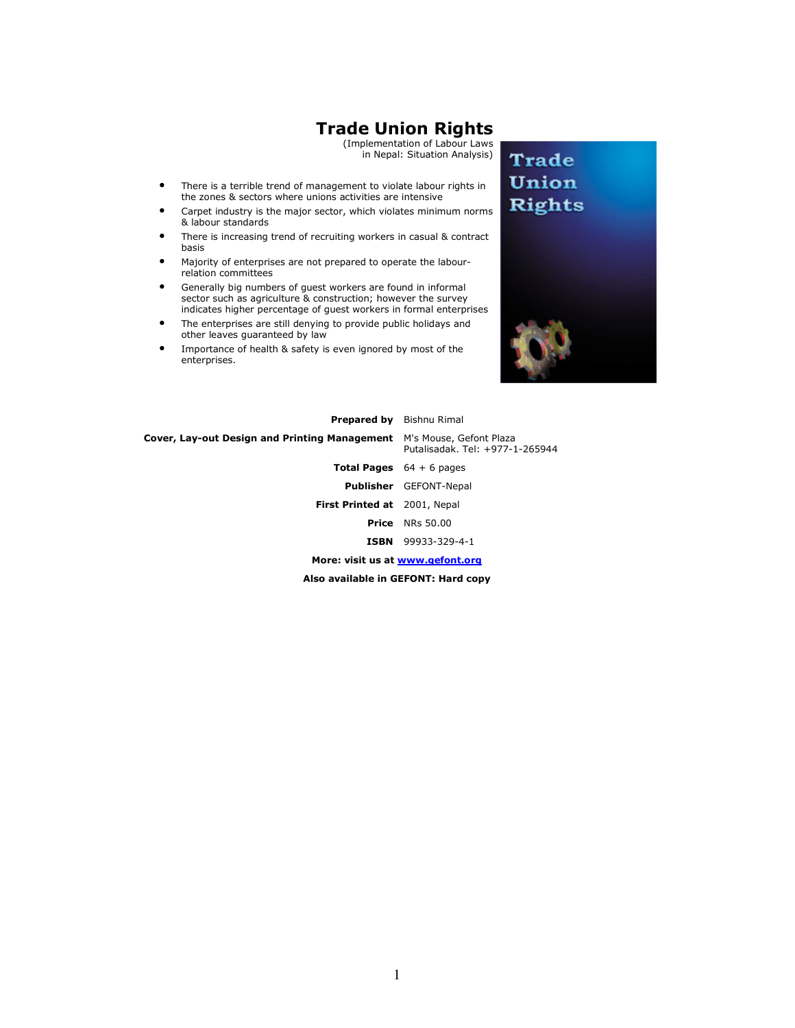# Trade Union Rights

(Implementation of Labour Laws in Nepal: Situation Analysis)

- There is a terrible trend of management to violate labour rights in the zones & sectors where unions activities are intensive
- Carpet industry is the major sector, which violates minimum norms & labour standards
- There is increasing trend of recruiting workers in casual & contract basis
- Majority of enterprises are not prepared to operate the labour-relation committees
- Generally big numbers of guest workers are found in informal sector such as agriculture & construction; however the survey indicates higher percentage of guest workers in formal enterprises
- The enterprises are still denying to provide public holidays and other leaves guaranteed by law
- Importance of health & safety is even ignored by most of the enterprises.

| | |
|---|---|
| **Prepared by** | Bishnu Rimal |
| **Cover, Lay-out Design and Printing Management** | M's Mouse, Gefont Plaza Putalisadak. Tel: +977-1-265944 |
| **Total Pages** | 64 + 6 pages |
| **Publisher** | GEFONT-Nepal |
| **First Printed at** | 2001, Nepal |
| **Price** | NRs 50.00 |
| **ISBN** | 99933-329-4-1 |

**More: visit us at [www.gefont.org](http://www.gefont.org)**

**Also available in GEFONT: Hard copy**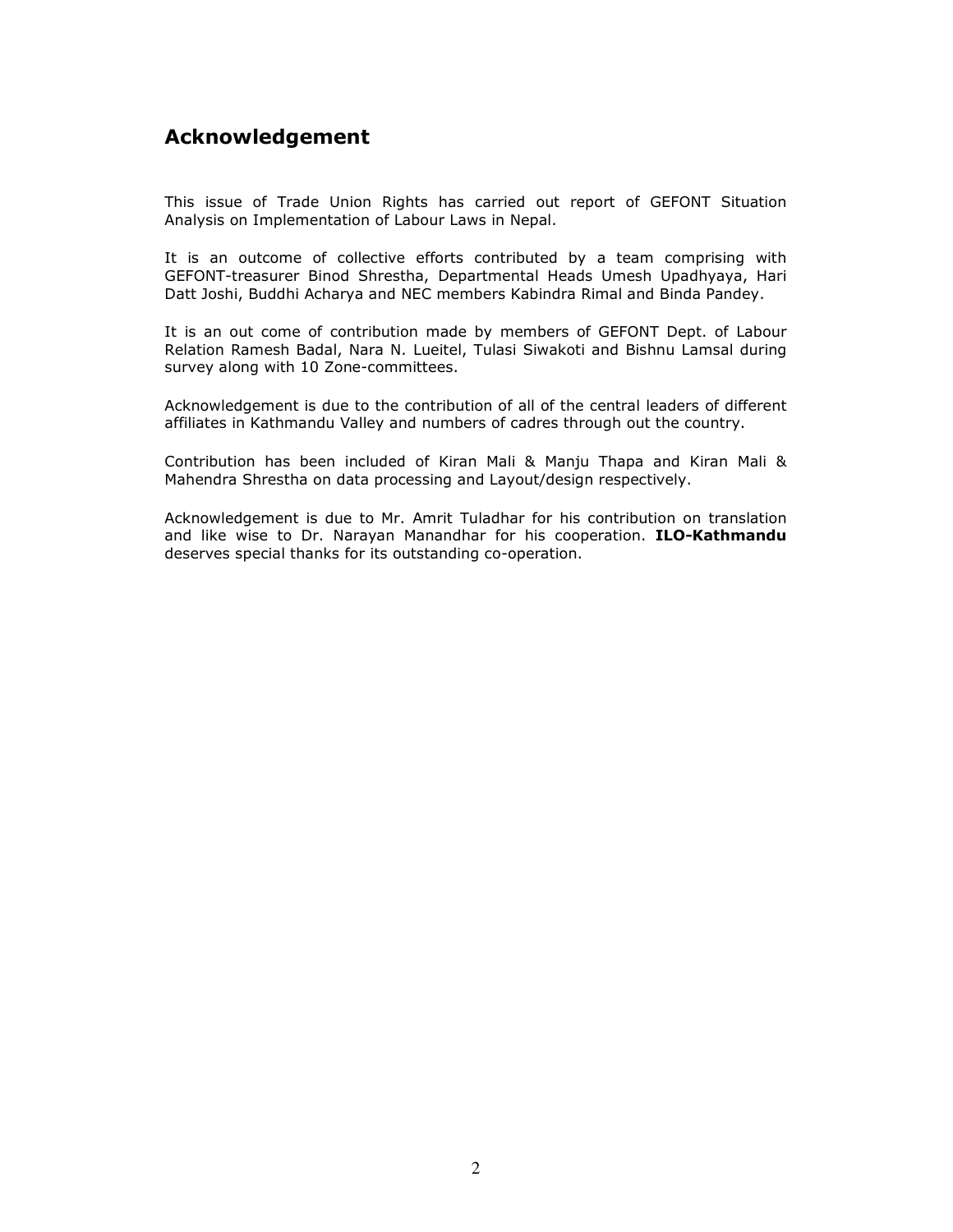## Acknowledgement

This issue of Trade Union Rights has carried out report of GEFONT Situation Analysis on Implementation of Labour Laws in Nepal.

It is an outcome of collective efforts contributed by a team comprising with GEFONT-treasurer Binod Shrestha, Departmental Heads Umesh Upadhyaya, Hari Datt Joshi, Buddhi Acharya and NEC members Kabindra Rimal and Binda Pandey.

It is an out come of contribution made by members of GEFONT Dept. of Labour Relation Ramesh Badal, Nara N. Lueitel, Tulasi Siwakoti and Bishnu Lamsal during survey along with 10 Zone-committees.

Acknowledgement is due to the contribution of all of the central leaders of different affiliates in Kathmandu Valley and numbers of cadres through out the country.

Contribution has been included of Kiran Mali & Manju Thapa and Kiran Mali & Mahendra Shrestha on data processing and Layout/design respectively.

Acknowledgement is due to Mr. Amrit Tuladhar for his contribution on translation and like wise to Dr. Narayan Manandhar for his cooperation. **ILO-Kathmandu** deserves special thanks for its outstanding co-operation.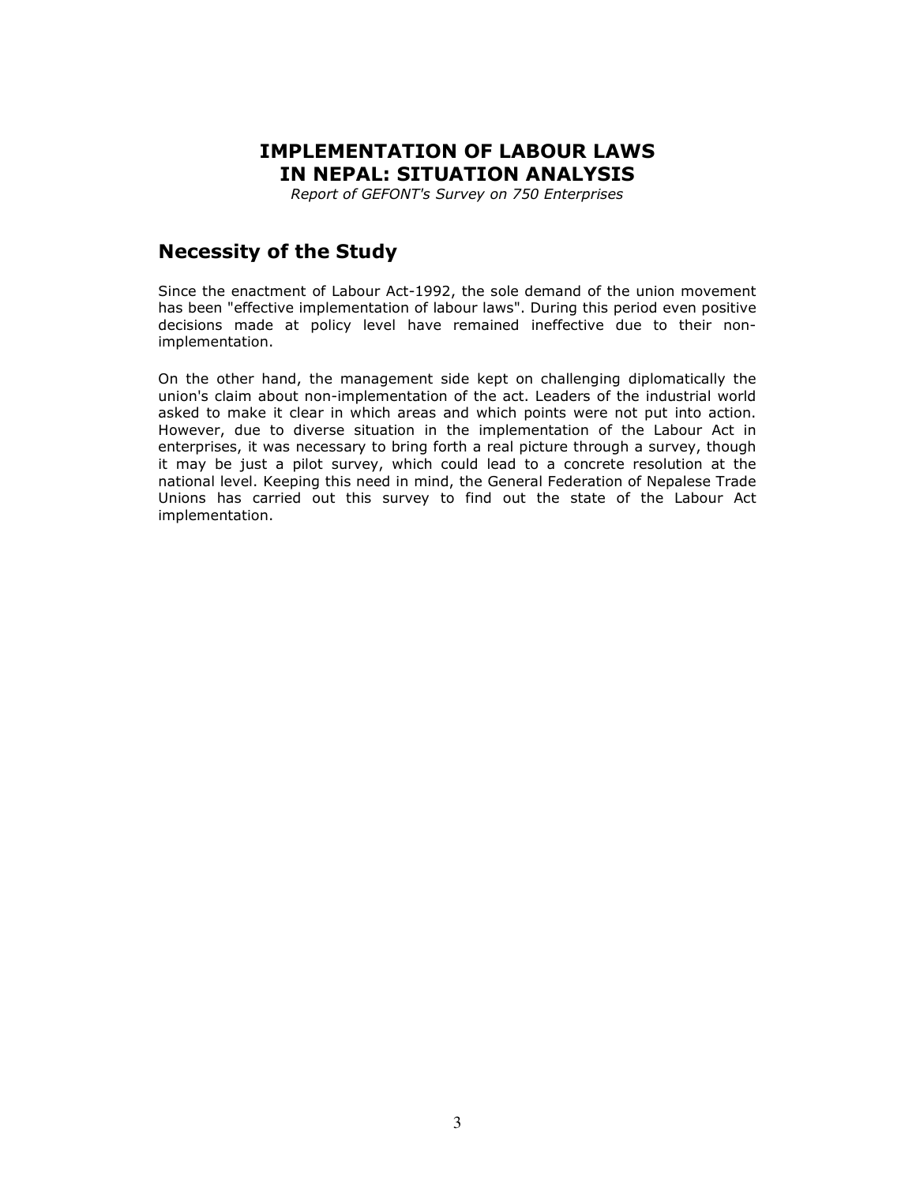# IMPLEMENTATION OF LABOUR LAWS IN NEPAL: SITUATION ANALYSIS

*Report of GEFONT's Survey on 750 Enterprises*

## Necessity of the Study

Since the enactment of Labour Act-1992, the sole demand of the union movement has been "effective implementation of labour laws". During this period even positive decisions made at policy level have remained ineffective due to their non-implementation.

On the other hand, the management side kept on challenging diplomatically the union's claim about non-implementation of the act. Leaders of the industrial world asked to make it clear in which areas and which points were not put into action. However, due to diverse situation in the implementation of the Labour Act in enterprises, it was necessary to bring forth a real picture through a survey, though it may be just a pilot survey, which could lead to a concrete resolution at the national level. Keeping this need in mind, the General Federation of Nepalese Trade Unions has carried out this survey to find out the state of the Labour Act implementation.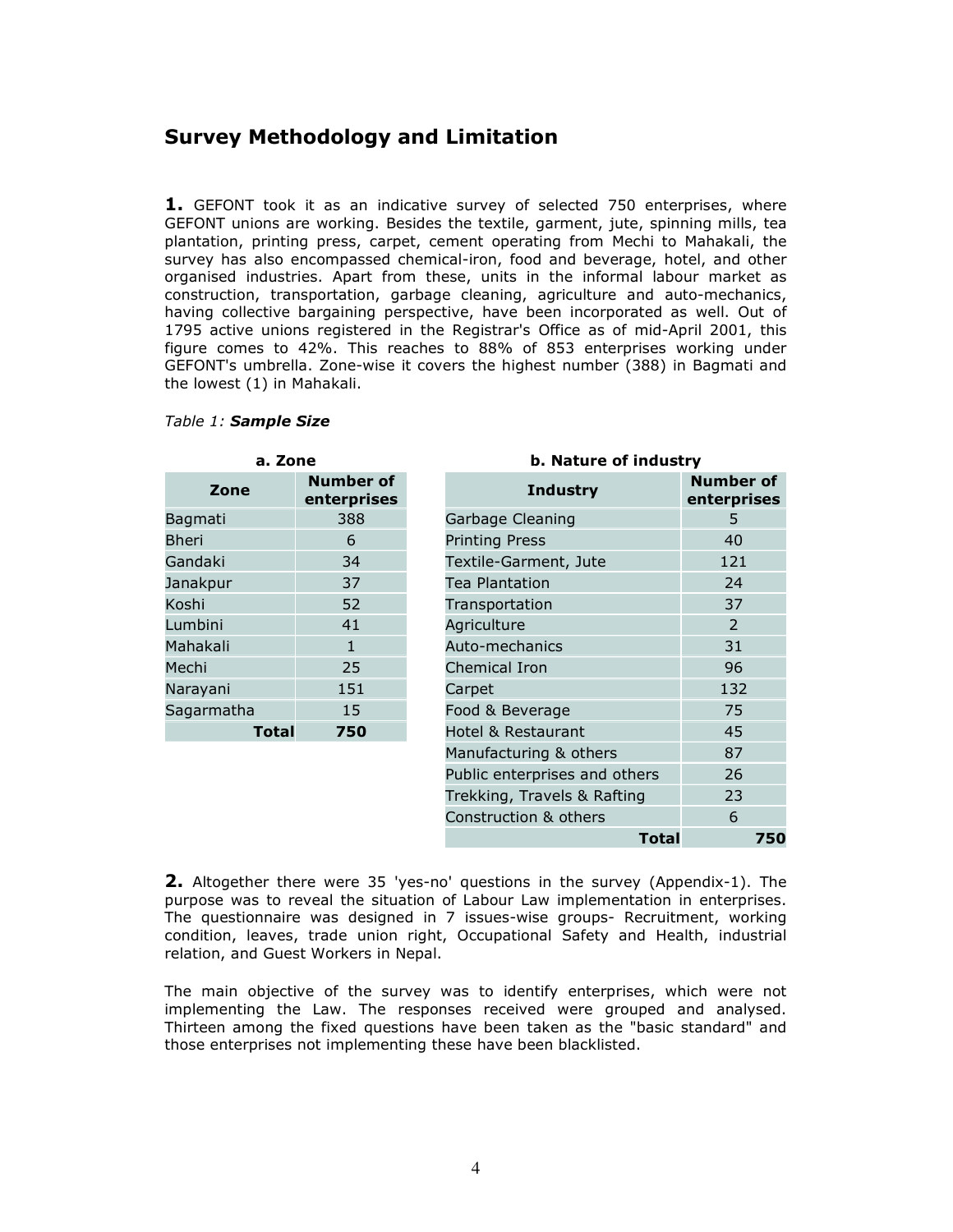## Survey Methodology and Limitation

**1.** GEFONT took it as an indicative survey of selected 750 enterprises, where GEFONT unions are working. Besides the textile, garment, jute, spinning mills, tea plantation, printing press, carpet, cement operating from Mechi to Mahakali, the survey has also encompassed chemical-iron, food and beverage, hotel, and other organised industries. Apart from these, units in the informal labour market as construction, transportation, garbage cleaning, agriculture and auto-mechanics, having collective bargaining perspective, have been incorporated as well. Out of 1795 active unions registered in the Registrar's Office as of mid-April 2001, this figure comes to 42%. This reaches to 88% of 853 enterprises working under GEFONT's umbrella. Zone-wise it covers the highest number (388) in Bagmati and the lowest (1) in Mahakali.

*Table 1:* ***Sample Size***

**a. Zone**

| Zone | Number of enterprises |
|---|---|
| Bagmati | 388 |
| Bheri | 6 |
| Gandaki | 34 |
| Janakpur | 37 |
| Koshi | 52 |
| Lumbini | 41 |
| Mahakali | 1 |
| Mechi | 25 |
| Narayani | 151 |
| Sagarmatha | 15 |
| **Total** | **750** |

**b. Nature of industry**

| Industry | Number of enterprises |
|---|---|
| Garbage Cleaning | 5 |
| Printing Press | 40 |
| Textile-Garment, Jute | 121 |
| Tea Plantation | 24 |
| Transportation | 37 |
| Agriculture | 2 |
| Auto-mechanics | 31 |
| Chemical Iron | 96 |
| Carpet | 132 |
| Food & Beverage | 75 |
| Hotel & Restaurant | 45 |
| Manufacturing & others | 87 |
| Public enterprises and others | 26 |
| Trekking, Travels & Rafting | 23 |
| Construction & others | 6 |
| **Total** | **750** |

**2.** Altogether there were 35 'yes-no' questions in the survey (Appendix-1). The purpose was to reveal the situation of Labour Law implementation in enterprises. The questionnaire was designed in 7 issues-wise groups- Recruitment, working condition, leaves, trade union right, Occupational Safety and Health, industrial relation, and Guest Workers in Nepal.

The main objective of the survey was to identify enterprises, which were not implementing the Law. The responses received were grouped and analysed. Thirteen among the fixed questions have been taken as the "basic standard" and those enterprises not implementing these have been blacklisted.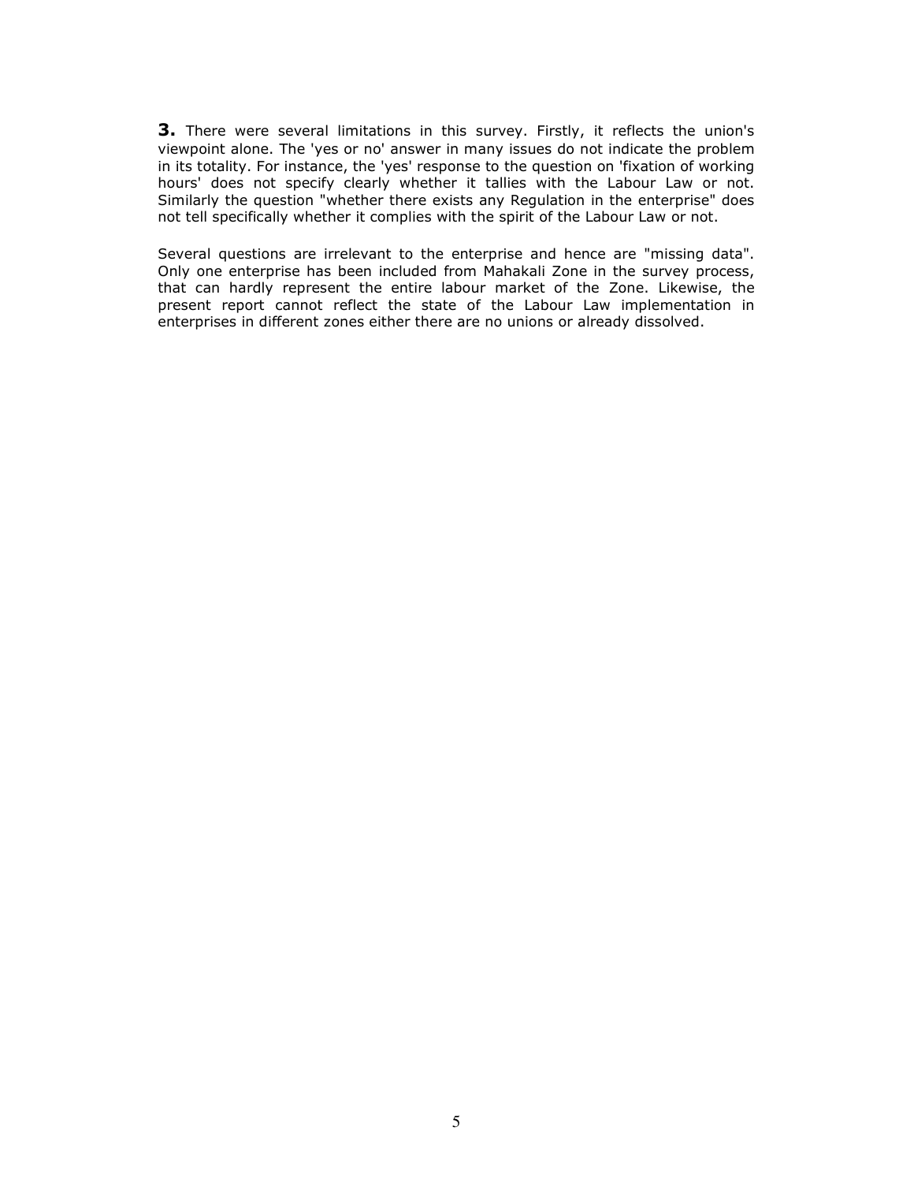**3.** There were several limitations in this survey. Firstly, it reflects the union's viewpoint alone. The 'yes or no' answer in many issues do not indicate the problem in its totality. For instance, the 'yes' response to the question on 'fixation of working hours' does not specify clearly whether it tallies with the Labour Law or not. Similarly the question "whether there exists any Regulation in the enterprise" does not tell specifically whether it complies with the spirit of the Labour Law or not.

Several questions are irrelevant to the enterprise and hence are "missing data". Only one enterprise has been included from Mahakali Zone in the survey process, that can hardly represent the entire labour market of the Zone. Likewise, the present report cannot reflect the state of the Labour Law implementation in enterprises in different zones either there are no unions or already dissolved.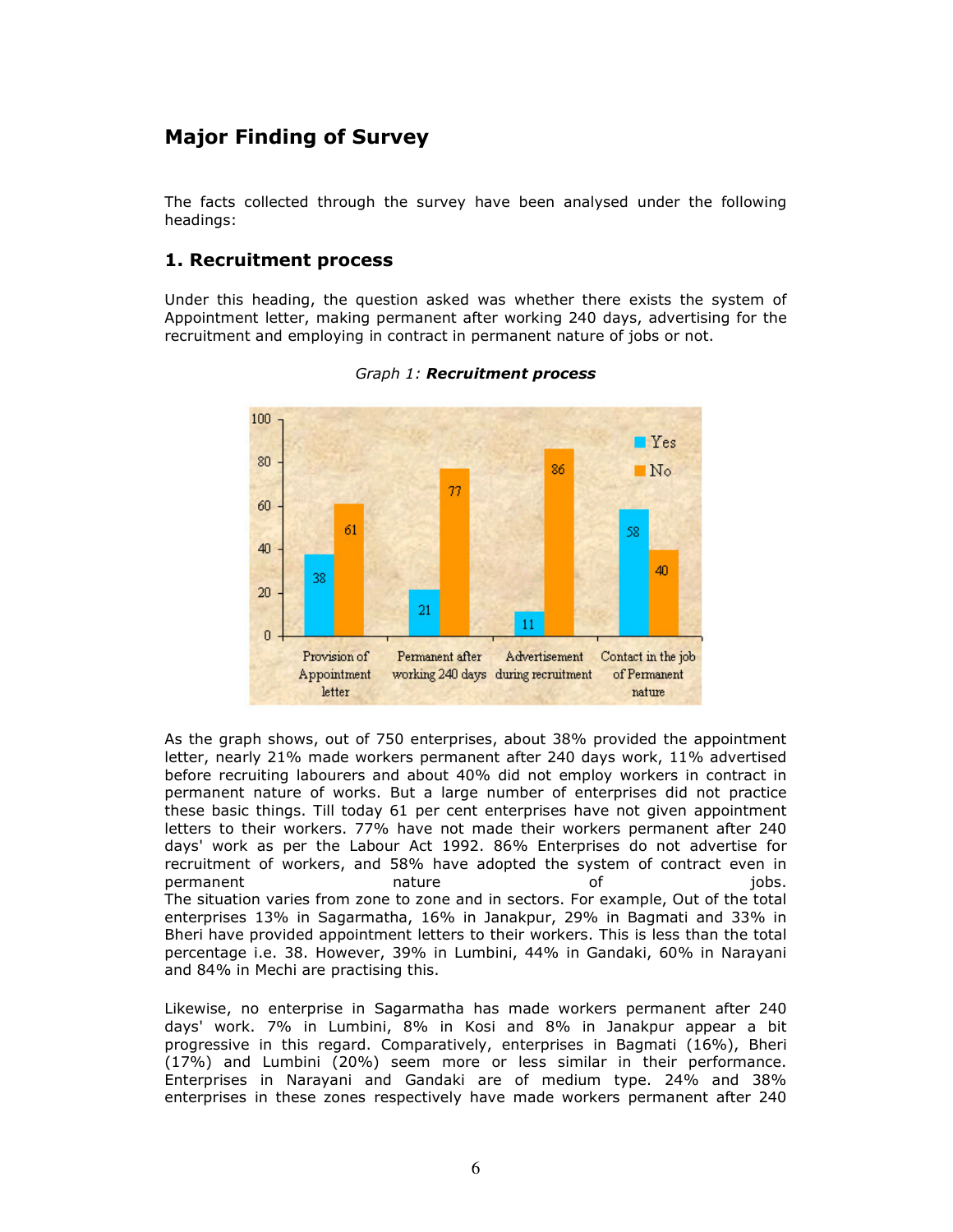## Major Finding of Survey

The facts collected through the survey have been analysed under the following headings:

### 1. Recruitment process

Under this heading, the question asked was whether there exists the system of Appointment letter, making permanent after working 240 days, advertising for the recruitment and employing in contract in permanent nature of jobs or not.

*Graph 1:* ***Recruitment process***

100
80
60
40
20
0

Yes
No

38
61
21
77
11
86
58
40

Provision of Appointment letter
Permanent after working 240 days
Advertisement during recruitment
Contact in the job of Permanent nature

As the graph shows, out of 750 enterprises, about 38% provided the appointment letter, nearly 21% made workers permanent after 240 days work, 11% advertised before recruiting labourers and about 40% did not employ workers in contract in permanent nature of works. But a large number of enterprises did not practice these basic things. Till today 61 per cent enterprises have not given appointment letters to their workers. 77% have not made their workers permanent after 240 days' work as per the Labour Act 1992. 86% Enterprises do not advertise for recruitment of workers, and 58% have adopted the system of contract even in permanent nature of jobs.
The situation varies from zone to zone and in sectors. For example, Out of the total enterprises 13% in Sagarmatha, 16% in Janakpur, 29% in Bagmati and 33% in Bheri have provided appointment letters to their workers. This is less than the total percentage i.e. 38. However, 39% in Lumbini, 44% in Gandaki, 60% in Narayani and 84% in Mechi are practising this.

Likewise, no enterprise in Sagarmatha has made workers permanent after 240 days' work. 7% in Lumbini, 8% in Kosi and 8% in Janakpur appear a bit progressive in this regard. Comparatively, enterprises in Bagmati (16%), Bheri (17%) and Lumbini (20%) seem more or less similar in their performance. Enterprises in Narayani and Gandaki are of medium type. 24% and 38% enterprises in these zones respectively have made workers permanent after 240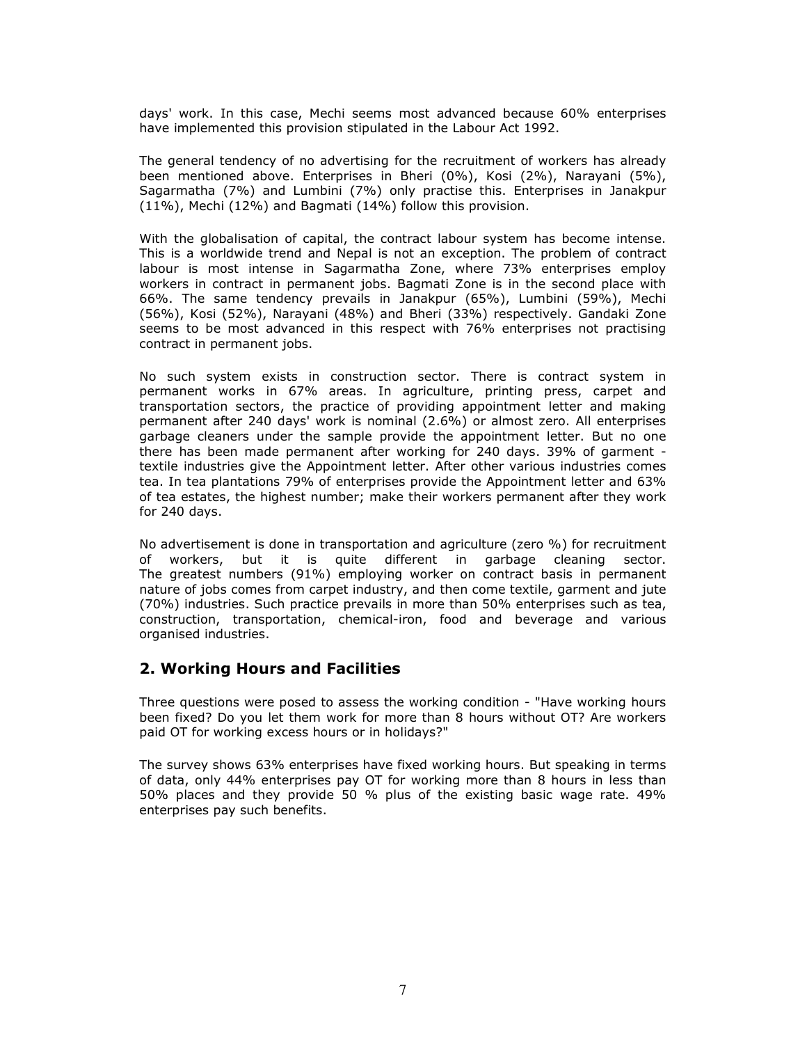days' work. In this case, Mechi seems most advanced because 60% enterprises have implemented this provision stipulated in the Labour Act 1992.

The general tendency of no advertising for the recruitment of workers has already been mentioned above. Enterprises in Bheri (0%), Kosi (2%), Narayani (5%), Sagarmatha (7%) and Lumbini (7%) only practise this. Enterprises in Janakpur (11%), Mechi (12%) and Bagmati (14%) follow this provision.

With the globalisation of capital, the contract labour system has become intense. This is a worldwide trend and Nepal is not an exception. The problem of contract labour is most intense in Sagarmatha Zone, where 73% enterprises employ workers in contract in permanent jobs. Bagmati Zone is in the second place with 66%. The same tendency prevails in Janakpur (65%), Lumbini (59%), Mechi (56%), Kosi (52%), Narayani (48%) and Bheri (33%) respectively. Gandaki Zone seems to be most advanced in this respect with 76% enterprises not practising contract in permanent jobs.

No such system exists in construction sector. There is contract system in permanent works in 67% areas. In agriculture, printing press, carpet and transportation sectors, the practice of providing appointment letter and making permanent after 240 days' work is nominal (2.6%) or almost zero. All enterprises garbage cleaners under the sample provide the appointment letter. But no one there has been made permanent after working for 240 days. 39% of garment - textile industries give the Appointment letter. After other various industries comes tea. In tea plantations 79% of enterprises provide the Appointment letter and 63% of tea estates, the highest number; make their workers permanent after they work for 240 days.

No advertisement is done in transportation and agriculture (zero %) for recruitment of workers, but it is quite different in garbage cleaning sector. The greatest numbers (91%) employing worker on contract basis in permanent nature of jobs comes from carpet industry, and then come textile, garment and jute (70%) industries. Such practice prevails in more than 50% enterprises such as tea, construction, transportation, chemical-iron, food and beverage and various organised industries.

## 2. Working Hours and Facilities

Three questions were posed to assess the working condition - "Have working hours been fixed? Do you let them work for more than 8 hours without OT? Are workers paid OT for working excess hours or in holidays?"

The survey shows 63% enterprises have fixed working hours. But speaking in terms of data, only 44% enterprises pay OT for working more than 8 hours in less than 50% places and they provide 50 % plus of the existing basic wage rate. 49% enterprises pay such benefits.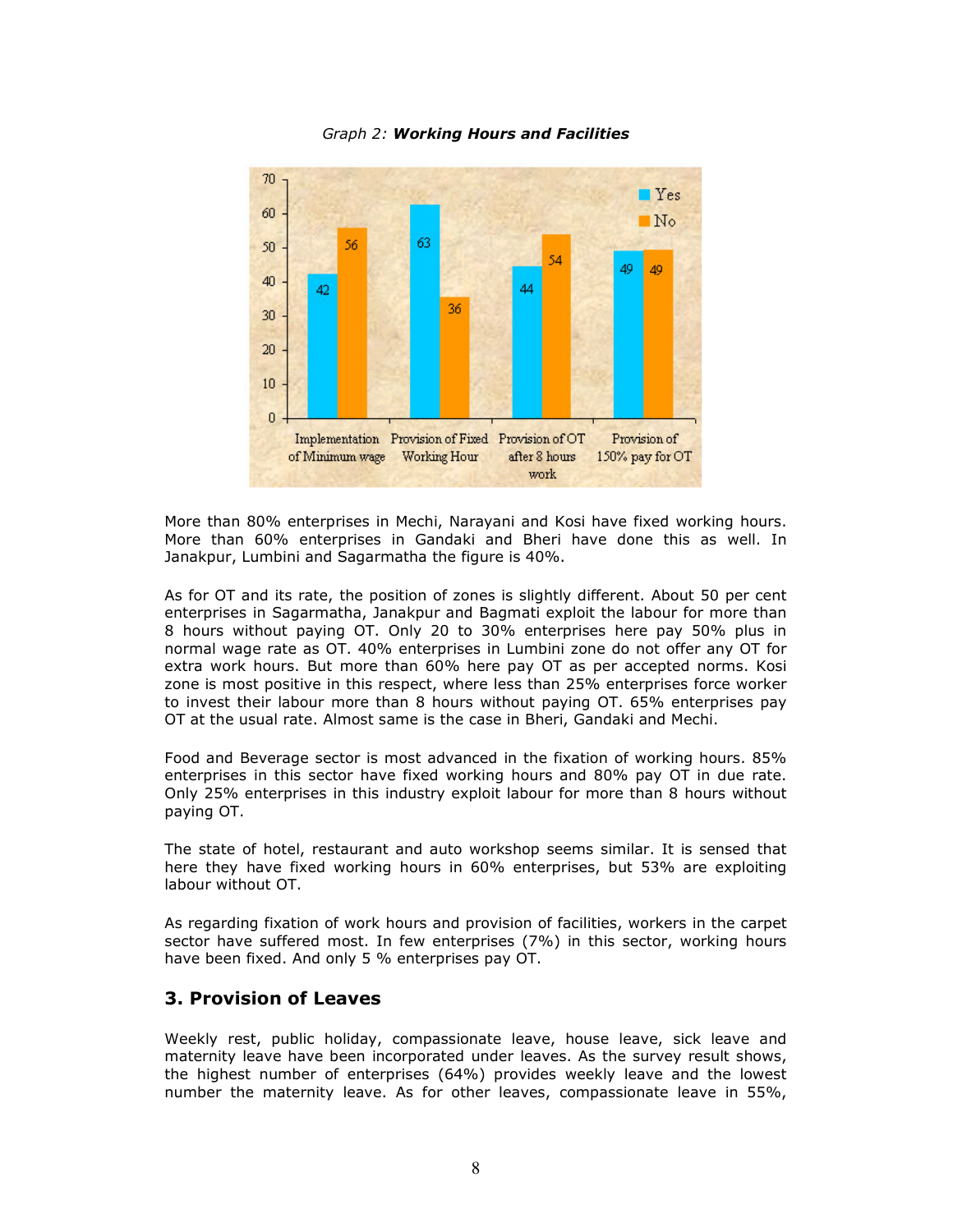Graph 2: ***Working Hours and Facilities***

70
60
50
40
30
20
10
0

Yes
No

42
56
63
36
44
54
49
49

Implementation of Minimum wage
Provision of Fixed Working Hour
Provision of OT after 8 hours work
Provision of 150% pay for OT

More than 80% enterprises in Mechi, Narayani and Kosi have fixed working hours. More than 60% enterprises in Gandaki and Bheri have done this as well. In Janakpur, Lumbini and Sagarmatha the figure is 40%.

As for OT and its rate, the position of zones is slightly different. About 50 per cent enterprises in Sagarmatha, Janakpur and Bagmati exploit the labour for more than 8 hours without paying OT. Only 20 to 30% enterprises here pay 50% plus in normal wage rate as OT. 40% enterprises in Lumbini zone do not offer any OT for extra work hours. But more than 60% here pay OT as per accepted norms. Kosi zone is most positive in this respect, where less than 25% enterprises force worker to invest their labour more than 8 hours without paying OT. 65% enterprises pay OT at the usual rate. Almost same is the case in Bheri, Gandaki and Mechi.

Food and Beverage sector is most advanced in the fixation of working hours. 85% enterprises in this sector have fixed working hours and 80% pay OT in due rate. Only 25% enterprises in this industry exploit labour for more than 8 hours without paying OT.

The state of hotel, restaurant and auto workshop seems similar. It is sensed that here they have fixed working hours in 60% enterprises, but 53% are exploiting labour without OT.

As regarding fixation of work hours and provision of facilities, workers in the carpet sector have suffered most. In few enterprises (7%) in this sector, working hours have been fixed. And only 5 % enterprises pay OT.

## 3. Provision of Leaves

Weekly rest, public holiday, compassionate leave, house leave, sick leave and maternity leave have been incorporated under leaves. As the survey result shows, the highest number of enterprises (64%) provides weekly leave and the lowest number the maternity leave. As for other leaves, compassionate leave in 55%,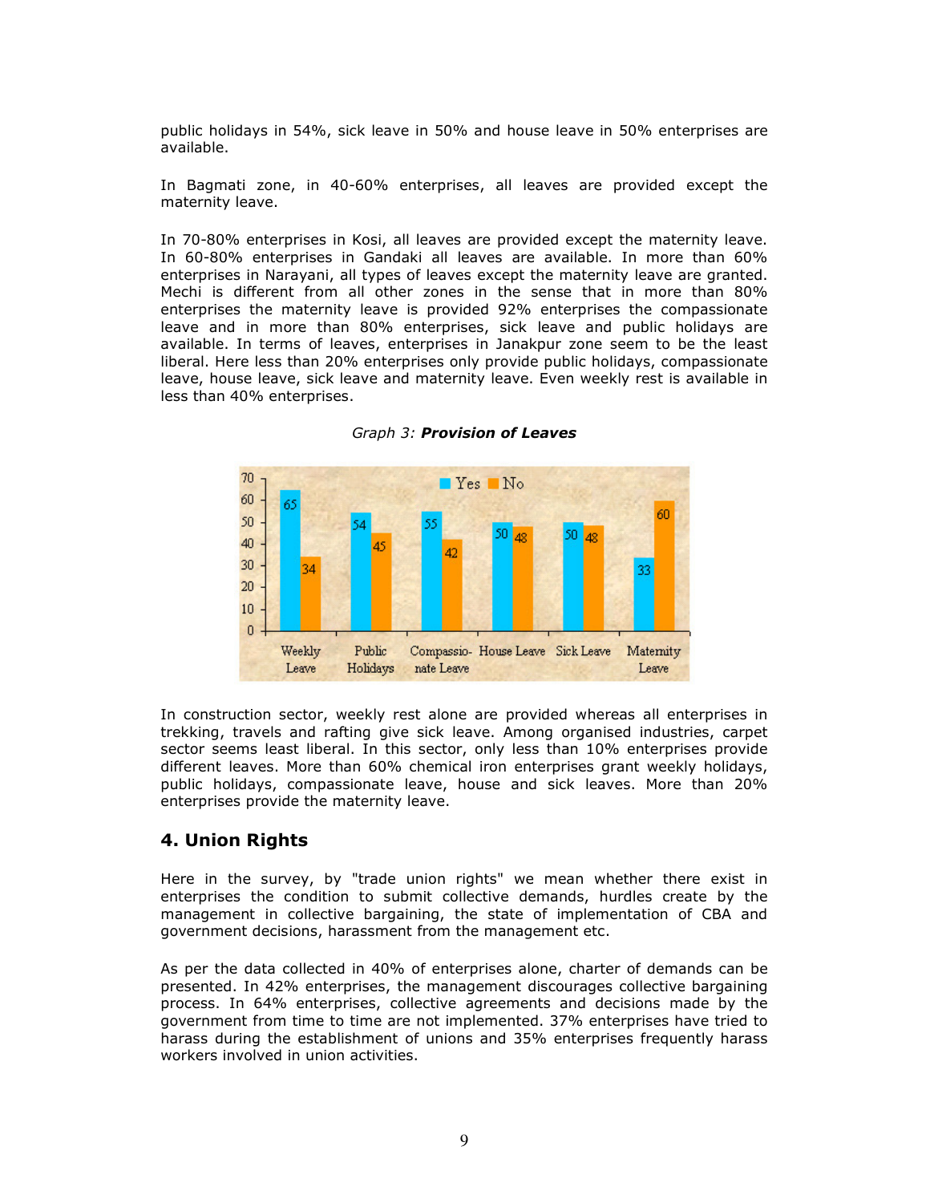public holidays in 54%, sick leave in 50% and house leave in 50% enterprises are available.

In Bagmati zone, in 40-60% enterprises, all leaves are provided except the maternity leave.

In 70-80% enterprises in Kosi, all leaves are provided except the maternity leave. In 60-80% enterprises in Gandaki all leaves are available. In more than 60% enterprises in Narayani, all types of leaves except the maternity leave are granted. Mechi is different from all other zones in the sense that in more than 80% enterprises the maternity leave is provided 92% enterprises the compassionate leave and in more than 80% enterprises, sick leave and public holidays are available. In terms of leaves, enterprises in Janakpur zone seem to be the least liberal. Here less than 20% enterprises only provide public holidays, compassionate leave, house leave, sick leave and maternity leave. Even weekly rest is available in less than 40% enterprises.

*Graph 3:* ***Provision of Leaves***

Yes No

70
60
50
40
30
20
10
0

65 34
54 45
55 42
50 48
50 48
33 60

Weekly Leave
Public Holidays
Compassio-nate Leave
House Leave
Sick Leave
Maternity Leave

In construction sector, weekly rest alone are provided whereas all enterprises in trekking, travels and rafting give sick leave. Among organised industries, carpet sector seems least liberal. In this sector, only less than 10% enterprises provide different leaves. More than 60% chemical iron enterprises grant weekly holidays, public holidays, compassionate leave, house and sick leaves. More than 20% enterprises provide the maternity leave.

## 4. Union Rights

Here in the survey, by "trade union rights" we mean whether there exist in enterprises the condition to submit collective demands, hurdles create by the management in collective bargaining, the state of implementation of CBA and government decisions, harassment from the management etc.

As per the data collected in 40% of enterprises alone, charter of demands can be presented. In 42% enterprises, the management discourages collective bargaining process. In 64% enterprises, collective agreements and decisions made by the government from time to time are not implemented. 37% enterprises have tried to harass during the establishment of unions and 35% enterprises frequently harass workers involved in union activities.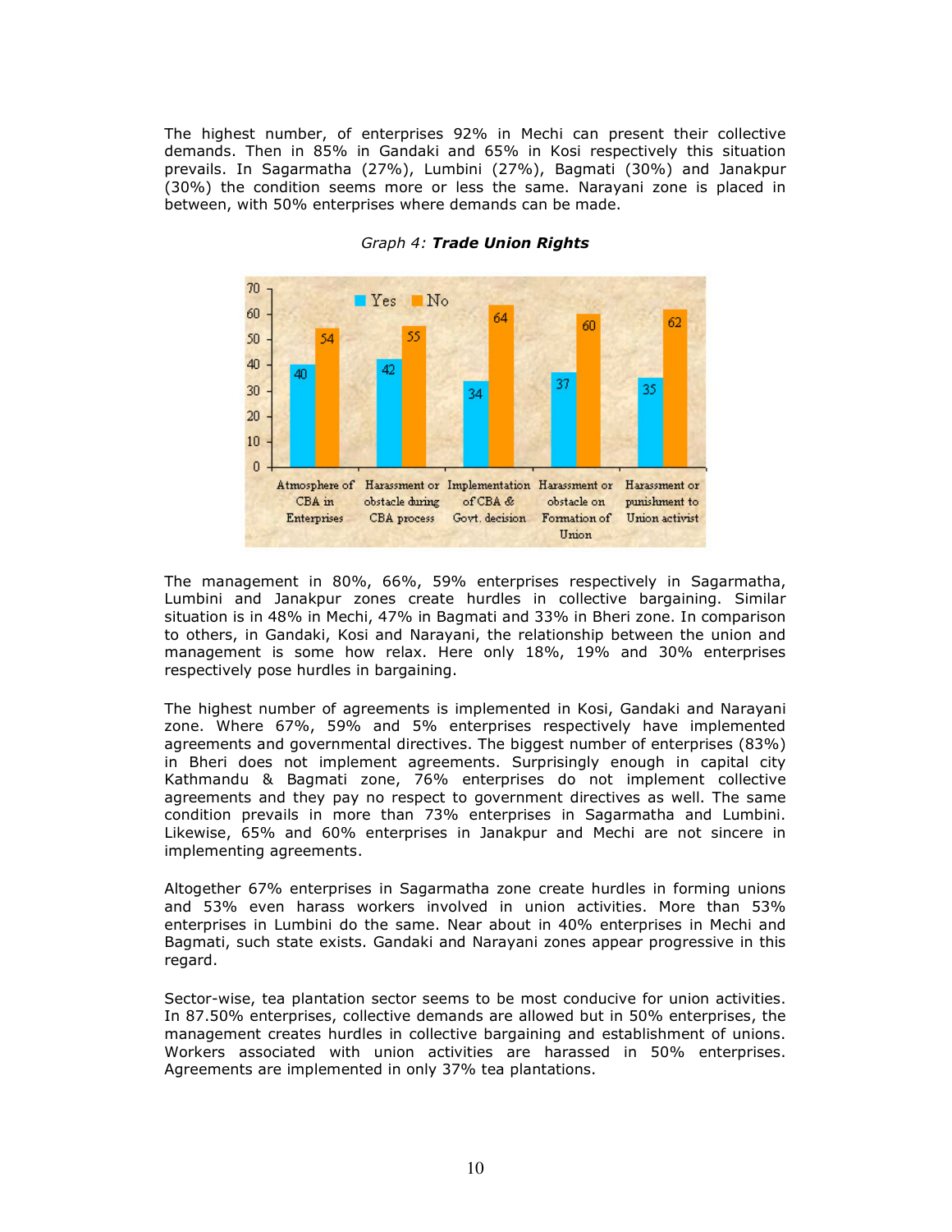The highest number, of enterprises 92% in Mechi can present their collective demands. Then in 85% in Gandaki and 65% in Kosi respectively this situation prevails. In Sagarmatha (27%), Lumbini (27%), Bagmati (30%) and Janakpur (30%) the condition seems more or less the same. Narayani zone is placed in between, with 50% enterprises where demands can be made.

*Graph 4:* ***Trade Union Rights***

70
60
50
40
30
20
10
0

Yes
No

40
54
42
55
34
64
37
60
35
62

Atmosphere of CBA in Enterprises
Harassment or obstacle during CBA process
Implementation of CBA & Govt. decision
Harassment or obstacle on Formation of Union
Harassment or punishment to Union activist

The management in 80%, 66%, 59% enterprises respectively in Sagarmatha, Lumbini and Janakpur zones create hurdles in collective bargaining. Similar situation is in 48% in Mechi, 47% in Bagmati and 33% in Bheri zone. In comparison to others, in Gandaki, Kosi and Narayani, the relationship between the union and management is some how relax. Here only 18%, 19% and 30% enterprises respectively pose hurdles in bargaining.

The highest number of agreements is implemented in Kosi, Gandaki and Narayani zone. Where 67%, 59% and 5% enterprises respectively have implemented agreements and governmental directives. The biggest number of enterprises (83%) in Bheri does not implement agreements. Surprisingly enough in capital city Kathmandu & Bagmati zone, 76% enterprises do not implement collective agreements and they pay no respect to government directives as well. The same condition prevails in more than 73% enterprises in Sagarmatha and Lumbini. Likewise, 65% and 60% enterprises in Janakpur and Mechi are not sincere in implementing agreements.

Altogether 67% enterprises in Sagarmatha zone create hurdles in forming unions and 53% even harass workers involved in union activities. More than 53% enterprises in Lumbini do the same. Near about in 40% enterprises in Mechi and Bagmati, such state exists. Gandaki and Narayani zones appear progressive in this regard.

Sector-wise, tea plantation sector seems to be most conducive for union activities. In 87.50% enterprises, collective demands are allowed but in 50% enterprises, the management creates hurdles in collective bargaining and establishment of unions. Workers associated with union activities are harassed in 50% enterprises. Agreements are implemented in only 37% tea plantations.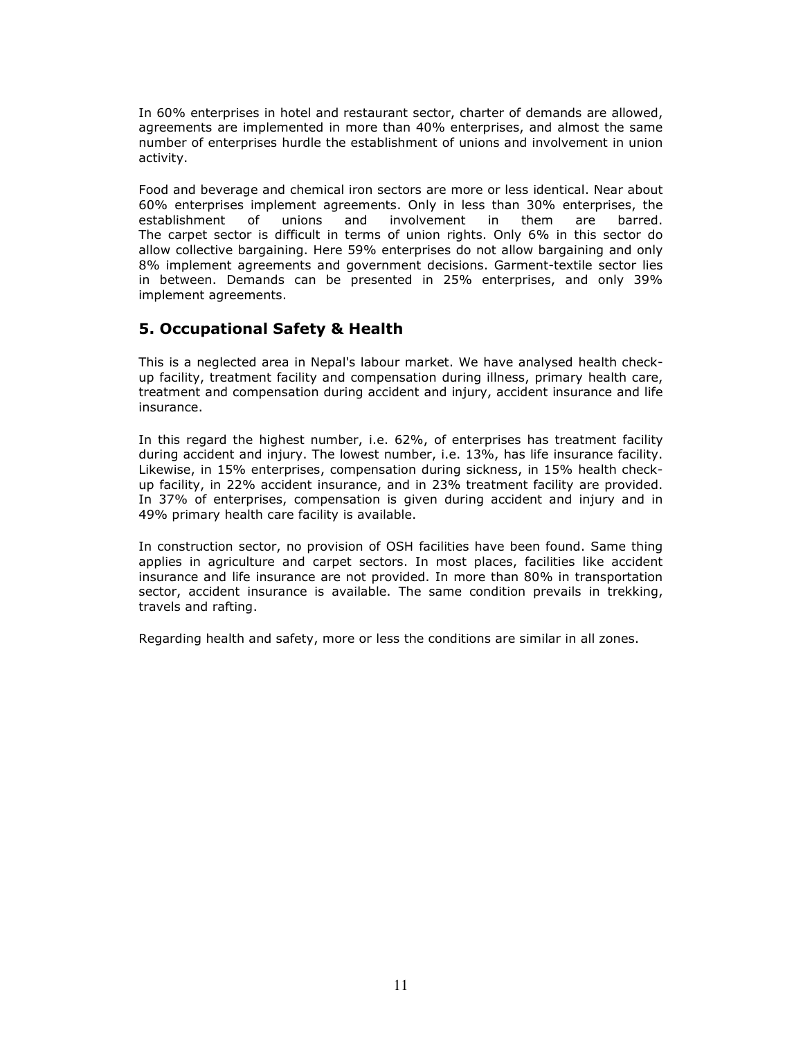In 60% enterprises in hotel and restaurant sector, charter of demands are allowed, agreements are implemented in more than 40% enterprises, and almost the same number of enterprises hurdle the establishment of unions and involvement in union activity.

Food and beverage and chemical iron sectors are more or less identical. Near about 60% enterprises implement agreements. Only in less than 30% enterprises, the establishment of unions and involvement in them are barred. The carpet sector is difficult in terms of union rights. Only 6% in this sector do allow collective bargaining. Here 59% enterprises do not allow bargaining and only 8% implement agreements and government decisions. Garment-textile sector lies in between. Demands can be presented in 25% enterprises, and only 39% implement agreements.

## 5. Occupational Safety & Health

This is a neglected area in Nepal's labour market. We have analysed health check-up facility, treatment facility and compensation during illness, primary health care, treatment and compensation during accident and injury, accident insurance and life insurance.

In this regard the highest number, i.e. 62%, of enterprises has treatment facility during accident and injury. The lowest number, i.e. 13%, has life insurance facility. Likewise, in 15% enterprises, compensation during sickness, in 15% health check-up facility, in 22% accident insurance, and in 23% treatment facility are provided. In 37% of enterprises, compensation is given during accident and injury and in 49% primary health care facility is available.

In construction sector, no provision of OSH facilities have been found. Same thing applies in agriculture and carpet sectors. In most places, facilities like accident insurance and life insurance are not provided. In more than 80% in transportation sector, accident insurance is available. The same condition prevails in trekking, travels and rafting.

Regarding health and safety, more or less the conditions are similar in all zones.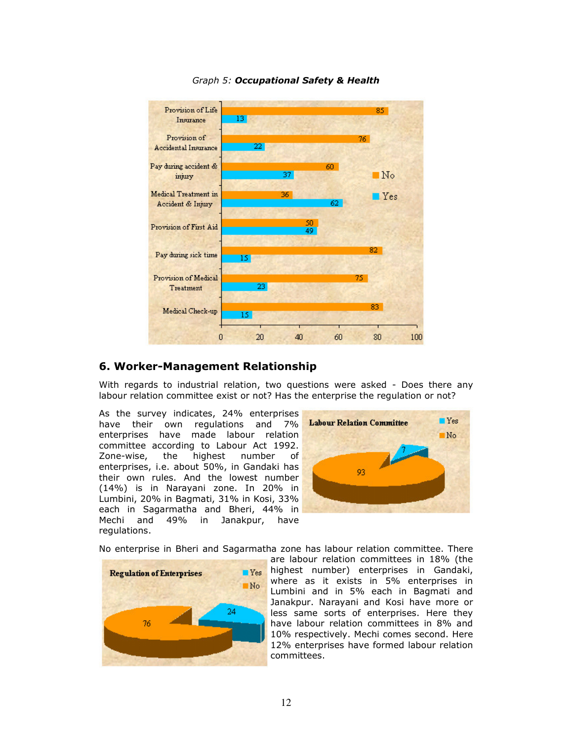*Graph 5:* ***Occupational Safety & Health***

Provision of Life Insurance
85
13

Provision of Accidental Insurance
76
22

Pay during accident & injury
60
37

Medical Treatment in Accident & Injury
36
62

Provision of First Aid
50
49

Pay during sick time
82
15

Provision of Medical Treatment
75
23

Medical Check-up
83
15

0 20 40 60 80 100

No
Yes

## 6. Worker-Management Relationship

With regards to industrial relation, two questions were asked - Does there any labour relation committee exist or not? Has the enterprise the regulation or not?

As the survey indicates, 24% enterprises have their own regulations and 7% enterprises have made labour relation committee according to Labour Act 1992. Zone-wise, the highest number of enterprises, i.e. about 50%, in Gandaki has their own rules. And the lowest number (14%) is in Narayani zone. In 20% in Lumbini, 20% in Bagmati, 31% in Kosi, 33% each in Sagarmatha and Bheri, 44% in Mechi and 49% in Janakpur, have regulations.

**Labour Relation Committee**

Yes
No
7
93

No enterprise in Bheri and Sagarmatha zone has labour relation committee. There are labour relation committees in 18% (the highest number) enterprises in Gandaki, where as it exists in 5% enterprises in Lumbini and in 5% each in Bagmati and Janakpur. Narayani and Kosi have more or less same sorts of enterprises. Here they have labour relation committees in 8% and 10% respectively. Mechi comes second. Here 12% enterprises have formed labour relation committees.

**Regulation of Enterprises**

Yes
No
24
76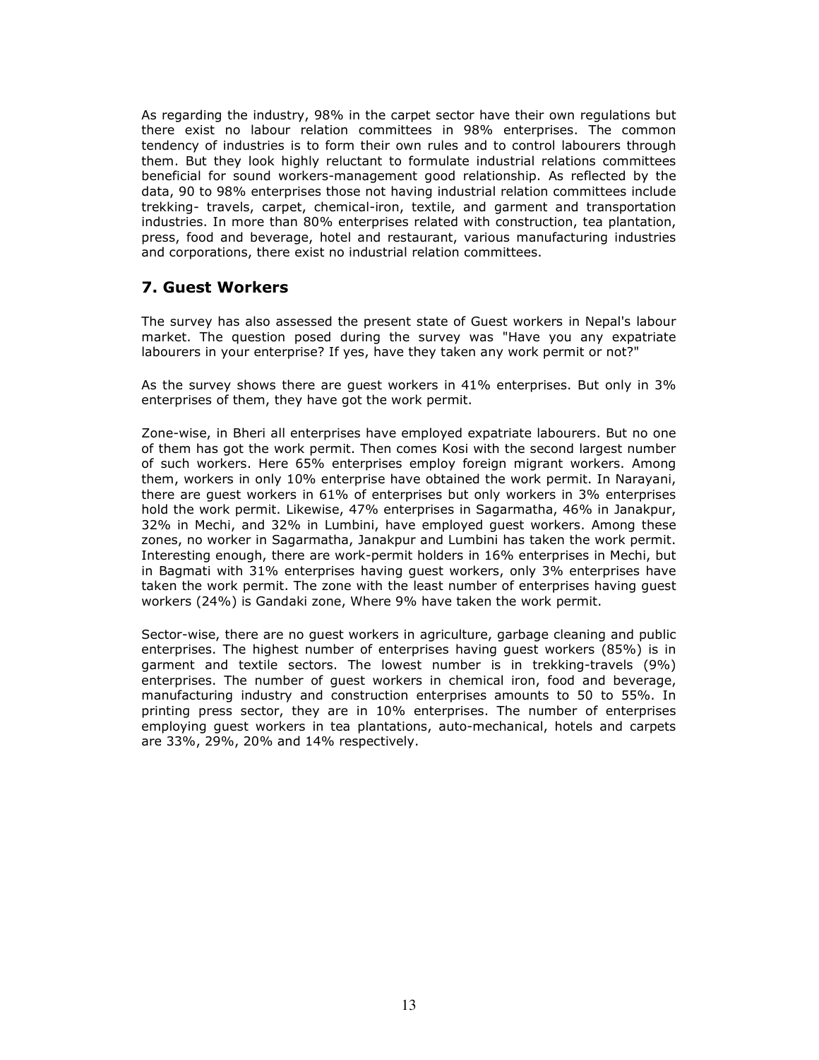As regarding the industry, 98% in the carpet sector have their own regulations but there exist no labour relation committees in 98% enterprises. The common tendency of industries is to form their own rules and to control labourers through them. But they look highly reluctant to formulate industrial relations committees beneficial for sound workers-management good relationship. As reflected by the data, 90 to 98% enterprises those not having industrial relation committees include trekking- travels, carpet, chemical-iron, textile, and garment and transportation industries. In more than 80% enterprises related with construction, tea plantation, press, food and beverage, hotel and restaurant, various manufacturing industries and corporations, there exist no industrial relation committees.

## 7. Guest Workers

The survey has also assessed the present state of Guest workers in Nepal's labour market. The question posed during the survey was "Have you any expatriate labourers in your enterprise? If yes, have they taken any work permit or not?"

As the survey shows there are guest workers in 41% enterprises. But only in 3% enterprises of them, they have got the work permit.

Zone-wise, in Bheri all enterprises have employed expatriate labourers. But no one of them has got the work permit. Then comes Kosi with the second largest number of such workers. Here 65% enterprises employ foreign migrant workers. Among them, workers in only 10% enterprise have obtained the work permit. In Narayani, there are guest workers in 61% of enterprises but only workers in 3% enterprises hold the work permit. Likewise, 47% enterprises in Sagarmatha, 46% in Janakpur, 32% in Mechi, and 32% in Lumbini, have employed guest workers. Among these zones, no worker in Sagarmatha, Janakpur and Lumbini has taken the work permit. Interesting enough, there are work-permit holders in 16% enterprises in Mechi, but in Bagmati with 31% enterprises having guest workers, only 3% enterprises have taken the work permit. The zone with the least number of enterprises having guest workers (24%) is Gandaki zone, Where 9% have taken the work permit.

Sector-wise, there are no guest workers in agriculture, garbage cleaning and public enterprises. The highest number of enterprises having guest workers (85%) is in garment and textile sectors. The lowest number is in trekking-travels (9%) enterprises. The number of guest workers in chemical iron, food and beverage, manufacturing industry and construction enterprises amounts to 50 to 55%. In printing press sector, they are in 10% enterprises. The number of enterprises employing guest workers in tea plantations, auto-mechanical, hotels and carpets are 33%, 29%, 20% and 14% respectively.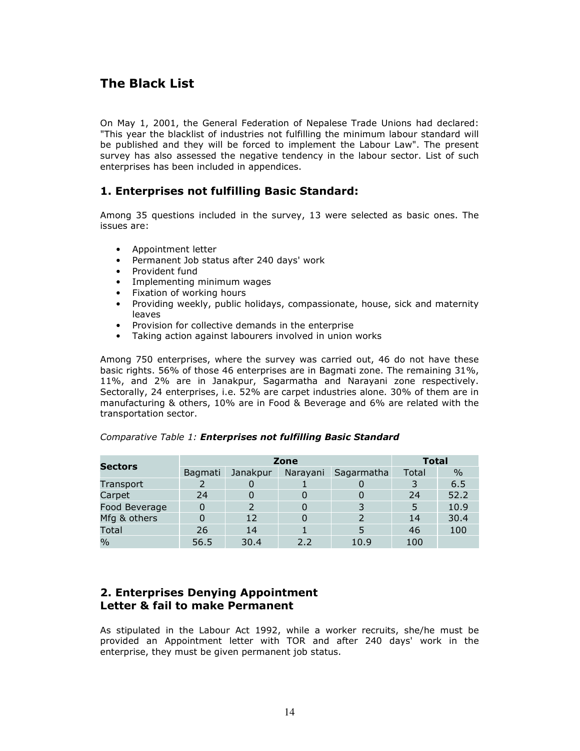# The Black List

On May 1, 2001, the General Federation of Nepalese Trade Unions had declared: "This year the blacklist of industries not fulfilling the minimum labour standard will be published and they will be forced to implement the Labour Law". The present survey has also assessed the negative tendency in the labour sector. List of such enterprises has been included in appendices.

## 1. Enterprises not fulfilling Basic Standard:

Among 35 questions included in the survey, 13 were selected as basic ones. The issues are:

- Appointment letter
- Permanent Job status after 240 days' work
- Provident fund
- Implementing minimum wages
- Fixation of working hours
- Providing weekly, public holidays, compassionate, house, sick and maternity leaves
- Provision for collective demands in the enterprise
- Taking action against labourers involved in union works

Among 750 enterprises, where the survey was carried out, 46 do not have these basic rights. 56% of those 46 enterprises are in Bagmati zone. The remaining 31%, 11%, and 2% are in Janakpur, Sagarmatha and Narayani zone respectively. Sectorally, 24 enterprises, i.e. 52% are carpet industries alone. 30% of them are in manufacturing & others, 10% are in Food & Beverage and 6% are related with the transportation sector.

*Comparative Table 1:* ***Enterprises not fulfilling Basic Standard***

| Sectors | Zone | | | | Total | |
|---|---|---|---|---|---|---|
| | Bagmati | Janakpur | Narayani | Sagarmatha | Total | % |
| Transport | 2 | 0 | 1 | 0 | 3 | 6.5 |
| Carpet | 24 | 0 | 0 | 0 | 24 | 52.2 |
| Food Beverage | 0 | 2 | 0 | 3 | 5 | 10.9 |
| Mfg & others | 0 | 12 | 0 | 2 | 14 | 30.4 |
| Total | 26 | 14 | 1 | 5 | 46 | 100 |
| % | 56.5 | 30.4 | 2.2 | 10.9 | 100 | |

## 2. Enterprises Denying Appointment Letter & fail to make Permanent

As stipulated in the Labour Act 1992, while a worker recruits, she/he must be provided an Appointment letter with TOR and after 240 days' work in the enterprise, they must be given permanent job status.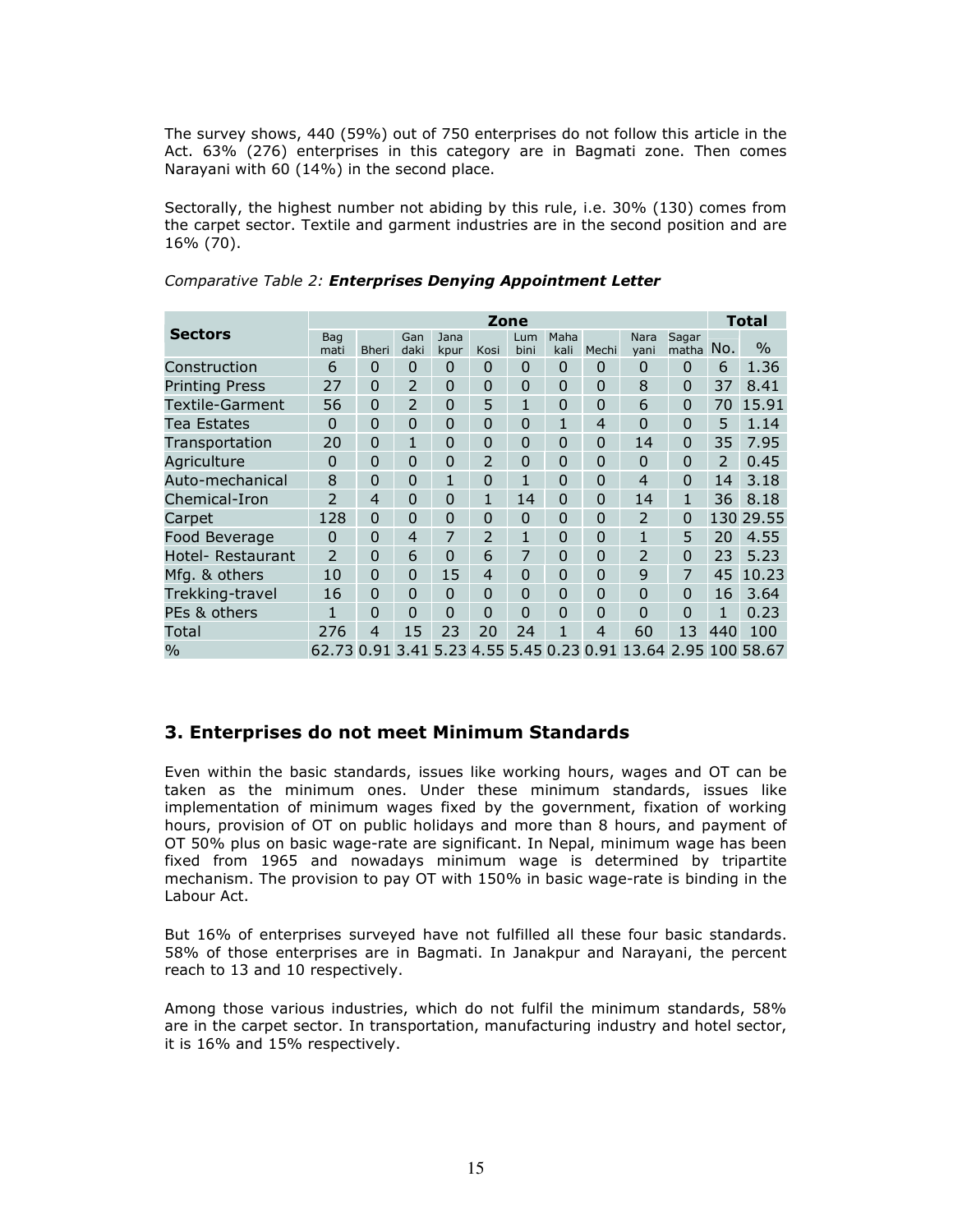The survey shows, 440 (59%) out of 750 enterprises do not follow this article in the Act. 63% (276) enterprises in this category are in Bagmati zone. Then comes Narayani with 60 (14%) in the second place.

Sectorally, the highest number not abiding by this rule, i.e. 30% (130) comes from the carpet sector. Textile and garment industries are in the second position and are 16% (70).

*Comparative Table 2: **Enterprises Denying Appointment Letter***

| Sectors | Zone | | | | | | | | | | Total | |
|---|---|---|---|---|---|---|---|---|---|---|---|---|
| | Bagmati | Bheri | Gandaki | Janakpur | Kosi | Lumbini | Mahakali | Mechi | Narayani | Sagarmatha | No. | % |
| Construction | 6 | 0 | 0 | 0 | 0 | 0 | 0 | 0 | 0 | 0 | 6 | 1.36 |
| Printing Press | 27 | 0 | 2 | 0 | 0 | 0 | 0 | 0 | 8 | 0 | 37 | 8.41 |
| Textile-Garment | 56 | 0 | 2 | 0 | 5 | 1 | 0 | 0 | 6 | 0 | 70 | 15.91 |
| Tea Estates | 0 | 0 | 0 | 0 | 0 | 0 | 1 | 4 | 0 | 0 | 5 | 1.14 |
| Transportation | 20 | 0 | 1 | 0 | 0 | 0 | 0 | 0 | 14 | 0 | 35 | 7.95 |
| Agriculture | 0 | 0 | 0 | 0 | 2 | 0 | 0 | 0 | 0 | 0 | 2 | 0.45 |
| Auto-mechanical | 8 | 0 | 0 | 1 | 0 | 1 | 0 | 0 | 4 | 0 | 14 | 3.18 |
| Chemical-Iron | 2 | 4 | 0 | 0 | 1 | 14 | 0 | 0 | 14 | 1 | 36 | 8.18 |
| Carpet | 128 | 0 | 0 | 0 | 0 | 0 | 0 | 0 | 2 | 0 | 130 | 29.55 |
| Food Beverage | 0 | 0 | 4 | 7 | 2 | 1 | 0 | 0 | 1 | 5 | 20 | 4.55 |
| Hotel- Restaurant | 2 | 0 | 6 | 0 | 6 | 7 | 0 | 0 | 2 | 0 | 23 | 5.23 |
| Mfg. & others | 10 | 0 | 0 | 15 | 4 | 0 | 0 | 0 | 9 | 7 | 45 | 10.23 |
| Trekking-travel | 16 | 0 | 0 | 0 | 0 | 0 | 0 | 0 | 0 | 0 | 16 | 3.64 |
| PEs & others | 1 | 0 | 0 | 0 | 0 | 0 | 0 | 0 | 0 | 0 | 1 | 0.23 |
| Total | 276 | 4 | 15 | 23 | 20 | 24 | 1 | 4 | 60 | 13 | 440 | 100 |
| % | 62.73 | 0.91 | 3.41 | 5.23 | 4.55 | 5.45 | 0.23 | 0.91 | 13.64 | 2.95 | 100 | 58.67 |

## 3. Enterprises do not meet Minimum Standards

Even within the basic standards, issues like working hours, wages and OT can be taken as the minimum ones. Under these minimum standards, issues like implementation of minimum wages fixed by the government, fixation of working hours, provision of OT on public holidays and more than 8 hours, and payment of OT 50% plus on basic wage-rate are significant. In Nepal, minimum wage has been fixed from 1965 and nowadays minimum wage is determined by tripartite mechanism. The provision to pay OT with 150% in basic wage-rate is binding in the Labour Act.

But 16% of enterprises surveyed have not fulfilled all these four basic standards. 58% of those enterprises are in Bagmati. In Janakpur and Narayani, the percent reach to 13 and 10 respectively.

Among those various industries, which do not fulfil the minimum standards, 58% are in the carpet sector. In transportation, manufacturing industry and hotel sector, it is 16% and 15% respectively.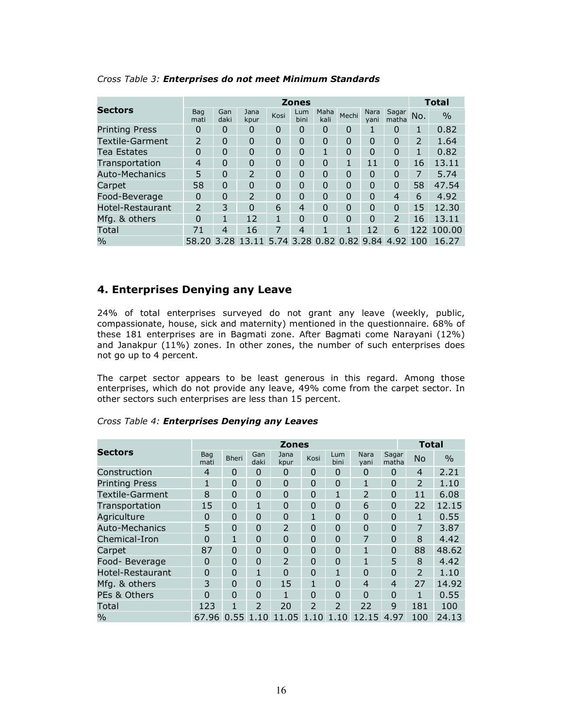*Cross Table 3:* ***Enterprises do not meet Minimum Standards***

| Sectors | Zones | | | | | | | | | Total | |
|---|---|---|---|---|---|---|---|---|---|---|---|
| | Bag mati | Gan daki | Jana kpur | Kosi | Lum bini | Maha kali | Mechi | Nara yani | Sagar matha | No. | % |
| Printing Press | 0 | 0 | 0 | 0 | 0 | 0 | 0 | 1 | 0 | 1 | 0.82 |
| Textile-Garment | 2 | 0 | 0 | 0 | 0 | 0 | 0 | 0 | 0 | 2 | 1.64 |
| Tea Estates | 0 | 0 | 0 | 0 | 0 | 1 | 0 | 0 | 0 | 1 | 0.82 |
| Transportation | 4 | 0 | 0 | 0 | 0 | 0 | 1 | 11 | 0 | 16 | 13.11 |
| Auto-Mechanics | 5 | 0 | 2 | 0 | 0 | 0 | 0 | 0 | 0 | 7 | 5.74 |
| Carpet | 58 | 0 | 0 | 0 | 0 | 0 | 0 | 0 | 0 | 58 | 47.54 |
| Food-Beverage | 0 | 0 | 2 | 0 | 0 | 0 | 0 | 0 | 4 | 6 | 4.92 |
| Hotel-Restaurant | 2 | 3 | 0 | 6 | 4 | 0 | 0 | 0 | 0 | 15 | 12.30 |
| Mfg. & others | 0 | 1 | 12 | 1 | 0 | 0 | 0 | 0 | 2 | 16 | 13.11 |
| Total | 71 | 4 | 16 | 7 | 4 | 1 | 1 | 12 | 6 | 122 | 100.00 |
| % | 58.20 | 3.28 | 13.11 | 5.74 | 3.28 | 0.82 | 0.82 | 9.84 | 4.92 | 100 | 16.27 |

## 4. Enterprises Denying any Leave

24% of total enterprises surveyed do not grant any leave (weekly, public, compassionate, house, sick and maternity) mentioned in the questionnaire. 68% of these 181 enterprises are in Bagmati zone. After Bagmati come Narayani (12%) and Janakpur (11%) zones. In other zones, the number of such enterprises does not go up to 4 percent.

The carpet sector appears to be least generous in this regard. Among those enterprises, which do not provide any leave, 49% come from the carpet sector. In other sectors such enterprises are less than 15 percent.

*Cross Table 4:* ***Enterprises Denying any Leaves***

| Sectors | Zones | | | | | | | | Total | |
|---|---|---|---|---|---|---|---|---|---|---|
| | Bag mati | Bheri | Gan daki | Jana kpur | Kosi | Lum bini | Nara yani | Sagar matha | No | % |
| Construction | 4 | 0 | 0 | 0 | 0 | 0 | 0 | 0 | 4 | 2.21 |
| Printing Press | 1 | 0 | 0 | 0 | 0 | 0 | 1 | 0 | 2 | 1.10 |
| Textile-Garment | 8 | 0 | 0 | 0 | 0 | 1 | 2 | 0 | 11 | 6.08 |
| Transportation | 15 | 0 | 1 | 0 | 0 | 0 | 6 | 0 | 22 | 12.15 |
| Agriculture | 0 | 0 | 0 | 0 | 1 | 0 | 0 | 0 | 1 | 0.55 |
| Auto-Mechanics | 5 | 0 | 0 | 2 | 0 | 0 | 0 | 0 | 7 | 3.87 |
| Chemical-Iron | 0 | 1 | 0 | 0 | 0 | 0 | 7 | 0 | 8 | 4.42 |
| Carpet | 87 | 0 | 0 | 0 | 0 | 0 | 1 | 0 | 88 | 48.62 |
| Food- Beverage | 0 | 0 | 0 | 2 | 0 | 0 | 1 | 5 | 8 | 4.42 |
| Hotel-Restaurant | 0 | 0 | 1 | 0 | 0 | 1 | 0 | 0 | 2 | 1.10 |
| Mfg. & others | 3 | 0 | 0 | 15 | 1 | 0 | 4 | 4 | 27 | 14.92 |
| PEs & Others | 0 | 0 | 0 | 1 | 0 | 0 | 0 | 0 | 1 | 0.55 |
| Total | 123 | 1 | 2 | 20 | 2 | 2 | 22 | 9 | 181 | 100 |
| % | 67.96 | 0.55 | 1.10 | 11.05 | 1.10 | 1.10 | 12.15 | 4.97 | 100 | 24.13 |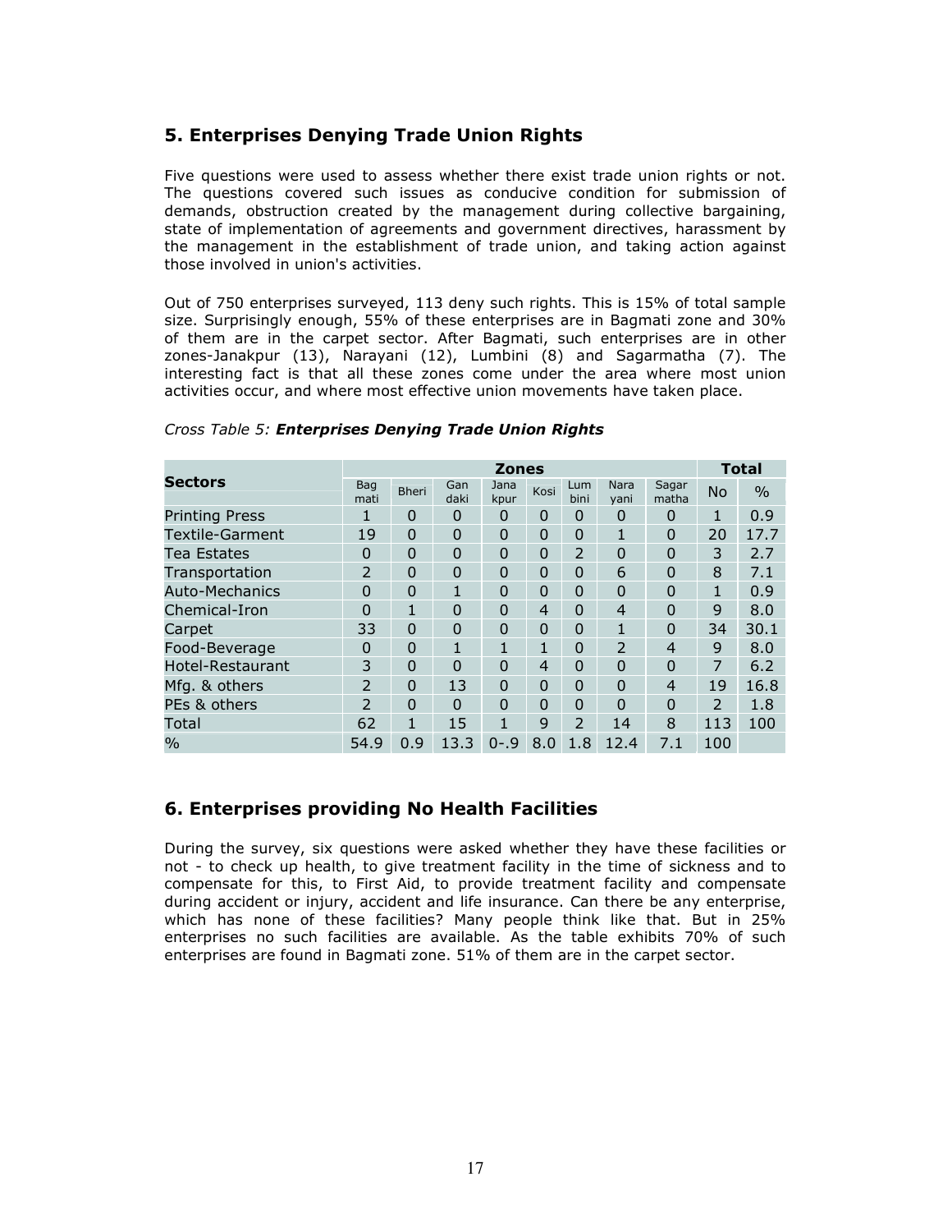## 5. Enterprises Denying Trade Union Rights

Five questions were used to assess whether there exist trade union rights or not. The questions covered such issues as conducive condition for submission of demands, obstruction created by the management during collective bargaining, state of implementation of agreements and government directives, harassment by the management in the establishment of trade union, and taking action against those involved in union's activities.

Out of 750 enterprises surveyed, 113 deny such rights. This is 15% of total sample size. Surprisingly enough, 55% of these enterprises are in Bagmati zone and 30% of them are in the carpet sector. After Bagmati, such enterprises are in other zones-Janakpur (13), Narayani (12), Lumbini (8) and Sagarmatha (7). The interesting fact is that all these zones come under the area where most union activities occur, and where most effective union movements have taken place.

*Cross Table 5: **Enterprises Denying Trade Union Rights***

| Sectors | Zones | | | | | | | | Total | |
|---|---|---|---|---|---|---|---|---|---|---|
| | Bag mati | Bheri | Gan daki | Jana kpur | Kosi | Lum bini | Nara yani | Sagar matha | No | % |
| Printing Press | 1 | 0 | 0 | 0 | 0 | 0 | 0 | 0 | 1 | 0.9 |
| Textile-Garment | 19 | 0 | 0 | 0 | 0 | 0 | 1 | 0 | 20 | 17.7 |
| Tea Estates | 0 | 0 | 0 | 0 | 0 | 2 | 0 | 0 | 3 | 2.7 |
| Transportation | 2 | 0 | 0 | 0 | 0 | 0 | 6 | 0 | 8 | 7.1 |
| Auto-Mechanics | 0 | 0 | 1 | 0 | 0 | 0 | 0 | 0 | 1 | 0.9 |
| Chemical-Iron | 0 | 1 | 0 | 0 | 4 | 0 | 4 | 0 | 9 | 8.0 |
| Carpet | 33 | 0 | 0 | 0 | 0 | 0 | 1 | 0 | 34 | 30.1 |
| Food-Beverage | 0 | 0 | 1 | 1 | 1 | 0 | 2 | 4 | 9 | 8.0 |
| Hotel-Restaurant | 3 | 0 | 0 | 0 | 4 | 0 | 0 | 0 | 7 | 6.2 |
| Mfg. & others | 2 | 0 | 13 | 0 | 0 | 0 | 0 | 4 | 19 | 16.8 |
| PEs & others | 2 | 0 | 0 | 0 | 0 | 0 | 0 | 0 | 2 | 1.8 |
| Total | 62 | 1 | 15 | 1 | 9 | 2 | 14 | 8 | 113 | 100 |
| % | 54.9 | 0.9 | 13.3 | 0-.9 | 8.0 | 1.8 | 12.4 | 7.1 | 100 | |

## 6. Enterprises providing No Health Facilities

During the survey, six questions were asked whether they have these facilities or not - to check up health, to give treatment facility in the time of sickness and to compensate for this, to First Aid, to provide treatment facility and compensate during accident or injury, accident and life insurance. Can there be any enterprise, which has none of these facilities? Many people think like that. But in 25% enterprises no such facilities are available. As the table exhibits 70% of such enterprises are found in Bagmati zone. 51% of them are in the carpet sector.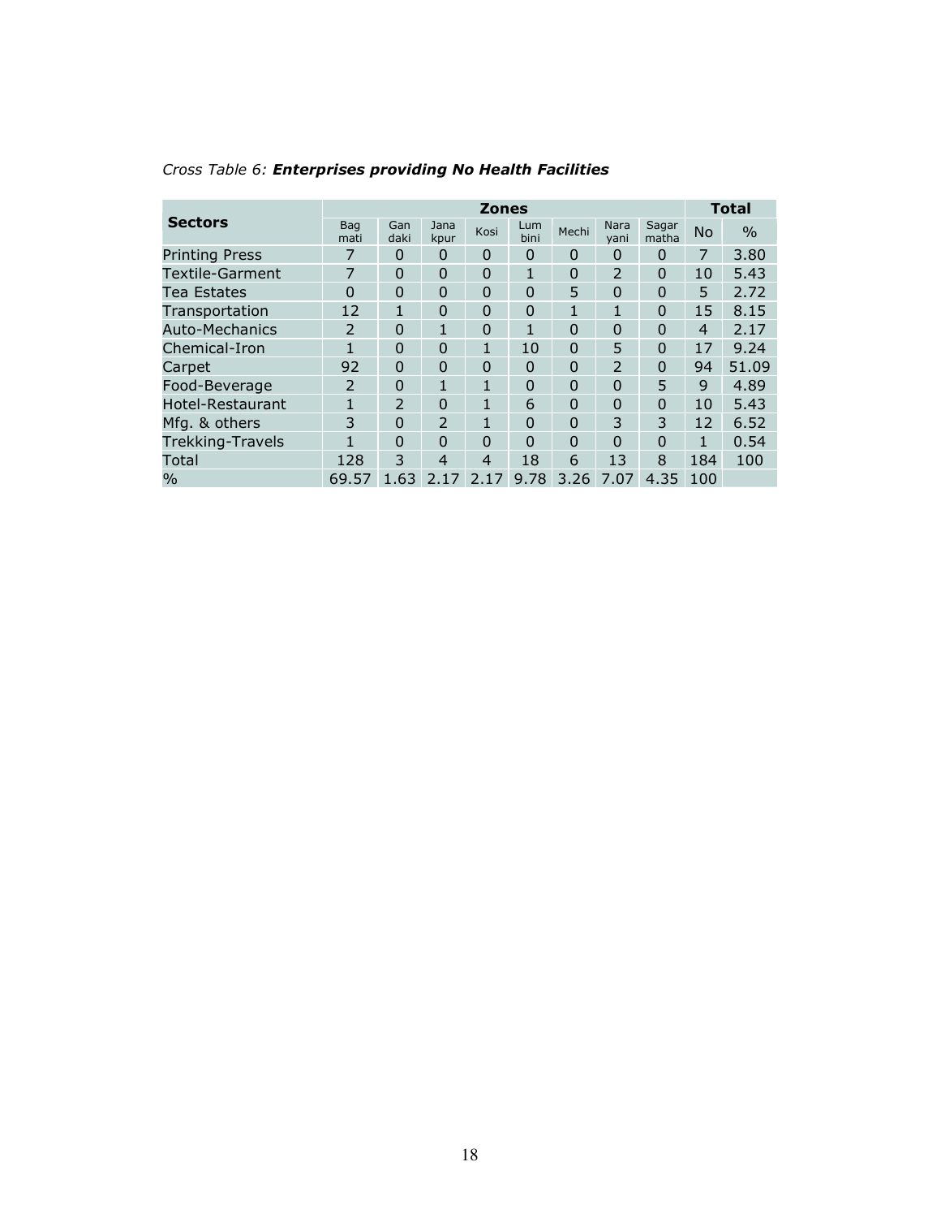*Cross Table 6:* ***Enterprises providing No Health Facilities***

| Sectors | Zones | | | | | | | | Total | |
|---|---|---|---|---|---|---|---|---|---|---|
| | Bag mati | Gan daki | Jana kpur | Kosi | Lum bini | Mechi | Nara yani | Sagar matha | No | % |
| Printing Press | 7 | 0 | 0 | 0 | 0 | 0 | 0 | 0 | 7 | 3.80 |
| Textile-Garment | 7 | 0 | 0 | 0 | 1 | 0 | 2 | 0 | 10 | 5.43 |
| Tea Estates | 0 | 0 | 0 | 0 | 0 | 5 | 0 | 0 | 5 | 2.72 |
| Transportation | 12 | 1 | 0 | 0 | 0 | 1 | 1 | 0 | 15 | 8.15 |
| Auto-Mechanics | 2 | 0 | 1 | 0 | 1 | 0 | 0 | 0 | 4 | 2.17 |
| Chemical-Iron | 1 | 0 | 0 | 1 | 10 | 0 | 5 | 0 | 17 | 9.24 |
| Carpet | 92 | 0 | 0 | 0 | 0 | 0 | 2 | 0 | 94 | 51.09 |
| Food-Beverage | 2 | 0 | 1 | 1 | 0 | 0 | 0 | 5 | 9 | 4.89 |
| Hotel-Restaurant | 1 | 2 | 0 | 1 | 6 | 0 | 0 | 0 | 10 | 5.43 |
| Mfg. & others | 3 | 0 | 2 | 1 | 0 | 0 | 3 | 3 | 12 | 6.52 |
| Trekking-Travels | 1 | 0 | 0 | 0 | 0 | 0 | 0 | 0 | 1 | 0.54 |
| Total | 128 | 3 | 4 | 4 | 18 | 6 | 13 | 8 | 184 | 100 |
| % | 69.57 | 1.63 | 2.17 | 2.17 | 9.78 | 3.26 | 7.07 | 4.35 | 100 | |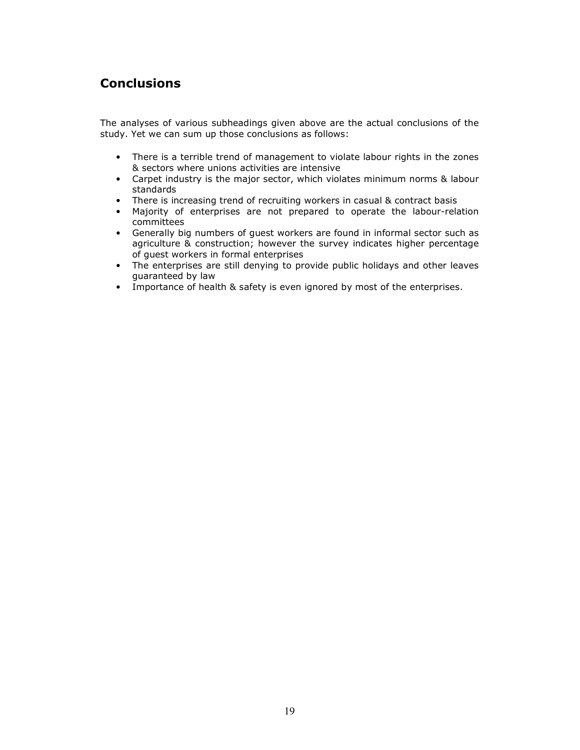## Conclusions

The analyses of various subheadings given above are the actual conclusions of the study. Yet we can sum up those conclusions as follows:

- There is a terrible trend of management to violate labour rights in the zones & sectors where unions activities are intensive
- Carpet industry is the major sector, which violates minimum norms & labour standards
- There is increasing trend of recruiting workers in casual & contract basis
- Majority of enterprises are not prepared to operate the labour-relation committees
- Generally big numbers of guest workers are found in informal sector such as agriculture & construction; however the survey indicates higher percentage of guest workers in formal enterprises
- The enterprises are still denying to provide public holidays and other leaves guaranteed by law
- Importance of health & safety is even ignored by most of the enterprises.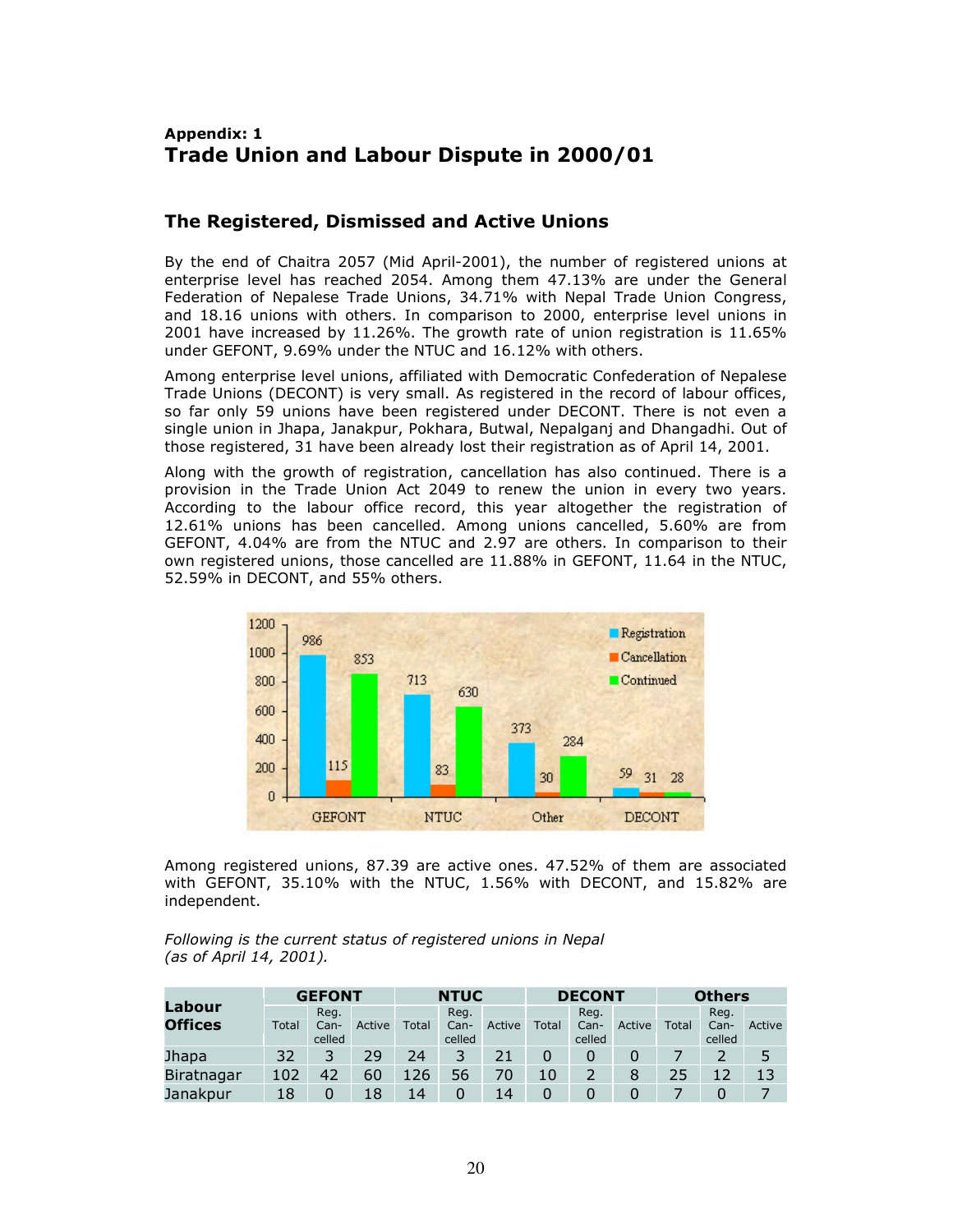**Appendix: 1**
# Trade Union and Labour Dispute in 2000/01

## The Registered, Dismissed and Active Unions

By the end of Chaitra 2057 (Mid April-2001), the number of registered unions at enterprise level has reached 2054. Among them 47.13% are under the General Federation of Nepalese Trade Unions, 34.71% with Nepal Trade Union Congress, and 18.16 unions with others. In comparison to 2000, enterprise level unions in 2001 have increased by 11.26%. The growth rate of union registration is 11.65% under GEFONT, 9.69% under the NTUC and 16.12% with others.

Among enterprise level unions, affiliated with Democratic Confederation of Nepalese Trade Unions (DECONT) is very small. As registered in the record of labour offices, so far only 59 unions have been registered under DECONT. There is not even a single union in Jhapa, Janakpur, Pokhara, Butwal, Nepalganj and Dhangadhi. Out of those registered, 31 have been already lost their registration as of April 14, 2001.

Along with the growth of registration, cancellation has also continued. There is a provision in the Trade Union Act 2049 to renew the union in every two years. According to the labour office record, this year altogether the registration of 12.61% unions has been cancelled. Among unions cancelled, 5.60% are from GEFONT, 4.04% are from the NTUC and 2.97 are others. In comparison to their own registered unions, those cancelled are 11.88% in GEFONT, 11.64 in the NTUC, 52.59% in DECONT, and 55% others.

1200
1000
800
600
400
200
0

Registration
Cancellation
Continued

GEFONT: 986, 115, 853
NTUC: 713, 83, 630
Other: 373, 30, 284
DECONT: 59, 31, 28

Among registered unions, 87.39 are active ones. 47.52% of them are associated with GEFONT, 35.10% with the NTUC, 1.56% with DECONT, and 15.82% are independent.

*Following is the current status of registered unions in Nepal (as of April 14, 2001).*

| Labour Offices | GEFONT | | | NTUC | | | DECONT | | | Others | | |
|---|---|---|---|---|---|---|---|---|---|---|---|---|
| | Total | Reg. Can-celled | Active | Total | Reg. Can-celled | Active | Total | Reg. Can-celled | Active | Total | Reg. Can-celled | Active |
| Jhapa | 32 | 3 | 29 | 24 | 3 | 21 | 0 | 0 | 0 | 7 | 2 | 5 |
| Biratnagar | 102 | 42 | 60 | 126 | 56 | 70 | 10 | 2 | 8 | 25 | 12 | 13 |
| Janakpur | 18 | 0 | 18 | 14 | 0 | 14 | 0 | 0 | 0 | 7 | 0 | 7 |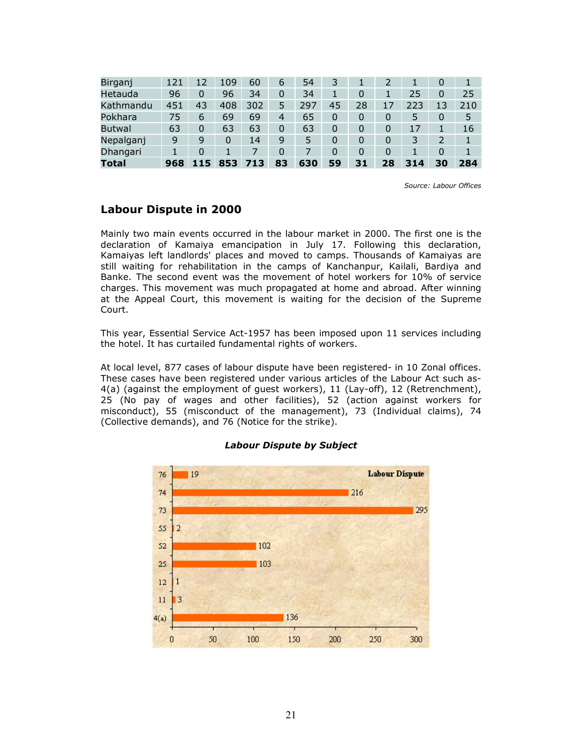| | | | | | | | | | | | | |
|---|---|---|---|---|---|---|---|---|---|---|---|---|
| Birganj | 121 | 12 | 109 | 60 | 6 | 54 | 3 | 1 | 2 | 1 | 0 | 1 |
| Hetauda | 96 | 0 | 96 | 34 | 0 | 34 | 1 | 0 | 1 | 25 | 0 | 25 |
| Kathmandu | 451 | 43 | 408 | 302 | 5 | 297 | 45 | 28 | 17 | 223 | 13 | 210 |
| Pokhara | 75 | 6 | 69 | 69 | 4 | 65 | 0 | 0 | 0 | 5 | 0 | 5 |
| Butwal | 63 | 0 | 63 | 63 | 0 | 63 | 0 | 0 | 0 | 17 | 1 | 16 |
| Nepalganj | 9 | 9 | 0 | 14 | 9 | 5 | 0 | 0 | 0 | 3 | 2 | 1 |
| Dhangari | 1 | 0 | 1 | 7 | 0 | 7 | 0 | 0 | 0 | 1 | 0 | 1 |
| **Total** | **968** | **115** | **853** | **713** | **83** | **630** | **59** | **31** | **28** | **314** | **30** | **284** |

*Source: Labour Offices*

## Labour Dispute in 2000

Mainly two main events occurred in the labour market in 2000. The first one is the declaration of Kamaiya emancipation in July 17. Following this declaration, Kamaiyas left landlords' places and moved to camps. Thousands of Kamaiyas are still waiting for rehabilitation in the camps of Kanchanpur, Kailali, Bardiya and Banke. The second event was the movement of hotel workers for 10% of service charges. This movement was much propagated at home and abroad. After winning at the Appeal Court, this movement is waiting for the decision of the Supreme Court.

This year, Essential Service Act-1957 has been imposed upon 11 services including the hotel. It has curtailed fundamental rights of workers.

At local level, 877 cases of labour dispute have been registered- in 10 Zonal offices. These cases have been registered under various articles of the Labour Act such as- 4(a) (against the employment of guest workers), 11 (Lay-off), 12 (Retrenchment), 25 (No pay of wages and other facilities), 52 (action against workers for misconduct), 55 (misconduct of the management), 73 (Individual claims), 74 (Collective demands), and 76 (Notice for the strike).

***Labour Dispute by Subject***

Labour Dispute

76: 19
74: 216
73: 295
55: 2
52: 102
25: 103
12: 1
11: 3
4(a): 136

0 50 100 150 200 250 300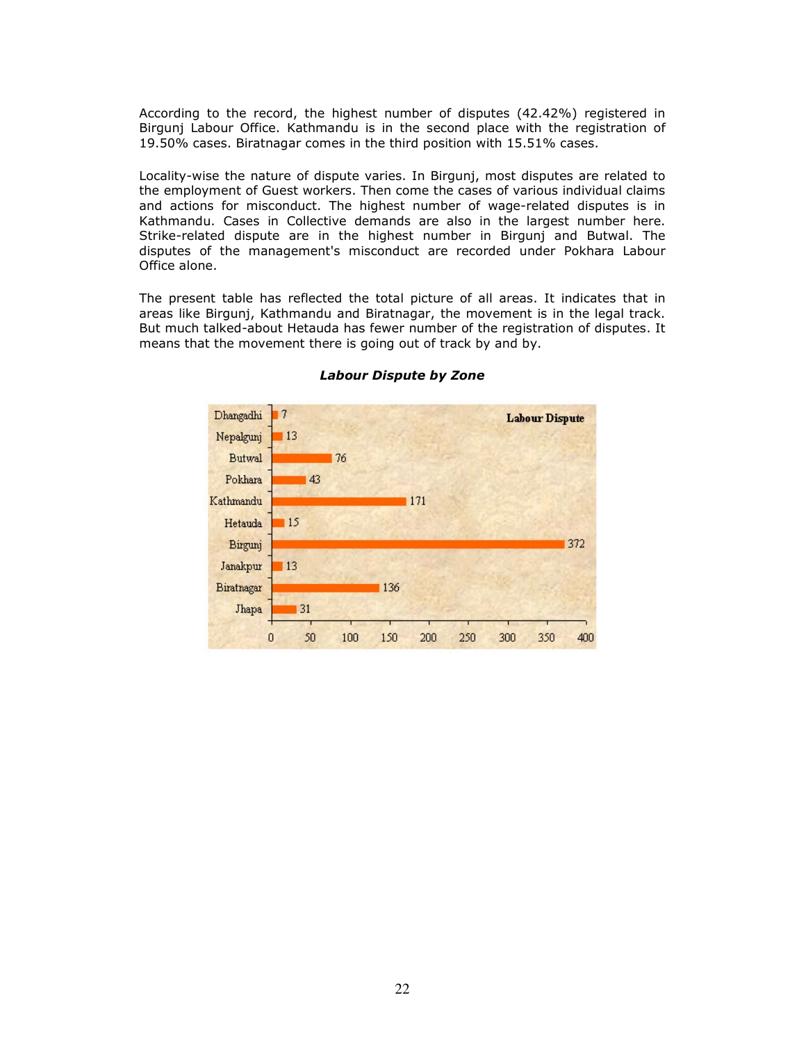According to the record, the highest number of disputes (42.42%) registered in Birgunj Labour Office. Kathmandu is in the second place with the registration of 19.50% cases. Biratnagar comes in the third position with 15.51% cases.

Locality-wise the nature of dispute varies. In Birgunj, most disputes are related to the employment of Guest workers. Then come the cases of various individual claims and actions for misconduct. The highest number of wage-related disputes is in Kathmandu. Cases in Collective demands are also in the largest number here. Strike-related dispute are in the highest number in Birgunj and Butwal. The disputes of the management's misconduct are recorded under Pokhara Labour Office alone.

The present table has reflected the total picture of all areas. It indicates that in areas like Birgunj, Kathmandu and Biratnagar, the movement is in the legal track. But much talked-about Hetauda has fewer number of the registration of disputes. It means that the movement there is going out of track by and by.

***Labour Dispute by Zone***

Labour Dispute

Dhangadhi 7
Nepalgunj 13
Butwal 76
Pokhara 43
Kathmandu 171
Hetauda 15
Birgunj 372
Janakpur 13
Biratnagar 136
Jhapa 31

0 50 100 150 200 250 300 350 400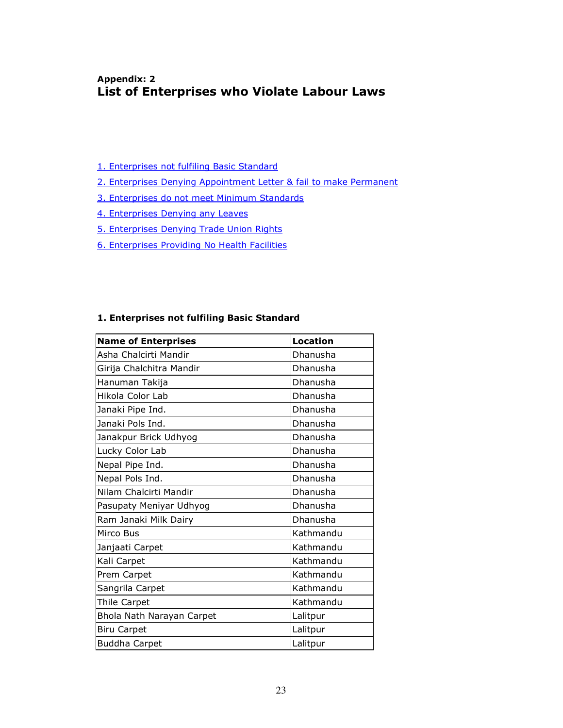**Appendix: 2**

# List of Enterprises who Violate Labour Laws

1. Enterprises not fulfiling Basic Standard
2. Enterprises Denying Appointment Letter & fail to make Permanent
3. Enterprises do not meet Minimum Standards
4. Enterprises Denying any Leaves
5. Enterprises Denying Trade Union Rights
6. Enterprises Providing No Health Facilities

### 1. Enterprises not fulfiling Basic Standard

| Name of Enterprises | Location |
|---|---|
| Asha Chalcirti Mandir | Dhanusha |
| Girija Chalchitra Mandir | Dhanusha |
| Hanuman Takija | Dhanusha |
| Hikola Color Lab | Dhanusha |
| Janaki Pipe Ind. | Dhanusha |
| Janaki Pols Ind. | Dhanusha |
| Janakpur Brick Udhyog | Dhanusha |
| Lucky Color Lab | Dhanusha |
| Nepal Pipe Ind. | Dhanusha |
| Nepal Pols Ind. | Dhanusha |
| Nilam Chalcirti Mandir | Dhanusha |
| Pasupaty Meniyar Udhyog | Dhanusha |
| Ram Janaki Milk Dairy | Dhanusha |
| Mirco Bus | Kathmandu |
| Janjaati Carpet | Kathmandu |
| Kali Carpet | Kathmandu |
| Prem Carpet | Kathmandu |
| Sangrila Carpet | Kathmandu |
| Thile Carpet | Kathmandu |
| Bhola Nath Narayan Carpet | Lalitpur |
| Biru Carpet | Lalitpur |
| Buddha Carpet | Lalitpur |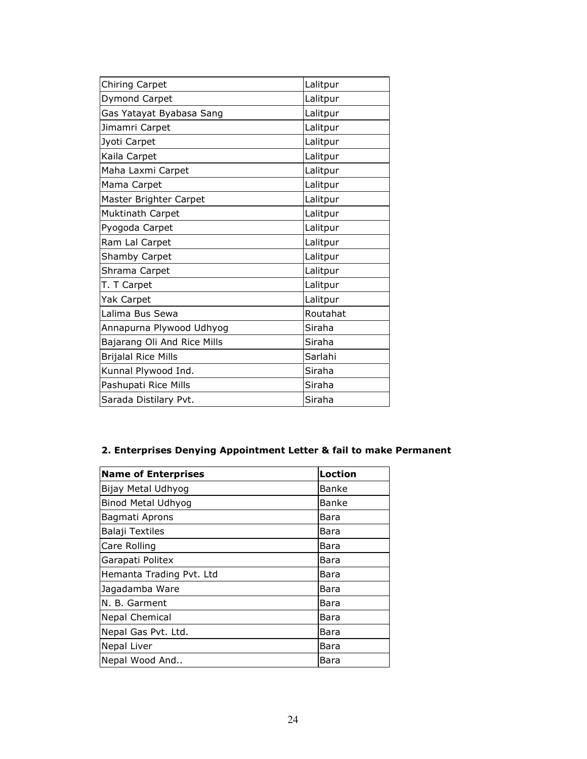| | |
|---|---|
| Chiring Carpet | Lalitpur |
| Dymond Carpet | Lalitpur |
| Gas Yatayat Byabasa Sang | Lalitpur |
| Jimamri Carpet | Lalitpur |
| Jyoti Carpet | Lalitpur |
| Kaila Carpet | Lalitpur |
| Maha Laxmi Carpet | Lalitpur |
| Mama Carpet | Lalitpur |
| Master Brighter Carpet | Lalitpur |
| Muktinath Carpet | Lalitpur |
| Pyogoda Carpet | Lalitpur |
| Ram Lal Carpet | Lalitpur |
| Shamby Carpet | Lalitpur |
| Shrama Carpet | Lalitpur |
| T. T Carpet | Lalitpur |
| Yak Carpet | Lalitpur |
| Lalima Bus Sewa | Routahat |
| Annapurna Plywood Udhyog | Siraha |
| Bajarang Oli And Rice Mills | Siraha |
| Brijalal Rice Mills | Sarlahi |
| Kunnal Plywood Ind. | Siraha |
| Pashupati Rice Mills | Siraha |
| Sarada Distilary Pvt. | Siraha |

**2. Enterprises Denying Appointment Letter & fail to make Permanent**

| Name of Enterprises | Loction |
|---|---|
| Bijay Metal Udhyog | Banke |
| Binod Metal Udhyog | Banke |
| Bagmati Aprons | Bara |
| Balaji Textiles | Bara |
| Care Rolling | Bara |
| Garapati Politex | Bara |
| Hemanta Trading Pvt. Ltd | Bara |
| Jagadamba Ware | Bara |
| N. B. Garment | Bara |
| Nepal Chemical | Bara |
| Nepal Gas Pvt. Ltd. | Bara |
| Nepal Liver | Bara |
| Nepal Wood And.. | Bara |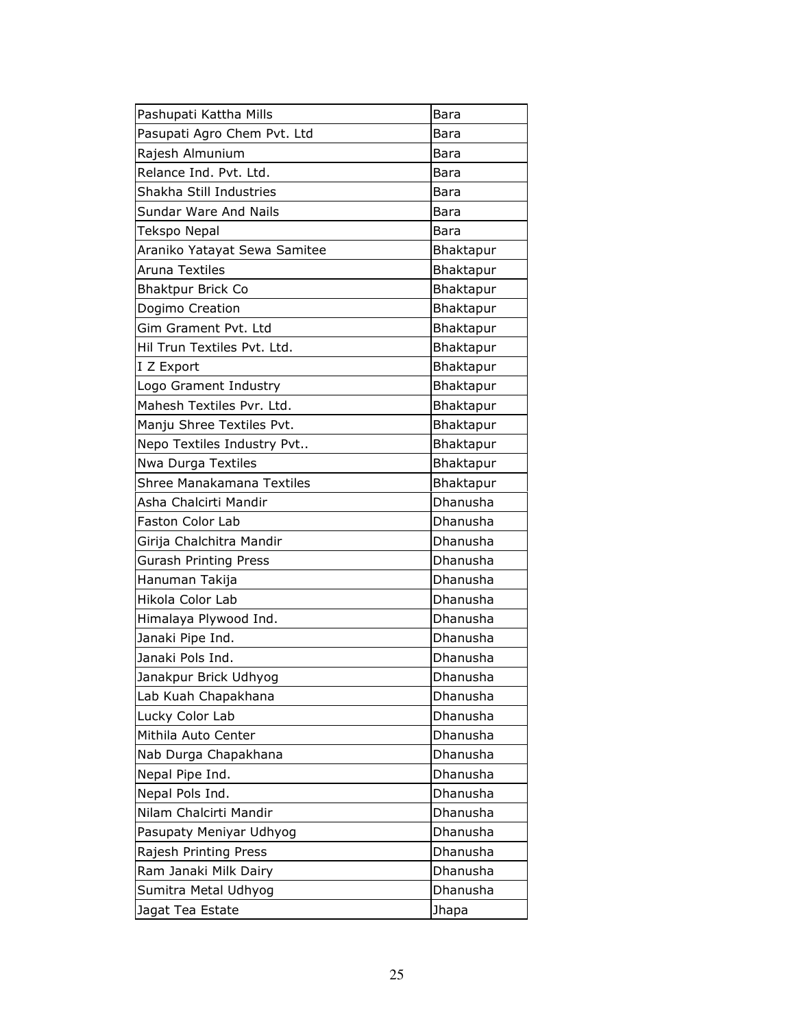| | |
|---|---|
| Pashupati Kattha Mills | Bara |
| Pasupati Agro Chem Pvt. Ltd | Bara |
| Rajesh Almunium | Bara |
| Relance Ind. Pvt. Ltd. | Bara |
| Shakha Still Industries | Bara |
| Sundar Ware And Nails | Bara |
| Tekspo Nepal | Bara |
| Araniko Yatayat Sewa Samitee | Bhaktapur |
| Aruna Textiles | Bhaktapur |
| Bhaktpur Brick Co | Bhaktapur |
| Dogimo Creation | Bhaktapur |
| Gim Grament Pvt. Ltd | Bhaktapur |
| Hil Trun Textiles Pvt. Ltd. | Bhaktapur |
| I Z Export | Bhaktapur |
| Logo Grament Industry | Bhaktapur |
| Mahesh Textiles Pvr. Ltd. | Bhaktapur |
| Manju Shree Textiles Pvt. | Bhaktapur |
| Nepo Textiles Industry Pvt.. | Bhaktapur |
| Nwa Durga Textiles | Bhaktapur |
| Shree Manakamana Textiles | Bhaktapur |
| Asha Chalcirti Mandir | Dhanusha |
| Faston Color Lab | Dhanusha |
| Girija Chalchitra Mandir | Dhanusha |
| Gurash Printing Press | Dhanusha |
| Hanuman Takija | Dhanusha |
| Hikola Color Lab | Dhanusha |
| Himalaya Plywood Ind. | Dhanusha |
| Janaki Pipe Ind. | Dhanusha |
| Janaki Pols Ind. | Dhanusha |
| Janakpur Brick Udhyog | Dhanusha |
| Lab Kuah Chapakhana | Dhanusha |
| Lucky Color Lab | Dhanusha |
| Mithila Auto Center | Dhanusha |
| Nab Durga Chapakhana | Dhanusha |
| Nepal Pipe Ind. | Dhanusha |
| Nepal Pols Ind. | Dhanusha |
| Nilam Chalcirti Mandir | Dhanusha |
| Pasupaty Meniyar Udhyog | Dhanusha |
| Rajesh Printing Press | Dhanusha |
| Ram Janaki Milk Dairy | Dhanusha |
| Sumitra Metal Udhyog | Dhanusha |
| Jagat Tea Estate | Jhapa |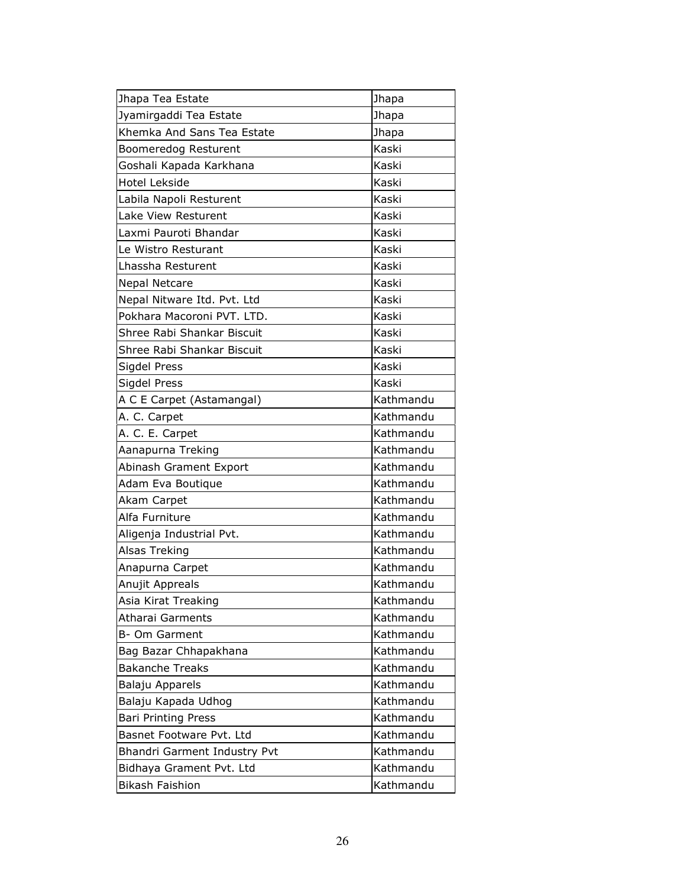| | |
|---|---|
| Jhapa Tea Estate | Jhapa |
| Jyamirgaddi Tea Estate | Jhapa |
| Khemka And Sans Tea Estate | Jhapa |
| Boomeredog Resturent | Kaski |
| Goshali Kapada Karkhana | Kaski |
| Hotel Lekside | Kaski |
| Labila Napoli Resturent | Kaski |
| Lake View Resturent | Kaski |
| Laxmi Pauroti Bhandar | Kaski |
| Le Wistro Resturant | Kaski |
| Lhassha Resturent | Kaski |
| Nepal Netcare | Kaski |
| Nepal Nitware ltd. Pvt. Ltd | Kaski |
| Pokhara Macoroni PVT. LTD. | Kaski |
| Shree Rabi Shankar Biscuit | Kaski |
| Shree Rabi Shankar Biscuit | Kaski |
| Sigdel Press | Kaski |
| Sigdel Press | Kaski |
| A C E Carpet (Astamangal) | Kathmandu |
| A. C. Carpet | Kathmandu |
| A. C. E. Carpet | Kathmandu |
| Aanapurna Treking | Kathmandu |
| Abinash Grament Export | Kathmandu |
| Adam Eva Boutique | Kathmandu |
| Akam Carpet | Kathmandu |
| Alfa Furniture | Kathmandu |
| Aligenja Industrial Pvt. | Kathmandu |
| Alsas Treking | Kathmandu |
| Anapurna Carpet | Kathmandu |
| Anujit Appreals | Kathmandu |
| Asia Kirat Treaking | Kathmandu |
| Atharai Garments | Kathmandu |
| B- Om Garment | Kathmandu |
| Bag Bazar Chhapakhana | Kathmandu |
| Bakanche Treaks | Kathmandu |
| Balaju Apparels | Kathmandu |
| Balaju Kapada Udhog | Kathmandu |
| Bari Printing Press | Kathmandu |
| Basnet Footware Pvt. Ltd | Kathmandu |
| Bhandri Garment Industry Pvt | Kathmandu |
| Bidhaya Grament Pvt. Ltd | Kathmandu |
| Bikash Faishion | Kathmandu |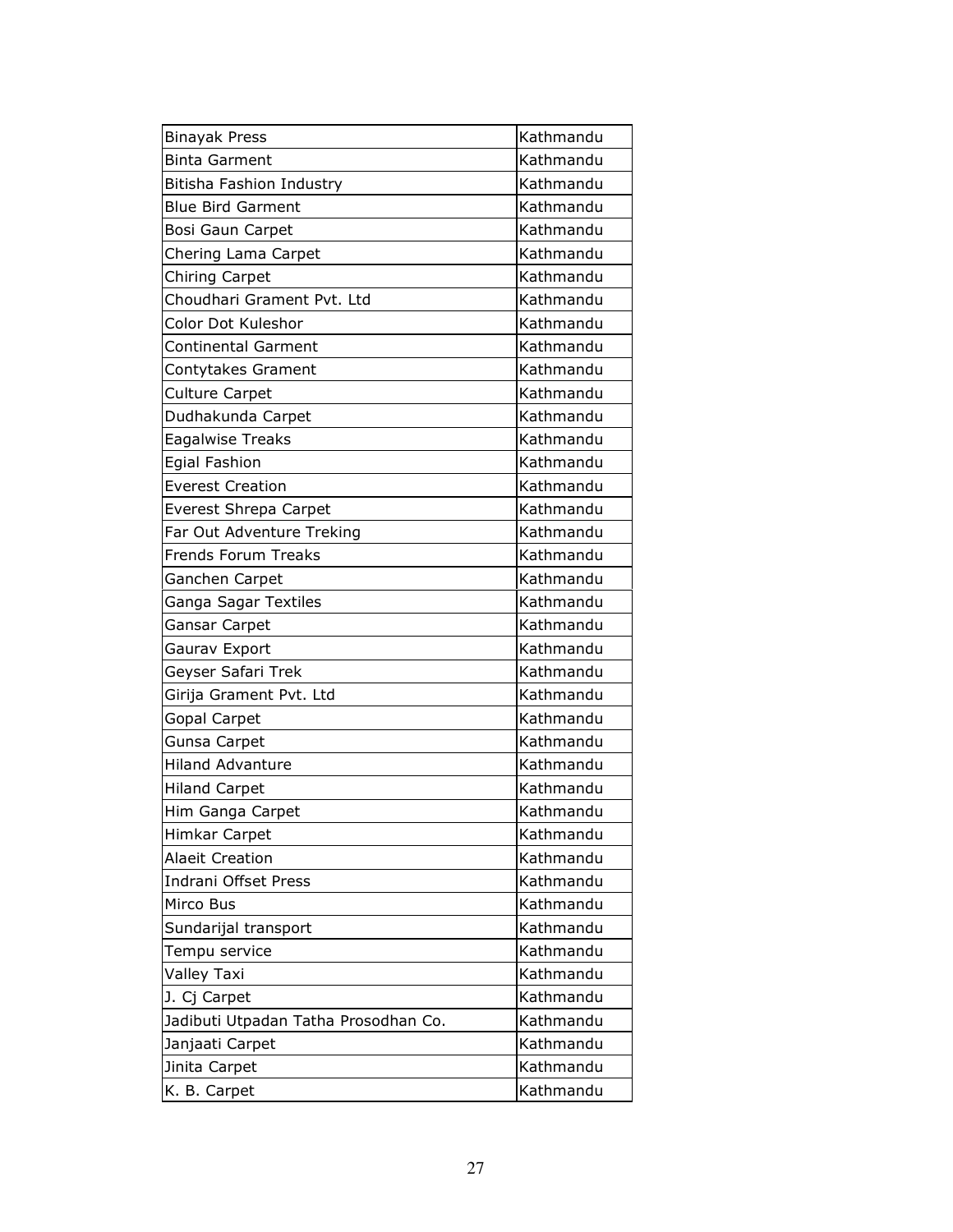| Binayak Press | Kathmandu |
|---|---|
| Binta Garment | Kathmandu |
| Bitisha Fashion Industry | Kathmandu |
| Blue Bird Garment | Kathmandu |
| Bosi Gaun Carpet | Kathmandu |
| Chering Lama Carpet | Kathmandu |
| Chiring Carpet | Kathmandu |
| Choudhari Grament Pvt. Ltd | Kathmandu |
| Color Dot Kuleshor | Kathmandu |
| Continental Garment | Kathmandu |
| Contytakes Grament | Kathmandu |
| Culture Carpet | Kathmandu |
| Dudhakunda Carpet | Kathmandu |
| Eagalwise Treaks | Kathmandu |
| Egial Fashion | Kathmandu |
| Everest Creation | Kathmandu |
| Everest Shrepa Carpet | Kathmandu |
| Far Out Adventure Treking | Kathmandu |
| Frends Forum Treaks | Kathmandu |
| Ganchen Carpet | Kathmandu |
| Ganga Sagar Textiles | Kathmandu |
| Gansar Carpet | Kathmandu |
| Gaurav Export | Kathmandu |
| Geyser Safari Trek | Kathmandu |
| Girija Grament Pvt. Ltd | Kathmandu |
| Gopal Carpet | Kathmandu |
| Gunsa Carpet | Kathmandu |
| Hiland Advanture | Kathmandu |
| Hiland Carpet | Kathmandu |
| Him Ganga Carpet | Kathmandu |
| Himkar Carpet | Kathmandu |
| Alaeit Creation | Kathmandu |
| Indrani Offset Press | Kathmandu |
| Mirco Bus | Kathmandu |
| Sundarijal transport | Kathmandu |
| Tempu service | Kathmandu |
| Valley Taxi | Kathmandu |
| J. Cj Carpet | Kathmandu |
| Jadibuti Utpadan Tatha Prosodhan Co. | Kathmandu |
| Janjaati Carpet | Kathmandu |
| Jinita Carpet | Kathmandu |
| K. B. Carpet | Kathmandu |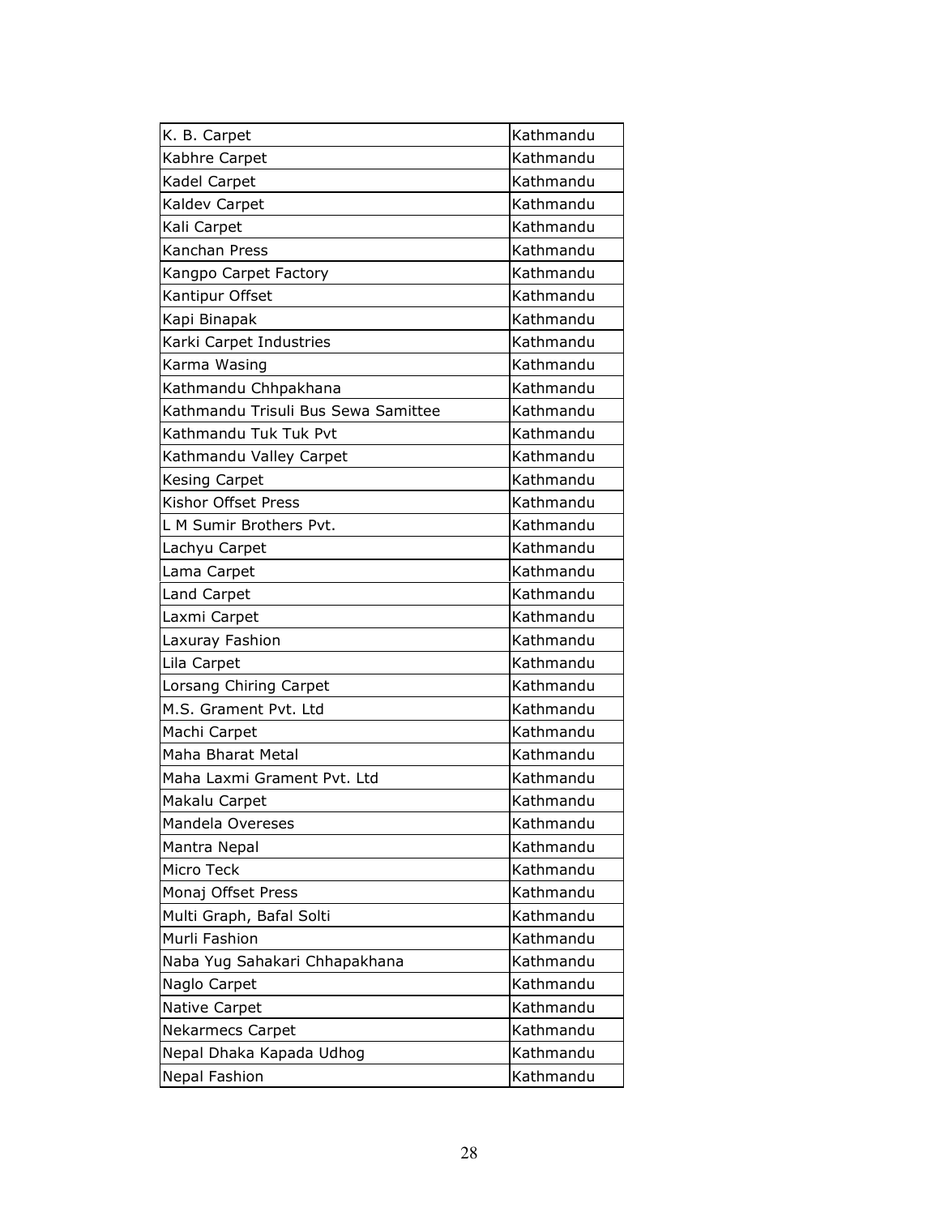| | |
|---|---|
| K. B. Carpet | Kathmandu |
| Kabhre Carpet | Kathmandu |
| Kadel Carpet | Kathmandu |
| Kaldev Carpet | Kathmandu |
| Kali Carpet | Kathmandu |
| Kanchan Press | Kathmandu |
| Kangpo Carpet Factory | Kathmandu |
| Kantipur Offset | Kathmandu |
| Kapi Binapak | Kathmandu |
| Karki Carpet Industries | Kathmandu |
| Karma Wasing | Kathmandu |
| Kathmandu Chhpakhana | Kathmandu |
| Kathmandu Trisuli Bus Sewa Samittee | Kathmandu |
| Kathmandu Tuk Tuk Pvt | Kathmandu |
| Kathmandu Valley Carpet | Kathmandu |
| Kesing Carpet | Kathmandu |
| Kishor Offset Press | Kathmandu |
| L M Sumir Brothers Pvt. | Kathmandu |
| Lachyu Carpet | Kathmandu |
| Lama Carpet | Kathmandu |
| Land Carpet | Kathmandu |
| Laxmi Carpet | Kathmandu |
| Laxuray Fashion | Kathmandu |
| Lila Carpet | Kathmandu |
| Lorsang Chiring Carpet | Kathmandu |
| M.S. Grament Pvt. Ltd | Kathmandu |
| Machi Carpet | Kathmandu |
| Maha Bharat Metal | Kathmandu |
| Maha Laxmi Grament Pvt. Ltd | Kathmandu |
| Makalu Carpet | Kathmandu |
| Mandela Overeses | Kathmandu |
| Mantra Nepal | Kathmandu |
| Micro Teck | Kathmandu |
| Monaj Offset Press | Kathmandu |
| Multi Graph, Bafal Solti | Kathmandu |
| Murli Fashion | Kathmandu |
| Naba Yug Sahakari Chhapakhana | Kathmandu |
| Naglo Carpet | Kathmandu |
| Native Carpet | Kathmandu |
| Nekarmecs Carpet | Kathmandu |
| Nepal Dhaka Kapada Udhog | Kathmandu |
| Nepal Fashion | Kathmandu |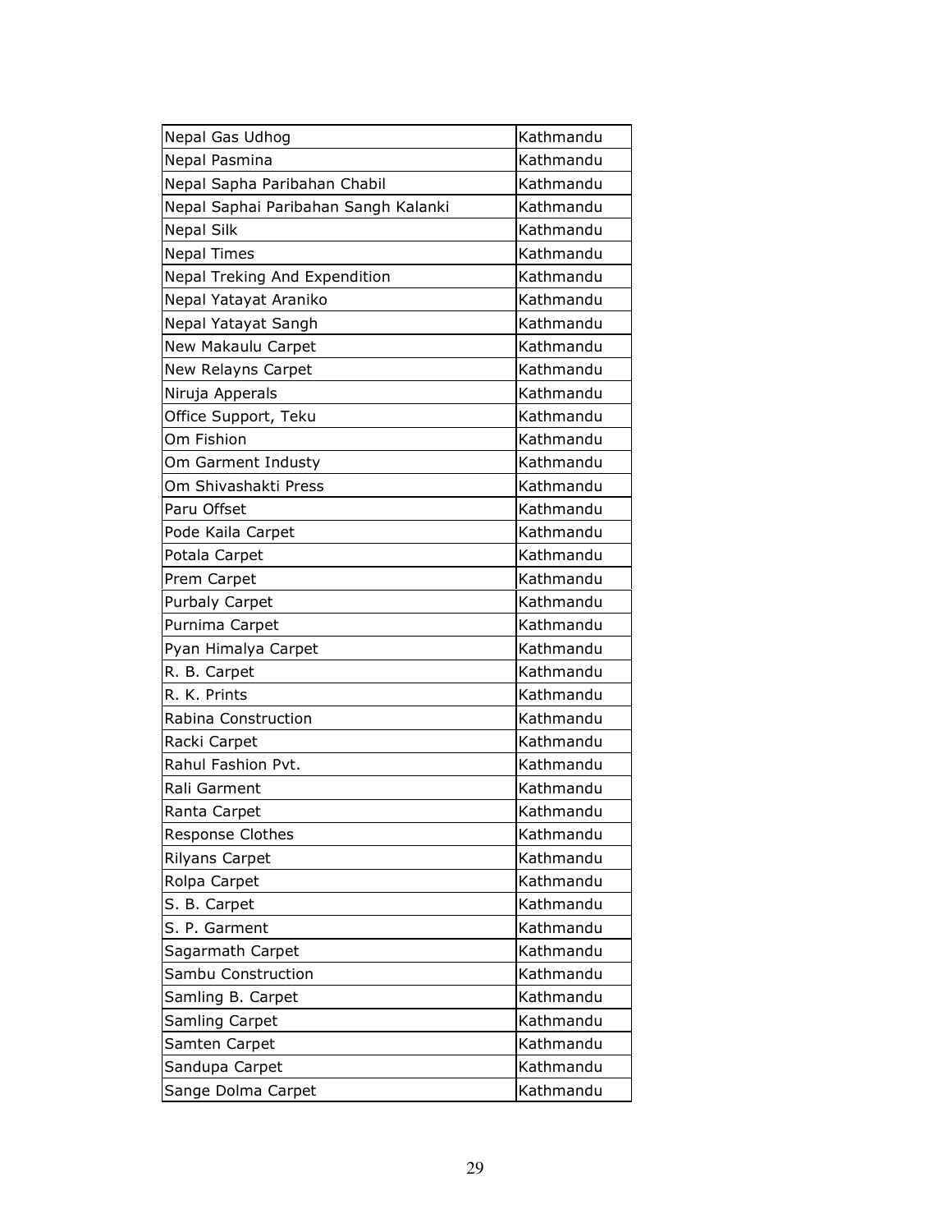| | |
|---|---|
| Nepal Gas Udhog | Kathmandu |
| Nepal Pasmina | Kathmandu |
| Nepal Sapha Paribahan Chabil | Kathmandu |
| Nepal Saphai Paribahan Sangh Kalanki | Kathmandu |
| Nepal Silk | Kathmandu |
| Nepal Times | Kathmandu |
| Nepal Treking And Expendition | Kathmandu |
| Nepal Yatayat Araniko | Kathmandu |
| Nepal Yatayat Sangh | Kathmandu |
| New Makaulu Carpet | Kathmandu |
| New Relayns Carpet | Kathmandu |
| Niruja Apperals | Kathmandu |
| Office Support, Teku | Kathmandu |
| Om Fishion | Kathmandu |
| Om Garment Industy | Kathmandu |
| Om Shivashakti Press | Kathmandu |
| Paru Offset | Kathmandu |
| Pode Kaila Carpet | Kathmandu |
| Potala Carpet | Kathmandu |
| Prem Carpet | Kathmandu |
| Purbaly Carpet | Kathmandu |
| Purnima Carpet | Kathmandu |
| Pyan Himalya Carpet | Kathmandu |
| R. B. Carpet | Kathmandu |
| R. K. Prints | Kathmandu |
| Rabina Construction | Kathmandu |
| Racki Carpet | Kathmandu |
| Rahul Fashion Pvt. | Kathmandu |
| Rali Garment | Kathmandu |
| Ranta Carpet | Kathmandu |
| Response Clothes | Kathmandu |
| Rilyans Carpet | Kathmandu |
| Rolpa Carpet | Kathmandu |
| S. B. Carpet | Kathmandu |
| S. P. Garment | Kathmandu |
| Sagarmath Carpet | Kathmandu |
| Sambu Construction | Kathmandu |
| Samling B. Carpet | Kathmandu |
| Samling Carpet | Kathmandu |
| Samten Carpet | Kathmandu |
| Sandupa Carpet | Kathmandu |
| Sange Dolma Carpet | Kathmandu |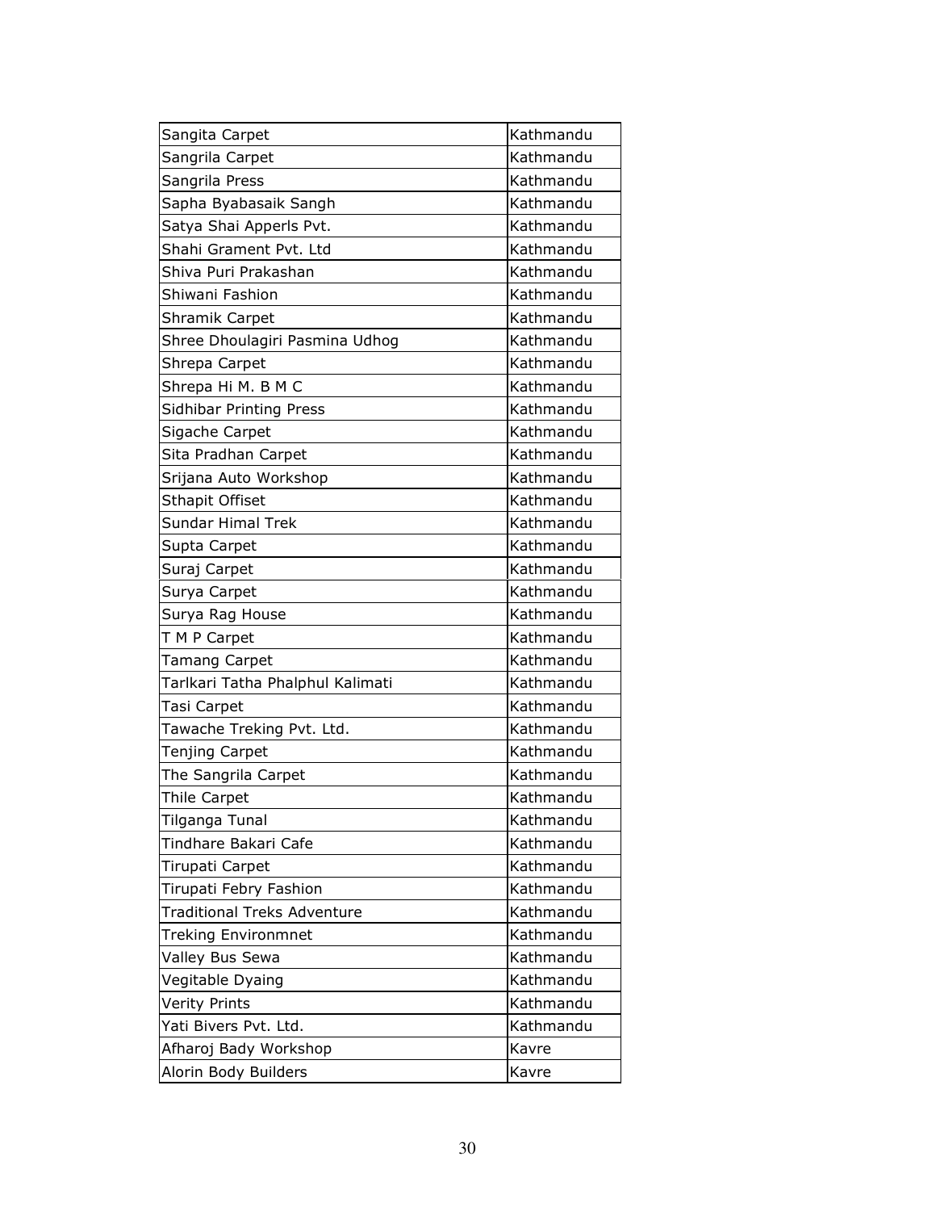| | |
|---|---|
| Sangita Carpet | Kathmandu |
| Sangrila Carpet | Kathmandu |
| Sangrila Press | Kathmandu |
| Sapha Byabasaik Sangh | Kathmandu |
| Satya Shai Apperls Pvt. | Kathmandu |
| Shahi Grament Pvt. Ltd | Kathmandu |
| Shiva Puri Prakashan | Kathmandu |
| Shiwani Fashion | Kathmandu |
| Shramik Carpet | Kathmandu |
| Shree Dhoulagiri Pasmina Udhog | Kathmandu |
| Shrepa Carpet | Kathmandu |
| Shrepa Hi M. B M C | Kathmandu |
| Sidhibar Printing Press | Kathmandu |
| Sigache Carpet | Kathmandu |
| Sita Pradhan Carpet | Kathmandu |
| Srijana Auto Workshop | Kathmandu |
| Sthapit Offiset | Kathmandu |
| Sundar Himal Trek | Kathmandu |
| Supta Carpet | Kathmandu |
| Suraj Carpet | Kathmandu |
| Surya Carpet | Kathmandu |
| Surya Rag House | Kathmandu |
| T M P Carpet | Kathmandu |
| Tamang Carpet | Kathmandu |
| Tarlkari Tatha Phalphul Kalimati | Kathmandu |
| Tasi Carpet | Kathmandu |
| Tawache Treking Pvt. Ltd. | Kathmandu |
| Tenjing Carpet | Kathmandu |
| The Sangrila Carpet | Kathmandu |
| Thile Carpet | Kathmandu |
| Tilganga Tunal | Kathmandu |
| Tindhare Bakari Cafe | Kathmandu |
| Tirupati Carpet | Kathmandu |
| Tirupati Febry Fashion | Kathmandu |
| Traditional Treks Adventure | Kathmandu |
| Treking Environmnet | Kathmandu |
| Valley Bus Sewa | Kathmandu |
| Vegitable Dyaing | Kathmandu |
| Verity Prints | Kathmandu |
| Yati Bivers Pvt. Ltd. | Kathmandu |
| Afharoj Bady Workshop | Kavre |
| Alorin Body Builders | Kavre |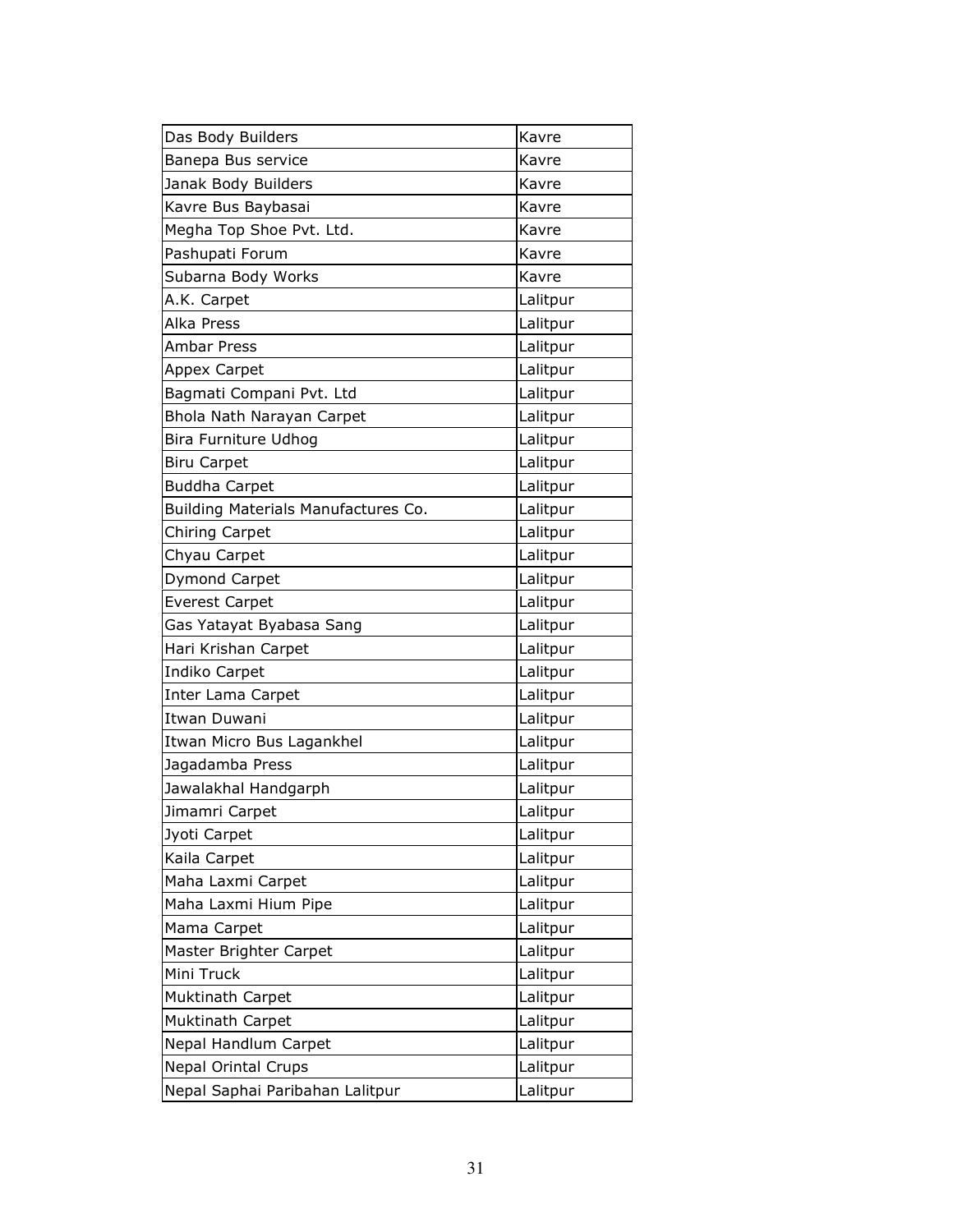| | |
|---|---|
| Das Body Builders | Kavre |
| Banepa Bus service | Kavre |
| Janak Body Builders | Kavre |
| Kavre Bus Baybasai | Kavre |
| Megha Top Shoe Pvt. Ltd. | Kavre |
| Pashupati Forum | Kavre |
| Subarna Body Works | Kavre |
| A.K. Carpet | Lalitpur |
| Alka Press | Lalitpur |
| Ambar Press | Lalitpur |
| Appex Carpet | Lalitpur |
| Bagmati Compani Pvt. Ltd | Lalitpur |
| Bhola Nath Narayan Carpet | Lalitpur |
| Bira Furniture Udhog | Lalitpur |
| Biru Carpet | Lalitpur |
| Buddha Carpet | Lalitpur |
| Building Materials Manufactures Co. | Lalitpur |
| Chiring Carpet | Lalitpur |
| Chyau Carpet | Lalitpur |
| Dymond Carpet | Lalitpur |
| Everest Carpet | Lalitpur |
| Gas Yatayat Byabasa Sang | Lalitpur |
| Hari Krishan Carpet | Lalitpur |
| Indiko Carpet | Lalitpur |
| Inter Lama Carpet | Lalitpur |
| Itwan Duwani | Lalitpur |
| Itwan Micro Bus Lagankhel | Lalitpur |
| Jagadamba Press | Lalitpur |
| Jawalakhal Handgarph | Lalitpur |
| Jimamri Carpet | Lalitpur |
| Jyoti Carpet | Lalitpur |
| Kaila Carpet | Lalitpur |
| Maha Laxmi Carpet | Lalitpur |
| Maha Laxmi Hium Pipe | Lalitpur |
| Mama Carpet | Lalitpur |
| Master Brighter Carpet | Lalitpur |
| Mini Truck | Lalitpur |
| Muktinath Carpet | Lalitpur |
| Muktinath Carpet | Lalitpur |
| Nepal Handlum Carpet | Lalitpur |
| Nepal Orintal Crups | Lalitpur |
| Nepal Saphai Paribahan Lalitpur | Lalitpur |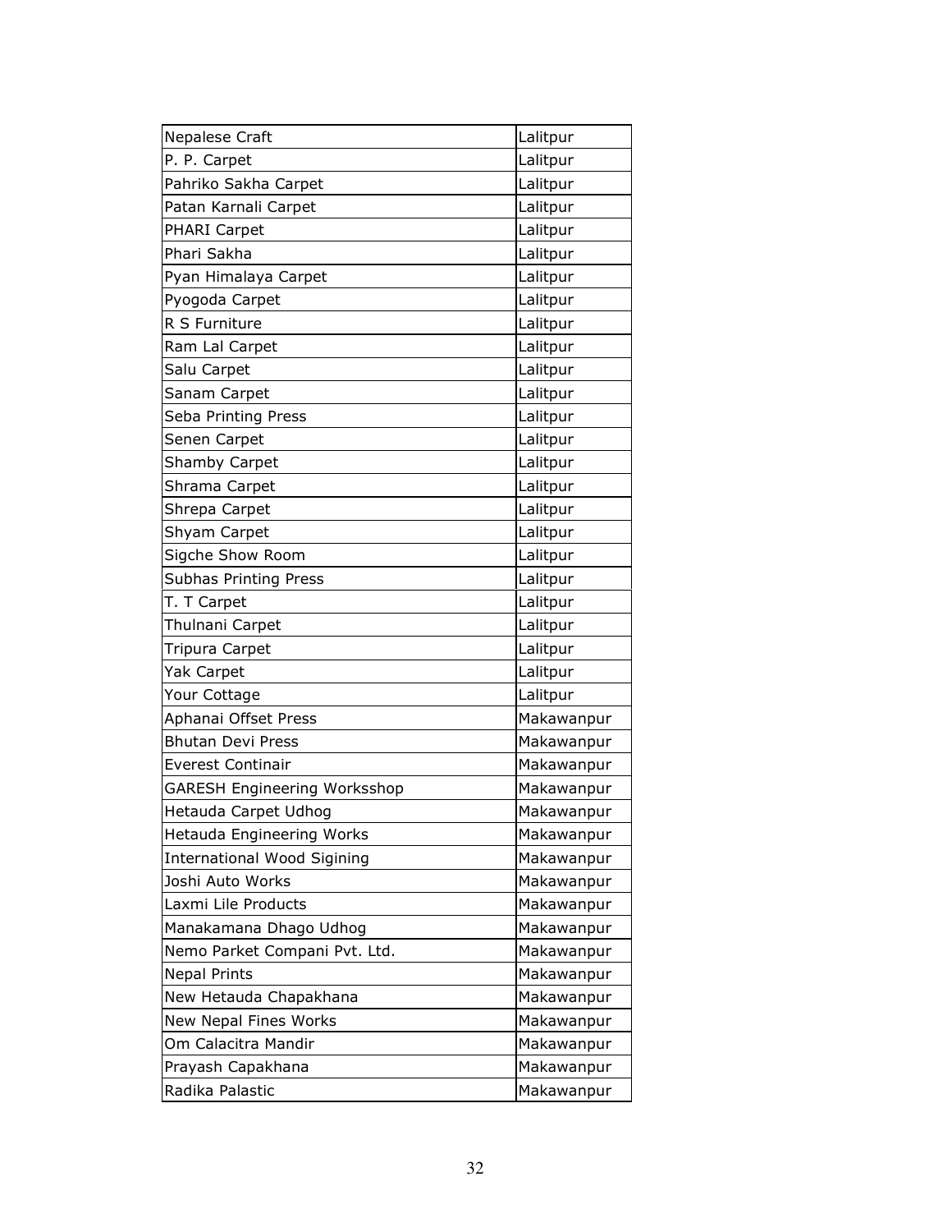| | |
|---|---|
| Nepalese Craft | Lalitpur |
| P. P. Carpet | Lalitpur |
| Pahriko Sakha Carpet | Lalitpur |
| Patan Karnali Carpet | Lalitpur |
| PHARI Carpet | Lalitpur |
| Phari Sakha | Lalitpur |
| Pyan Himalaya Carpet | Lalitpur |
| Pyogoda Carpet | Lalitpur |
| R S Furniture | Lalitpur |
| Ram Lal Carpet | Lalitpur |
| Salu Carpet | Lalitpur |
| Sanam Carpet | Lalitpur |
| Seba Printing Press | Lalitpur |
| Senen Carpet | Lalitpur |
| Shamby Carpet | Lalitpur |
| Shrama Carpet | Lalitpur |
| Shrepa Carpet | Lalitpur |
| Shyam Carpet | Lalitpur |
| Sigche Show Room | Lalitpur |
| Subhas Printing Press | Lalitpur |
| T. T Carpet | Lalitpur |
| Thulnani Carpet | Lalitpur |
| Tripura Carpet | Lalitpur |
| Yak Carpet | Lalitpur |
| Your Cottage | Lalitpur |
| Aphanai Offset Press | Makawanpur |
| Bhutan Devi Press | Makawanpur |
| Everest Continair | Makawanpur |
| GARESH Engineering Worksshop | Makawanpur |
| Hetauda Carpet Udhog | Makawanpur |
| Hetauda Engineering Works | Makawanpur |
| International Wood Sigining | Makawanpur |
| Joshi Auto Works | Makawanpur |
| Laxmi Lile Products | Makawanpur |
| Manakamana Dhago Udhog | Makawanpur |
| Nemo Parket Compani Pvt. Ltd. | Makawanpur |
| Nepal Prints | Makawanpur |
| New Hetauda Chapakhana | Makawanpur |
| New Nepal Fines Works | Makawanpur |
| Om Calacitra Mandir | Makawanpur |
| Prayash Capakhana | Makawanpur |
| Radika Palastic | Makawanpur |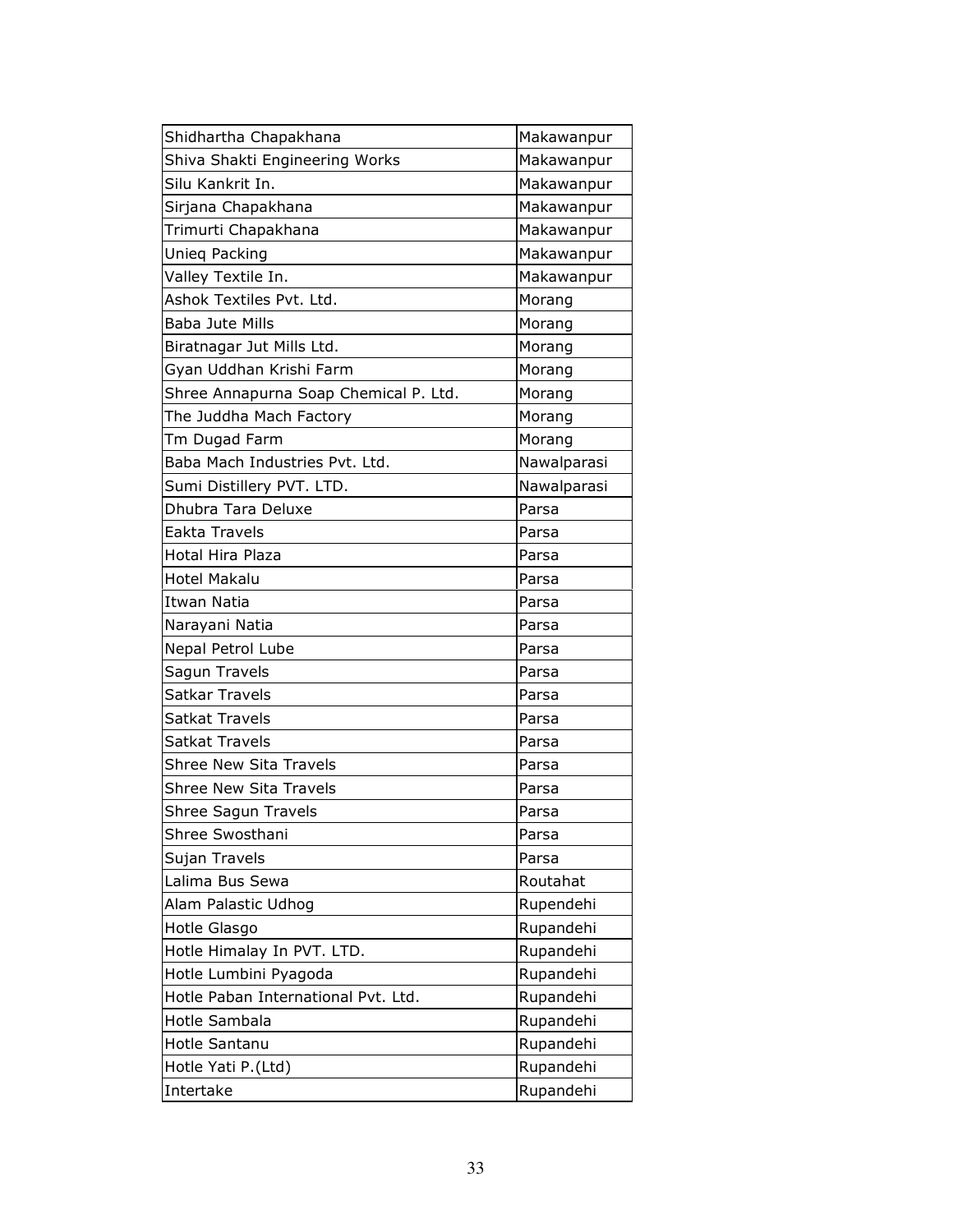| | |
|---|---|
| Shidhartha Chapakhana | Makawanpur |
| Shiva Shakti Engineering Works | Makawanpur |
| Silu Kankrit In. | Makawanpur |
| Sirjana Chapakhana | Makawanpur |
| Trimurti Chapakhana | Makawanpur |
| Unieq Packing | Makawanpur |
| Valley Textile In. | Makawanpur |
| Ashok Textiles Pvt. Ltd. | Morang |
| Baba Jute Mills | Morang |
| Biratnagar Jut Mills Ltd. | Morang |
| Gyan Uddhan Krishi Farm | Morang |
| Shree Annapurna Soap Chemical P. Ltd. | Morang |
| The Juddha Mach Factory | Morang |
| Tm Dugad Farm | Morang |
| Baba Mach Industries Pvt. Ltd. | Nawalparasi |
| Sumi Distillery PVT. LTD. | Nawalparasi |
| Dhubra Tara Deluxe | Parsa |
| Eakta Travels | Parsa |
| Hotal Hira Plaza | Parsa |
| Hotel Makalu | Parsa |
| Itwan Natia | Parsa |
| Narayani Natia | Parsa |
| Nepal Petrol Lube | Parsa |
| Sagun Travels | Parsa |
| Satkar Travels | Parsa |
| Satkat Travels | Parsa |
| Satkat Travels | Parsa |
| Shree New Sita Travels | Parsa |
| Shree New Sita Travels | Parsa |
| Shree Sagun Travels | Parsa |
| Shree Swosthani | Parsa |
| Sujan Travels | Parsa |
| Lalima Bus Sewa | Routahat |
| Alam Palastic Udhog | Rupendehi |
| Hotle Glasgo | Rupandehi |
| Hotle Himalay In PVT. LTD. | Rupandehi |
| Hotle Lumbini Pyagoda | Rupandehi |
| Hotle Paban International Pvt. Ltd. | Rupandehi |
| Hotle Sambala | Rupandehi |
| Hotle Santanu | Rupandehi |
| Hotle Yati P.(Ltd) | Rupandehi |
| Intertake | Rupandehi |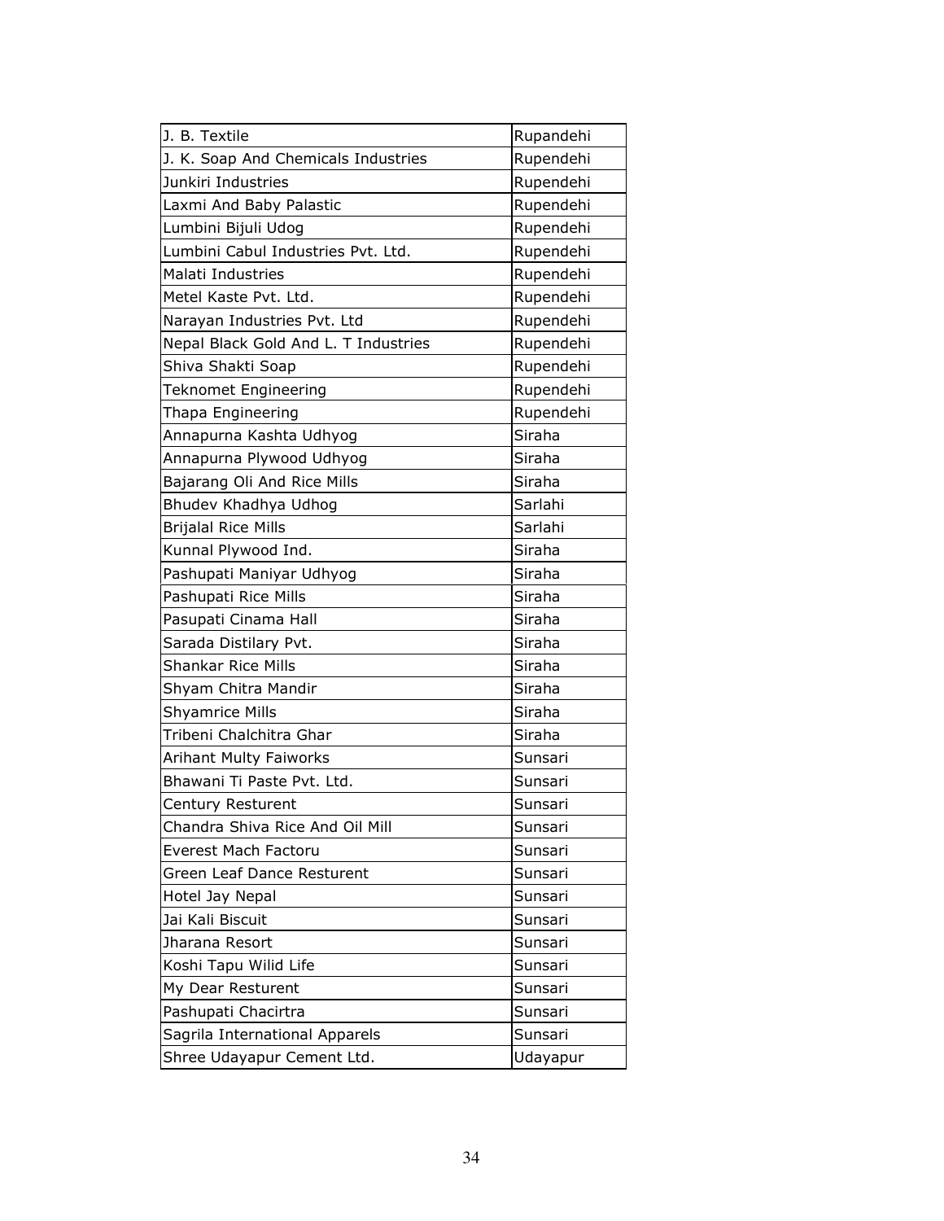| | |
|---|---|
| J. B. Textile | Rupandehi |
| J. K. Soap And Chemicals Industries | Rupendehi |
| Junkiri Industries | Rupendehi |
| Laxmi And Baby Palastic | Rupendehi |
| Lumbini Bijuli Udog | Rupendehi |
| Lumbini Cabul Industries Pvt. Ltd. | Rupendehi |
| Malati Industries | Rupendehi |
| Metel Kaste Pvt. Ltd. | Rupendehi |
| Narayan Industries Pvt. Ltd | Rupendehi |
| Nepal Black Gold And L. T Industries | Rupendehi |
| Shiva Shakti Soap | Rupendehi |
| Teknomet Engineering | Rupendehi |
| Thapa Engineering | Rupendehi |
| Annapurna Kashta Udhyog | Siraha |
| Annapurna Plywood Udhyog | Siraha |
| Bajarang Oli And Rice Mills | Siraha |
| Bhudev Khadhya Udhog | Sarlahi |
| Brijalal Rice Mills | Sarlahi |
| Kunnal Plywood Ind. | Siraha |
| Pashupati Maniyar Udhyog | Siraha |
| Pashupati Rice Mills | Siraha |
| Pasupati Cinama Hall | Siraha |
| Sarada Distilary Pvt. | Siraha |
| Shankar Rice Mills | Siraha |
| Shyam Chitra Mandir | Siraha |
| Shyamrice Mills | Siraha |
| Tribeni Chalchitra Ghar | Siraha |
| Arihant Multy Faiworks | Sunsari |
| Bhawani Ti Paste Pvt. Ltd. | Sunsari |
| Century Resturent | Sunsari |
| Chandra Shiva Rice And Oil Mill | Sunsari |
| Everest Mach Factoru | Sunsari |
| Green Leaf Dance Resturent | Sunsari |
| Hotel Jay Nepal | Sunsari |
| Jai Kali Biscuit | Sunsari |
| Jharana Resort | Sunsari |
| Koshi Tapu Wilid Life | Sunsari |
| My Dear Resturent | Sunsari |
| Pashupati Chacirtra | Sunsari |
| Sagrila International Apparels | Sunsari |
| Shree Udayapur Cement Ltd. | Udayapur |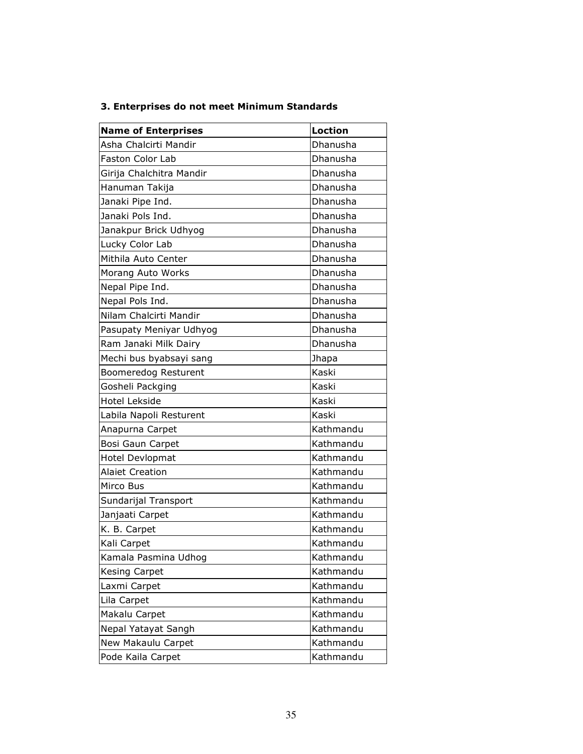### 3. Enterprises do not meet Minimum Standards

| Name of Enterprises | Loction |
|---|---|
| Asha Chalcirti Mandir | Dhanusha |
| Faston Color Lab | Dhanusha |
| Girija Chalchitra Mandir | Dhanusha |
| Hanuman Takija | Dhanusha |
| Janaki Pipe Ind. | Dhanusha |
| Janaki Pols Ind. | Dhanusha |
| Janakpur Brick Udhyog | Dhanusha |
| Lucky Color Lab | Dhanusha |
| Mithila Auto Center | Dhanusha |
| Morang Auto Works | Dhanusha |
| Nepal Pipe Ind. | Dhanusha |
| Nepal Pols Ind. | Dhanusha |
| Nilam Chalcirti Mandir | Dhanusha |
| Pasupaty Meniyar Udhyog | Dhanusha |
| Ram Janaki Milk Dairy | Dhanusha |
| Mechi bus byabsayi sang | Jhapa |
| Boomeredog Resturent | Kaski |
| Gosheli Packging | Kaski |
| Hotel Lekside | Kaski |
| Labila Napoli Resturent | Kaski |
| Anapurna Carpet | Kathmandu |
| Bosi Gaun Carpet | Kathmandu |
| Hotel Devlopmat | Kathmandu |
| Alaiet Creation | Kathmandu |
| Mirco Bus | Kathmandu |
| Sundarijal Transport | Kathmandu |
| Janjaati Carpet | Kathmandu |
| K. B. Carpet | Kathmandu |
| Kali Carpet | Kathmandu |
| Kamala Pasmina Udhog | Kathmandu |
| Kesing Carpet | Kathmandu |
| Laxmi Carpet | Kathmandu |
| Lila Carpet | Kathmandu |
| Makalu Carpet | Kathmandu |
| Nepal Yatayat Sangh | Kathmandu |
| New Makaulu Carpet | Kathmandu |
| Pode Kaila Carpet | Kathmandu |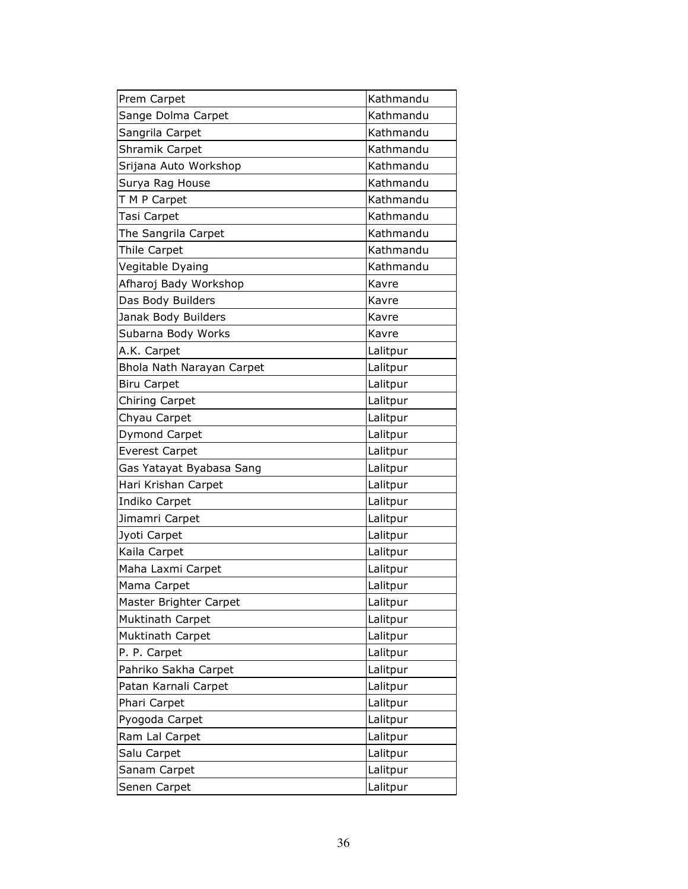| | |
|---|---|
| Prem Carpet | Kathmandu |
| Sange Dolma Carpet | Kathmandu |
| Sangrila Carpet | Kathmandu |
| Shramik Carpet | Kathmandu |
| Srijana Auto Workshop | Kathmandu |
| Surya Rag House | Kathmandu |
| T M P Carpet | Kathmandu |
| Tasi Carpet | Kathmandu |
| The Sangrila Carpet | Kathmandu |
| Thile Carpet | Kathmandu |
| Vegitable Dyaing | Kathmandu |
| Afharoj Bady Workshop | Kavre |
| Das Body Builders | Kavre |
| Janak Body Builders | Kavre |
| Subarna Body Works | Kavre |
| A.K. Carpet | Lalitpur |
| Bhola Nath Narayan Carpet | Lalitpur |
| Biru Carpet | Lalitpur |
| Chiring Carpet | Lalitpur |
| Chyau Carpet | Lalitpur |
| Dymond Carpet | Lalitpur |
| Everest Carpet | Lalitpur |
| Gas Yatayat Byabasa Sang | Lalitpur |
| Hari Krishan Carpet | Lalitpur |
| Indiko Carpet | Lalitpur |
| Jimamri Carpet | Lalitpur |
| Jyoti Carpet | Lalitpur |
| Kaila Carpet | Lalitpur |
| Maha Laxmi Carpet | Lalitpur |
| Mama Carpet | Lalitpur |
| Master Brighter Carpet | Lalitpur |
| Muktinath Carpet | Lalitpur |
| Muktinath Carpet | Lalitpur |
| P. P. Carpet | Lalitpur |
| Pahriko Sakha Carpet | Lalitpur |
| Patan Karnali Carpet | Lalitpur |
| Phari Carpet | Lalitpur |
| Pyogoda Carpet | Lalitpur |
| Ram Lal Carpet | Lalitpur |
| Salu Carpet | Lalitpur |
| Sanam Carpet | Lalitpur |
| Senen Carpet | Lalitpur |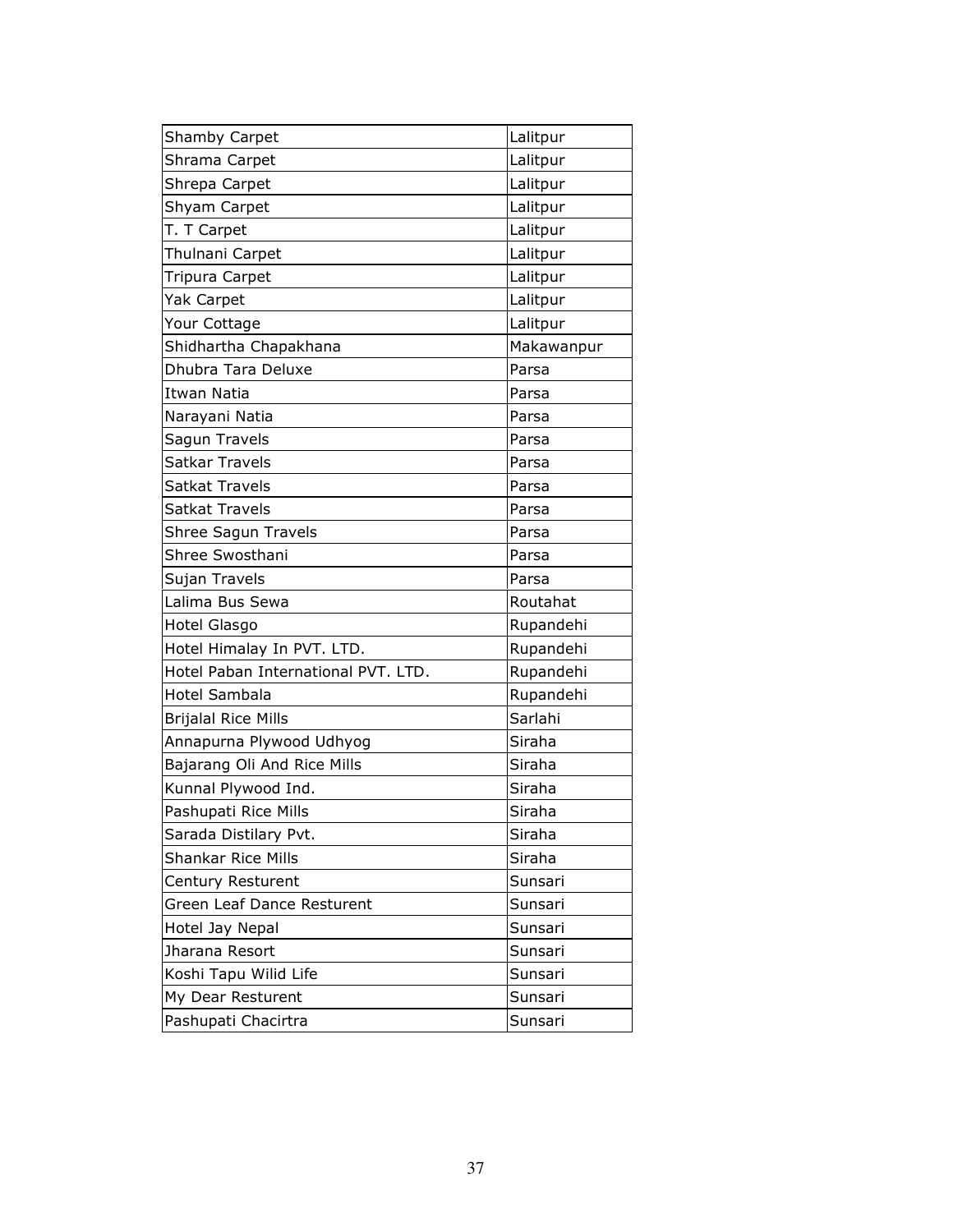| | |
|---|---|
| Shamby Carpet | Lalitpur |
| Shrama Carpet | Lalitpur |
| Shrepa Carpet | Lalitpur |
| Shyam Carpet | Lalitpur |
| T. T Carpet | Lalitpur |
| Thulnani Carpet | Lalitpur |
| Tripura Carpet | Lalitpur |
| Yak Carpet | Lalitpur |
| Your Cottage | Lalitpur |
| Shidhartha Chapakhana | Makawanpur |
| Dhubra Tara Deluxe | Parsa |
| Itwan Natia | Parsa |
| Narayani Natia | Parsa |
| Sagun Travels | Parsa |
| Satkar Travels | Parsa |
| Satkat Travels | Parsa |
| Satkat Travels | Parsa |
| Shree Sagun Travels | Parsa |
| Shree Swosthani | Parsa |
| Sujan Travels | Parsa |
| Lalima Bus Sewa | Routahat |
| Hotel Glasgo | Rupandehi |
| Hotel Himalay In PVT. LTD. | Rupandehi |
| Hotel Paban International PVT. LTD. | Rupandehi |
| Hotel Sambala | Rupandehi |
| Brijalal Rice Mills | Sarlahi |
| Annapurna Plywood Udhyog | Siraha |
| Bajarang Oli And Rice Mills | Siraha |
| Kunnal Plywood Ind. | Siraha |
| Pashupati Rice Mills | Siraha |
| Sarada Distilary Pvt. | Siraha |
| Shankar Rice Mills | Siraha |
| Century Resturent | Sunsari |
| Green Leaf Dance Resturent | Sunsari |
| Hotel Jay Nepal | Sunsari |
| Jharana Resort | Sunsari |
| Koshi Tapu Wilid Life | Sunsari |
| My Dear Resturent | Sunsari |
| Pashupati Chacirtra | Sunsari |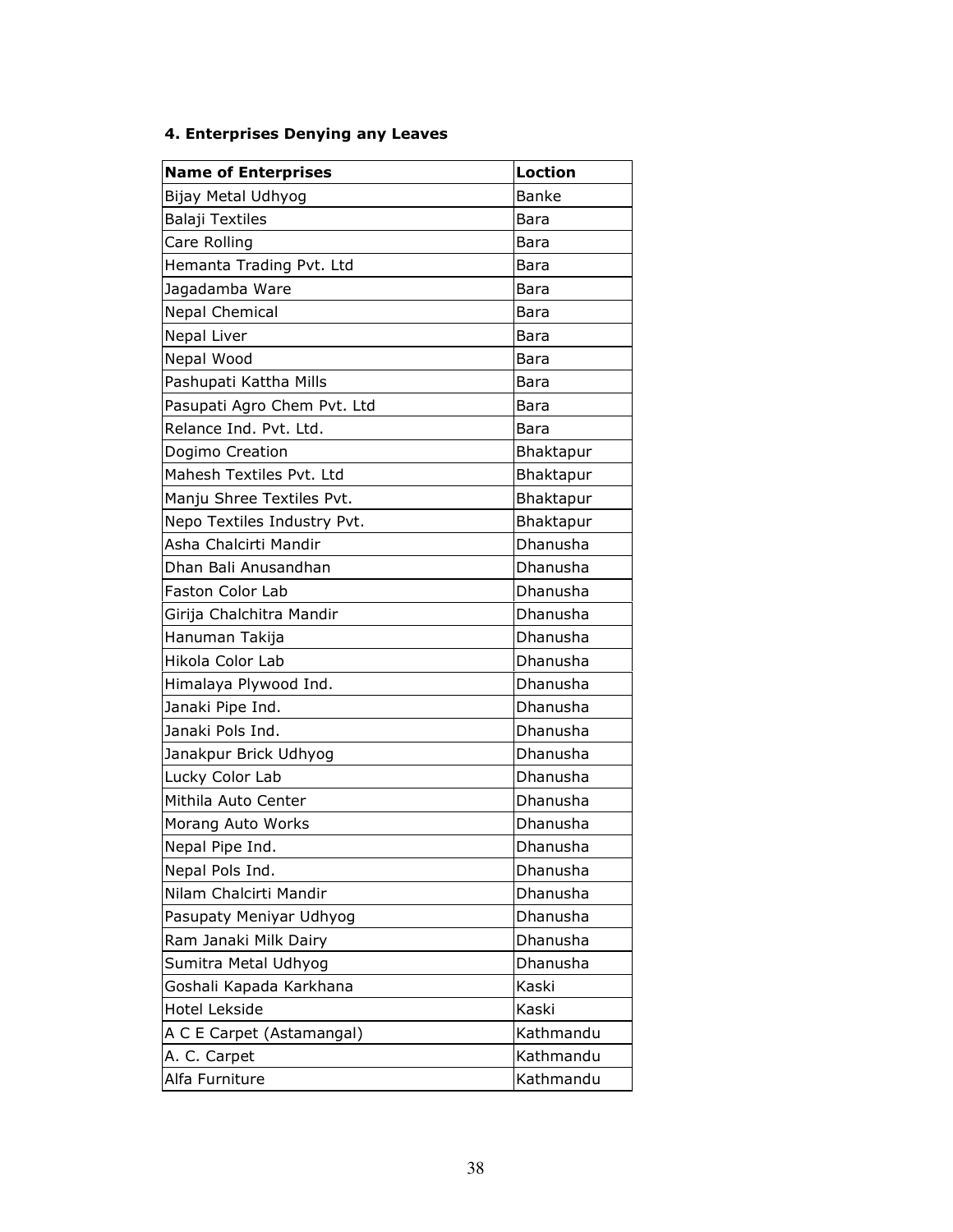### 4. Enterprises Denying any Leaves

| Name of Enterprises | Loction |
|---|---|
| Bijay Metal Udhyog | Banke |
| Balaji Textiles | Bara |
| Care Rolling | Bara |
| Hemanta Trading Pvt. Ltd | Bara |
| Jagadamba Ware | Bara |
| Nepal Chemical | Bara |
| Nepal Liver | Bara |
| Nepal Wood | Bara |
| Pashupati Kattha Mills | Bara |
| Pasupati Agro Chem Pvt. Ltd | Bara |
| Relance Ind. Pvt. Ltd. | Bara |
| Dogimo Creation | Bhaktapur |
| Mahesh Textiles Pvt. Ltd | Bhaktapur |
| Manju Shree Textiles Pvt. | Bhaktapur |
| Nepo Textiles Industry Pvt. | Bhaktapur |
| Asha Chalcirti Mandir | Dhanusha |
| Dhan Bali Anusandhan | Dhanusha |
| Faston Color Lab | Dhanusha |
| Girija Chalchitra Mandir | Dhanusha |
| Hanuman Takija | Dhanusha |
| Hikola Color Lab | Dhanusha |
| Himalaya Plywood Ind. | Dhanusha |
| Janaki Pipe Ind. | Dhanusha |
| Janaki Pols Ind. | Dhanusha |
| Janakpur Brick Udhyog | Dhanusha |
| Lucky Color Lab | Dhanusha |
| Mithila Auto Center | Dhanusha |
| Morang Auto Works | Dhanusha |
| Nepal Pipe Ind. | Dhanusha |
| Nepal Pols Ind. | Dhanusha |
| Nilam Chalcirti Mandir | Dhanusha |
| Pasupaty Meniyar Udhyog | Dhanusha |
| Ram Janaki Milk Dairy | Dhanusha |
| Sumitra Metal Udhyog | Dhanusha |
| Goshali Kapada Karkhana | Kaski |
| Hotel Lekside | Kaski |
| A C E Carpet (Astamangal) | Kathmandu |
| A. C. Carpet | Kathmandu |
| Alfa Furniture | Kathmandu |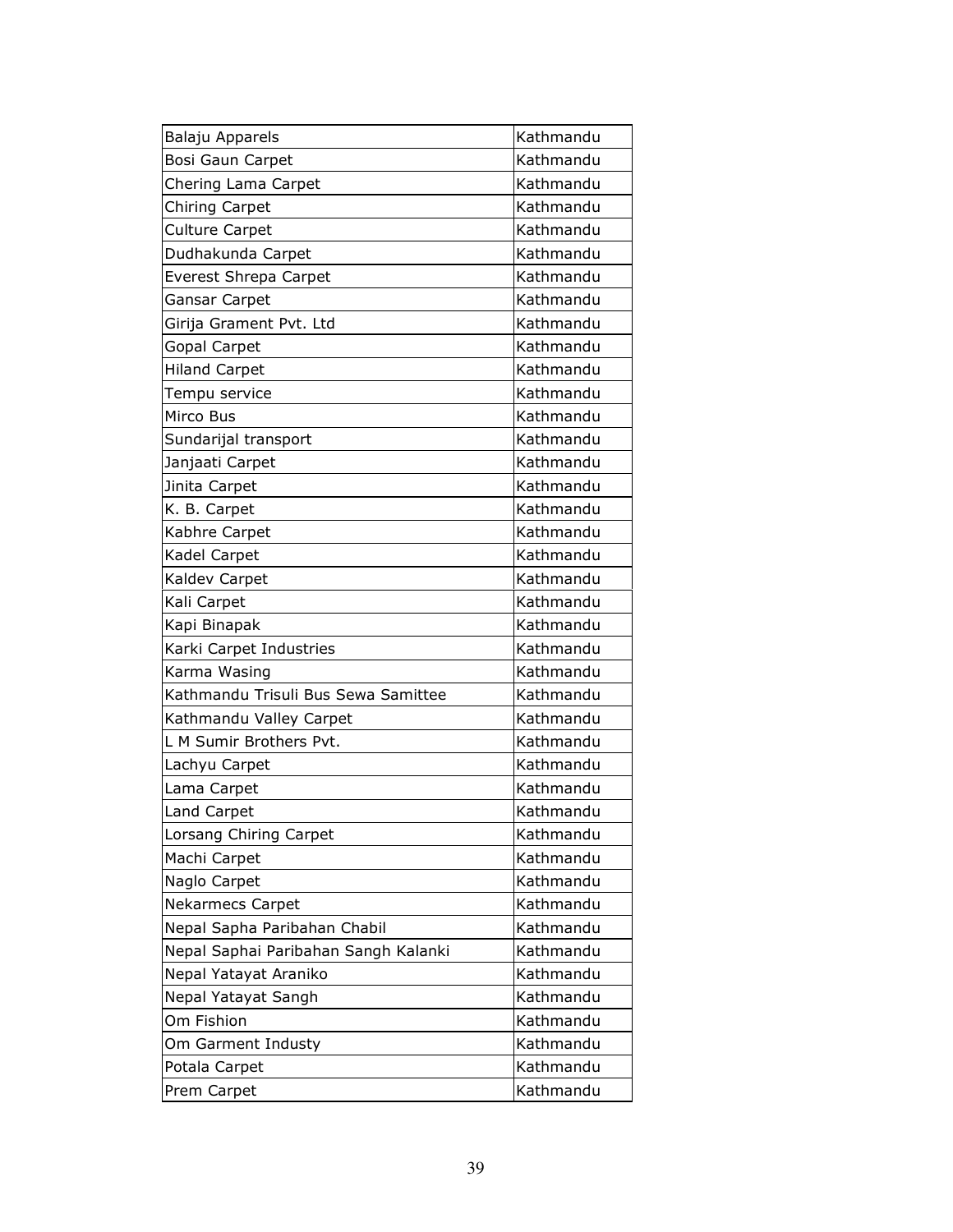| | |
|---|---|
| Balaju Apparels | Kathmandu |
| Bosi Gaun Carpet | Kathmandu |
| Chering Lama Carpet | Kathmandu |
| Chiring Carpet | Kathmandu |
| Culture Carpet | Kathmandu |
| Dudhakunda Carpet | Kathmandu |
| Everest Shrepa Carpet | Kathmandu |
| Gansar Carpet | Kathmandu |
| Girija Grament Pvt. Ltd | Kathmandu |
| Gopal Carpet | Kathmandu |
| Hiland Carpet | Kathmandu |
| Tempu service | Kathmandu |
| Mirco Bus | Kathmandu |
| Sundarijal transport | Kathmandu |
| Janjaati Carpet | Kathmandu |
| Jinita Carpet | Kathmandu |
| K. B. Carpet | Kathmandu |
| Kabhre Carpet | Kathmandu |
| Kadel Carpet | Kathmandu |
| Kaldev Carpet | Kathmandu |
| Kali Carpet | Kathmandu |
| Kapi Binapak | Kathmandu |
| Karki Carpet Industries | Kathmandu |
| Karma Wasing | Kathmandu |
| Kathmandu Trisuli Bus Sewa Samittee | Kathmandu |
| Kathmandu Valley Carpet | Kathmandu |
| L M Sumir Brothers Pvt. | Kathmandu |
| Lachyu Carpet | Kathmandu |
| Lama Carpet | Kathmandu |
| Land Carpet | Kathmandu |
| Lorsang Chiring Carpet | Kathmandu |
| Machi Carpet | Kathmandu |
| Naglo Carpet | Kathmandu |
| Nekarmecs Carpet | Kathmandu |
| Nepal Sapha Paribahan Chabil | Kathmandu |
| Nepal Saphai Paribahan Sangh Kalanki | Kathmandu |
| Nepal Yatayat Araniko | Kathmandu |
| Nepal Yatayat Sangh | Kathmandu |
| Om Fishion | Kathmandu |
| Om Garment Industy | Kathmandu |
| Potala Carpet | Kathmandu |
| Prem Carpet | Kathmandu |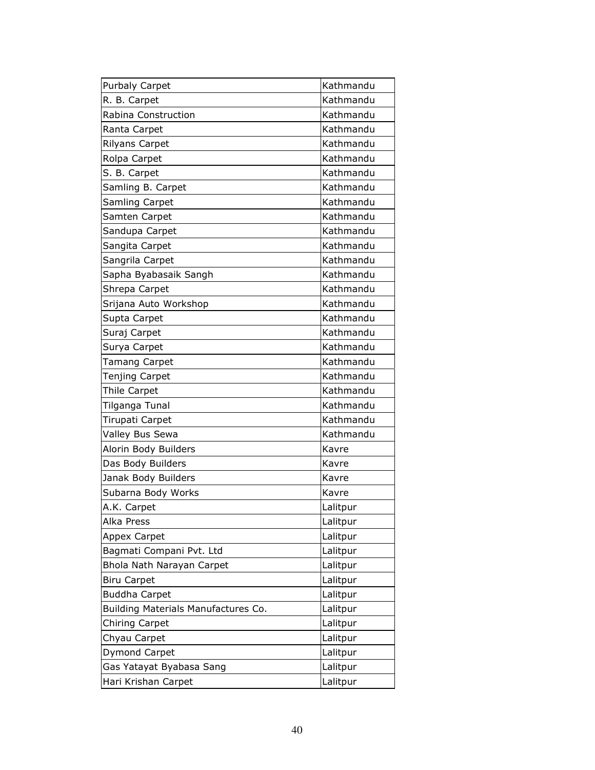| | |
|---|---|
| Purbaly Carpet | Kathmandu |
| R. B. Carpet | Kathmandu |
| Rabina Construction | Kathmandu |
| Ranta Carpet | Kathmandu |
| Rilyans Carpet | Kathmandu |
| Rolpa Carpet | Kathmandu |
| S. B. Carpet | Kathmandu |
| Samling B. Carpet | Kathmandu |
| Samling Carpet | Kathmandu |
| Samten Carpet | Kathmandu |
| Sandupa Carpet | Kathmandu |
| Sangita Carpet | Kathmandu |
| Sangrila Carpet | Kathmandu |
| Sapha Byabasaik Sangh | Kathmandu |
| Shrepa Carpet | Kathmandu |
| Srijana Auto Workshop | Kathmandu |
| Supta Carpet | Kathmandu |
| Suraj Carpet | Kathmandu |
| Surya Carpet | Kathmandu |
| Tamang Carpet | Kathmandu |
| Tenjing Carpet | Kathmandu |
| Thile Carpet | Kathmandu |
| Tilganga Tunal | Kathmandu |
| Tirupati Carpet | Kathmandu |
| Valley Bus Sewa | Kathmandu |
| Alorin Body Builders | Kavre |
| Das Body Builders | Kavre |
| Janak Body Builders | Kavre |
| Subarna Body Works | Kavre |
| A.K. Carpet | Lalitpur |
| Alka Press | Lalitpur |
| Appex Carpet | Lalitpur |
| Bagmati Compani Pvt. Ltd | Lalitpur |
| Bhola Nath Narayan Carpet | Lalitpur |
| Biru Carpet | Lalitpur |
| Buddha Carpet | Lalitpur |
| Building Materials Manufactures Co. | Lalitpur |
| Chiring Carpet | Lalitpur |
| Chyau Carpet | Lalitpur |
| Dymond Carpet | Lalitpur |
| Gas Yatayat Byabasa Sang | Lalitpur |
| Hari Krishan Carpet | Lalitpur |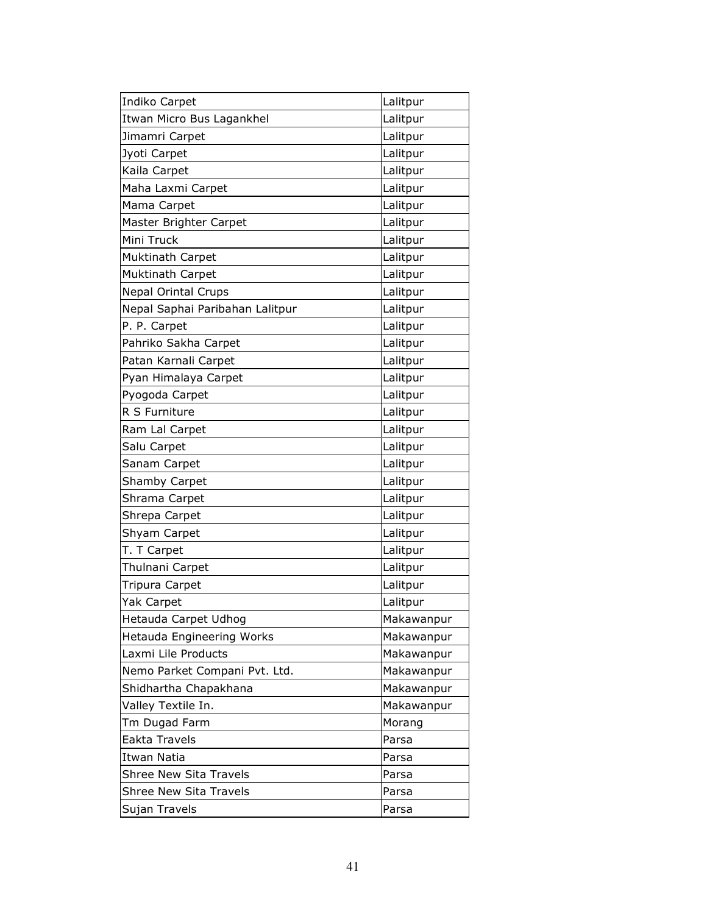| | |
|---|---|
| Indiko Carpet | Lalitpur |
| Itwan Micro Bus Lagankhel | Lalitpur |
| Jimamri Carpet | Lalitpur |
| Jyoti Carpet | Lalitpur |
| Kaila Carpet | Lalitpur |
| Maha Laxmi Carpet | Lalitpur |
| Mama Carpet | Lalitpur |
| Master Brighter Carpet | Lalitpur |
| Mini Truck | Lalitpur |
| Muktinath Carpet | Lalitpur |
| Muktinath Carpet | Lalitpur |
| Nepal Orintal Crups | Lalitpur |
| Nepal Saphai Paribahan Lalitpur | Lalitpur |
| P. P. Carpet | Lalitpur |
| Pahriko Sakha Carpet | Lalitpur |
| Patan Karnali Carpet | Lalitpur |
| Pyan Himalaya Carpet | Lalitpur |
| Pyogoda Carpet | Lalitpur |
| R S Furniture | Lalitpur |
| Ram Lal Carpet | Lalitpur |
| Salu Carpet | Lalitpur |
| Sanam Carpet | Lalitpur |
| Shamby Carpet | Lalitpur |
| Shrama Carpet | Lalitpur |
| Shrepa Carpet | Lalitpur |
| Shyam Carpet | Lalitpur |
| T. T Carpet | Lalitpur |
| Thulnani Carpet | Lalitpur |
| Tripura Carpet | Lalitpur |
| Yak Carpet | Lalitpur |
| Hetauda Carpet Udhog | Makawanpur |
| Hetauda Engineering Works | Makawanpur |
| Laxmi Lile Products | Makawanpur |
| Nemo Parket Compani Pvt. Ltd. | Makawanpur |
| Shidhartha Chapakhana | Makawanpur |
| Valley Textile In. | Makawanpur |
| Tm Dugad Farm | Morang |
| Eakta Travels | Parsa |
| Itwan Natia | Parsa |
| Shree New Sita Travels | Parsa |
| Shree New Sita Travels | Parsa |
| Sujan Travels | Parsa |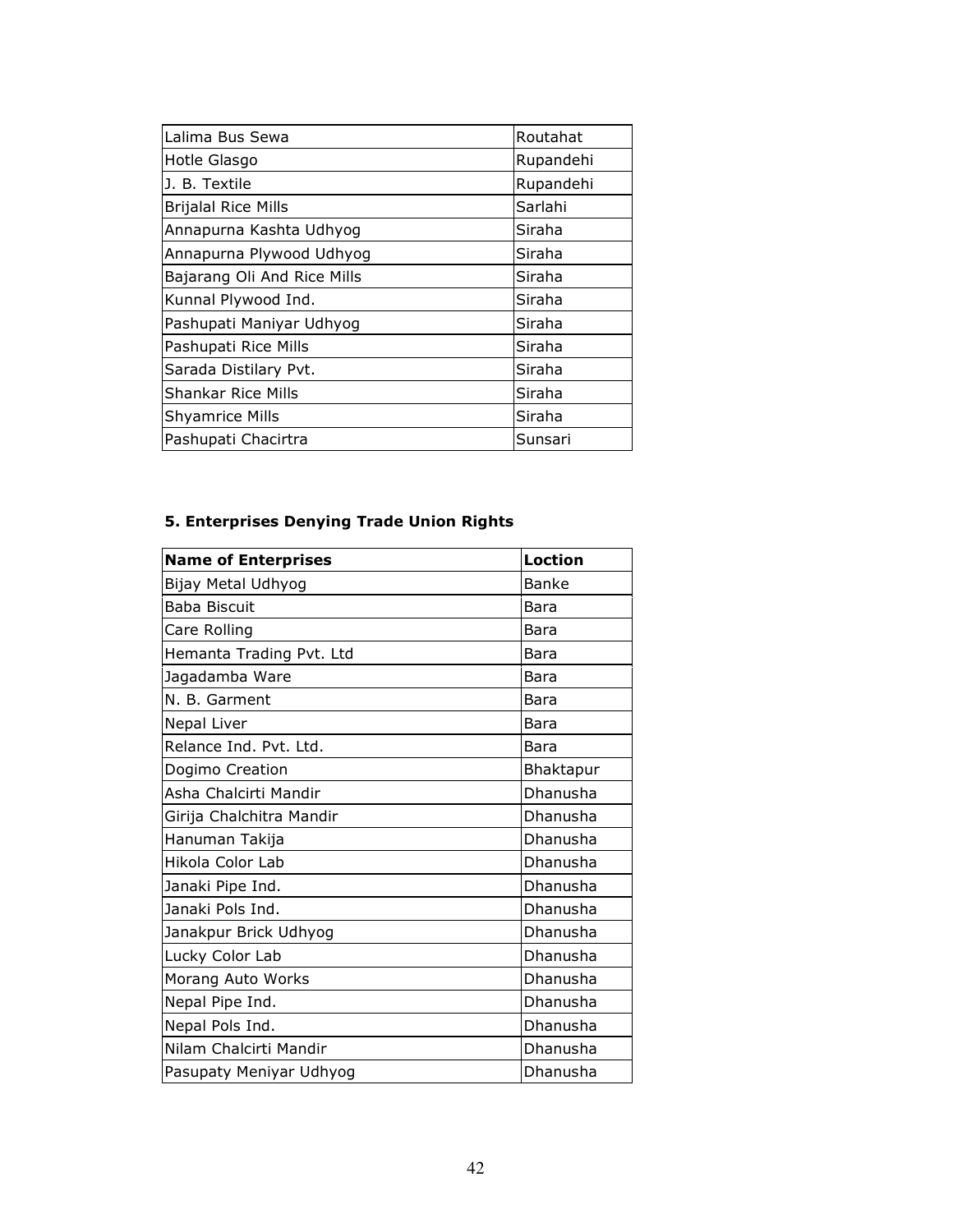| | |
|---|---|
| Lalima Bus Sewa | Routahat |
| Hotle Glasgo | Rupandehi |
| J. B. Textile | Rupandehi |
| Brijalal Rice Mills | Sarlahi |
| Annapurna Kashta Udhyog | Siraha |
| Annapurna Plywood Udhyog | Siraha |
| Bajarang Oli And Rice Mills | Siraha |
| Kunnal Plywood Ind. | Siraha |
| Pashupati Maniyar Udhyog | Siraha |
| Pashupati Rice Mills | Siraha |
| Sarada Distilary Pvt. | Siraha |
| Shankar Rice Mills | Siraha |
| Shyamrice Mills | Siraha |
| Pashupati Chacirtra | Sunsari |

**5. Enterprises Denying Trade Union Rights**

| Name of Enterprises | Loction |
|---|---|
| Bijay Metal Udhyog | Banke |
| Baba Biscuit | Bara |
| Care Rolling | Bara |
| Hemanta Trading Pvt. Ltd | Bara |
| Jagadamba Ware | Bara |
| N. B. Garment | Bara |
| Nepal Liver | Bara |
| Relance Ind. Pvt. Ltd. | Bara |
| Dogimo Creation | Bhaktapur |
| Asha Chalcirti Mandir | Dhanusha |
| Girija Chalchitra Mandir | Dhanusha |
| Hanuman Takija | Dhanusha |
| Hikola Color Lab | Dhanusha |
| Janaki Pipe Ind. | Dhanusha |
| Janaki Pols Ind. | Dhanusha |
| Janakpur Brick Udhyog | Dhanusha |
| Lucky Color Lab | Dhanusha |
| Morang Auto Works | Dhanusha |
| Nepal Pipe Ind. | Dhanusha |
| Nepal Pols Ind. | Dhanusha |
| Nilam Chalcirti Mandir | Dhanusha |
| Pasupaty Meniyar Udhyog | Dhanusha |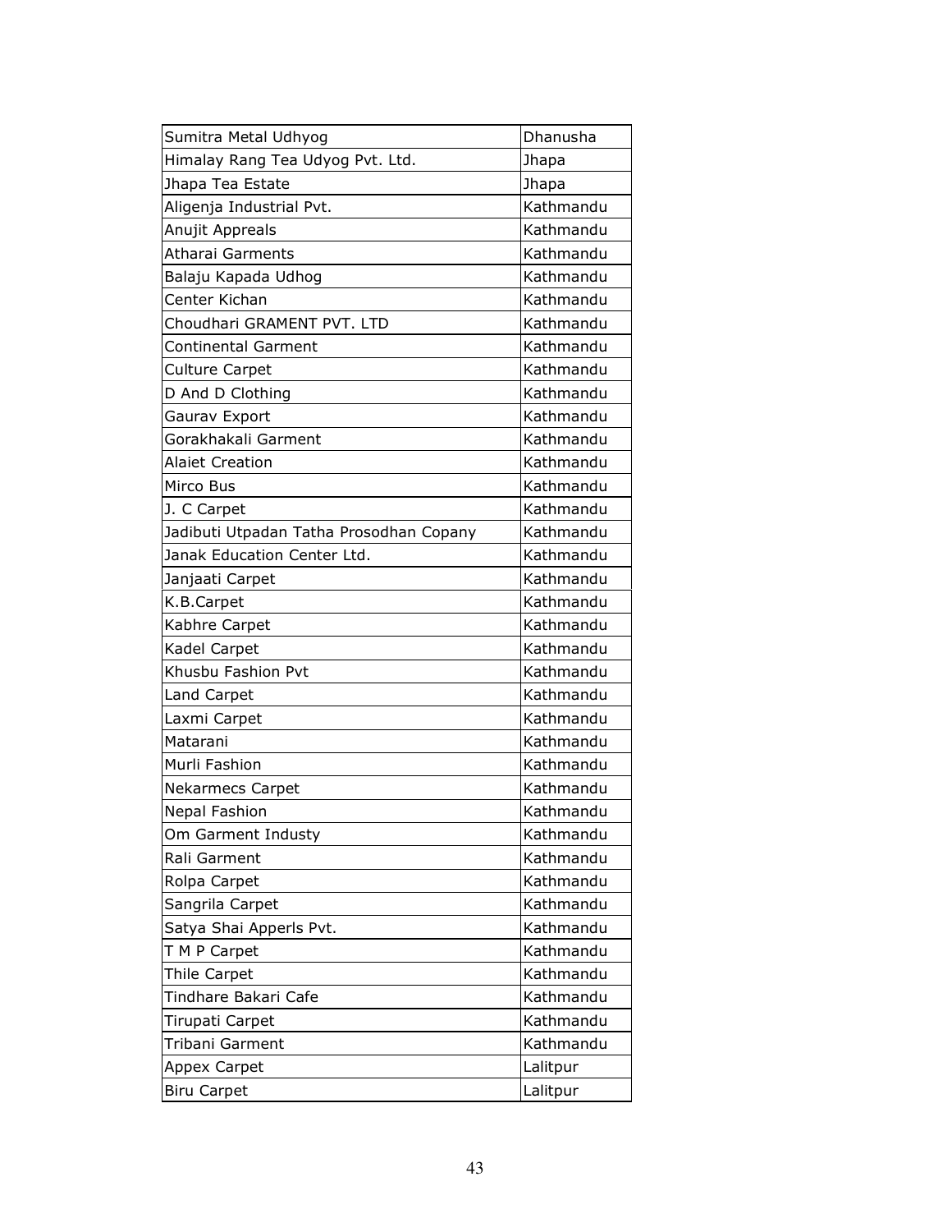| | |
|---|---|
| Sumitra Metal Udhyog | Dhanusha |
| Himalay Rang Tea Udyog Pvt. Ltd. | Jhapa |
| Jhapa Tea Estate | Jhapa |
| Aligenja Industrial Pvt. | Kathmandu |
| Anujit Appreals | Kathmandu |
| Atharai Garments | Kathmandu |
| Balaju Kapada Udhog | Kathmandu |
| Center Kichan | Kathmandu |
| Choudhari GRAMENT PVT. LTD | Kathmandu |
| Continental Garment | Kathmandu |
| Culture Carpet | Kathmandu |
| D And D Clothing | Kathmandu |
| Gaurav Export | Kathmandu |
| Gorakhakali Garment | Kathmandu |
| Alaiet Creation | Kathmandu |
| Mirco Bus | Kathmandu |
| J. C Carpet | Kathmandu |
| Jadibuti Utpadan Tatha Prosodhan Copany | Kathmandu |
| Janak Education Center Ltd. | Kathmandu |
| Janjaati Carpet | Kathmandu |
| K.B.Carpet | Kathmandu |
| Kabhre Carpet | Kathmandu |
| Kadel Carpet | Kathmandu |
| Khusbu Fashion Pvt | Kathmandu |
| Land Carpet | Kathmandu |
| Laxmi Carpet | Kathmandu |
| Matarani | Kathmandu |
| Murli Fashion | Kathmandu |
| Nekarmecs Carpet | Kathmandu |
| Nepal Fashion | Kathmandu |
| Om Garment Industy | Kathmandu |
| Rali Garment | Kathmandu |
| Rolpa Carpet | Kathmandu |
| Sangrila Carpet | Kathmandu |
| Satya Shai Apperls Pvt. | Kathmandu |
| T M P Carpet | Kathmandu |
| Thile Carpet | Kathmandu |
| Tindhare Bakari Cafe | Kathmandu |
| Tirupati Carpet | Kathmandu |
| Tribani Garment | Kathmandu |
| Appex Carpet | Lalitpur |
| Biru Carpet | Lalitpur |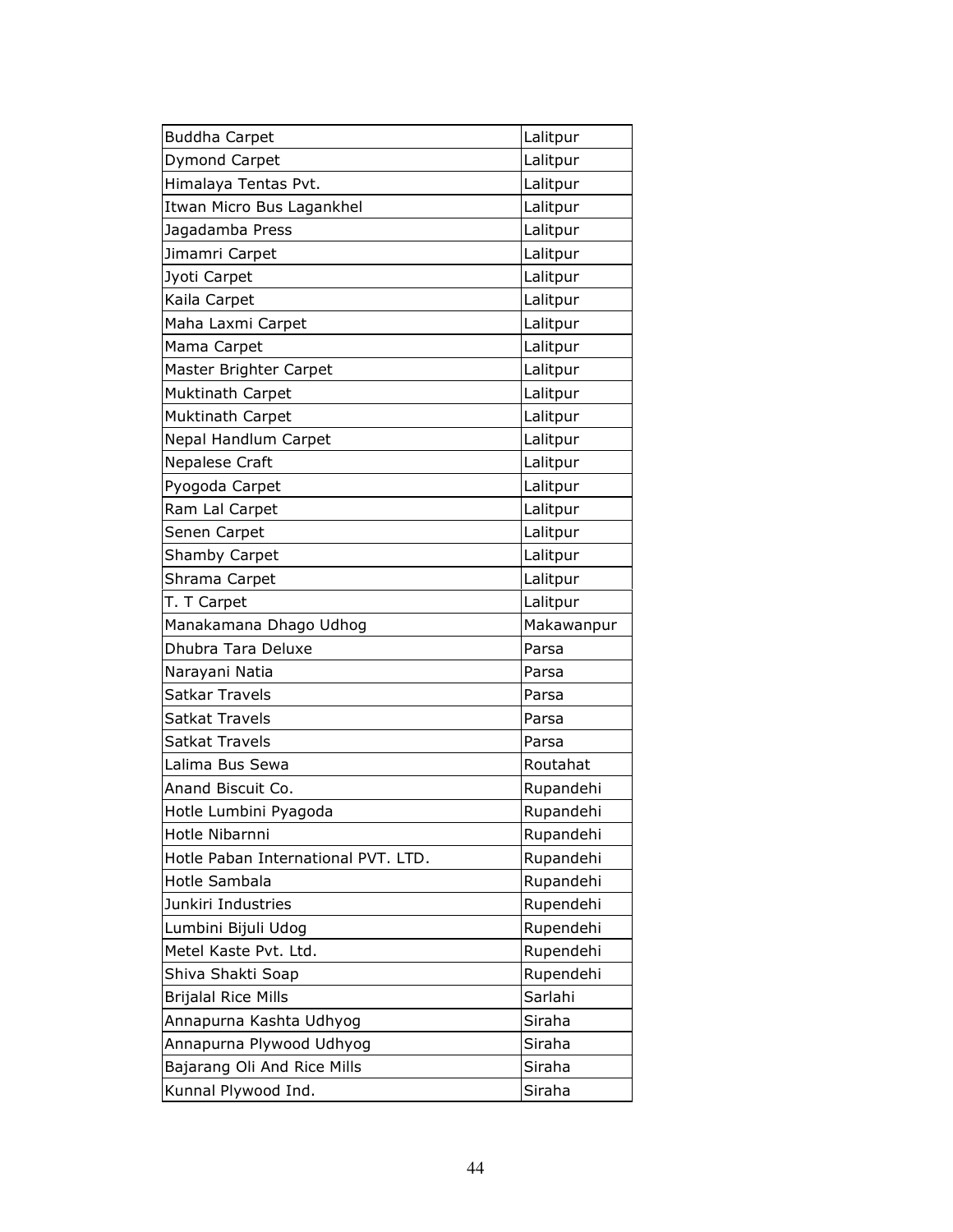| | |
|---|---|
| Buddha Carpet | Lalitpur |
| Dymond Carpet | Lalitpur |
| Himalaya Tentas Pvt. | Lalitpur |
| Itwan Micro Bus Lagankhel | Lalitpur |
| Jagadamba Press | Lalitpur |
| Jimamri Carpet | Lalitpur |
| Jyoti Carpet | Lalitpur |
| Kaila Carpet | Lalitpur |
| Maha Laxmi Carpet | Lalitpur |
| Mama Carpet | Lalitpur |
| Master Brighter Carpet | Lalitpur |
| Muktinath Carpet | Lalitpur |
| Muktinath Carpet | Lalitpur |
| Nepal Handlum Carpet | Lalitpur |
| Nepalese Craft | Lalitpur |
| Pyogoda Carpet | Lalitpur |
| Ram Lal Carpet | Lalitpur |
| Senen Carpet | Lalitpur |
| Shamby Carpet | Lalitpur |
| Shrama Carpet | Lalitpur |
| T. T Carpet | Lalitpur |
| Manakamana Dhago Udhog | Makawanpur |
| Dhubra Tara Deluxe | Parsa |
| Narayani Natia | Parsa |
| Satkar Travels | Parsa |
| Satkat Travels | Parsa |
| Satkat Travels | Parsa |
| Lalima Bus Sewa | Routahat |
| Anand Biscuit Co. | Rupandehi |
| Hotle Lumbini Pyagoda | Rupandehi |
| Hotle Nibarnni | Rupandehi |
| Hotle Paban International PVT. LTD. | Rupandehi |
| Hotle Sambala | Rupandehi |
| Junkiri Industries | Rupendehi |
| Lumbini Bijuli Udog | Rupendehi |
| Metel Kaste Pvt. Ltd. | Rupendehi |
| Shiva Shakti Soap | Rupendehi |
| Brijalal Rice Mills | Sarlahi |
| Annapurna Kashta Udhyog | Siraha |
| Annapurna Plywood Udhyog | Siraha |
| Bajarang Oli And Rice Mills | Siraha |
| Kunnal Plywood Ind. | Siraha |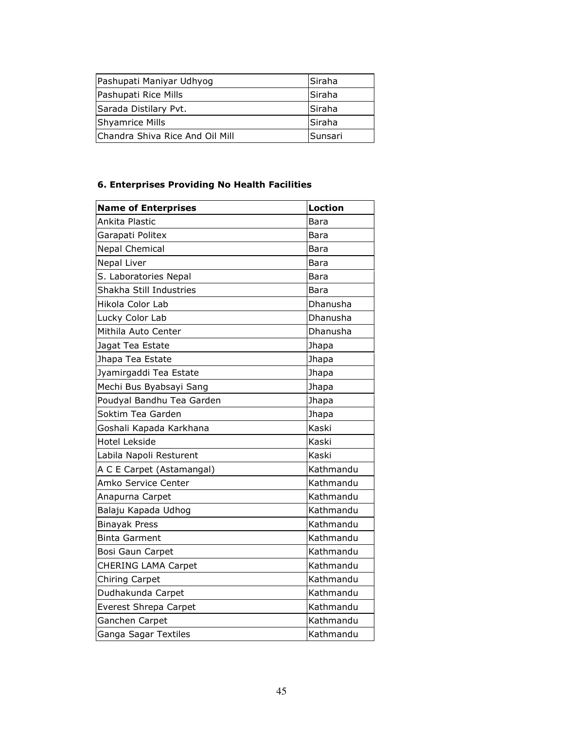| | |
|---|---|
| Pashupati Maniyar Udhyog | Siraha |
| Pashupati Rice Mills | Siraha |
| Sarada Distilary Pvt. | Siraha |
| Shyamrice Mills | Siraha |
| Chandra Shiva Rice And Oil Mill | Sunsari |

**6. Enterprises Providing No Health Facilities**

| Name of Enterprises | Loction |
|---|---|
| Ankita Plastic | Bara |
| Garapati Politex | Bara |
| Nepal Chemical | Bara |
| Nepal Liver | Bara |
| S. Laboratories Nepal | Bara |
| Shakha Still Industries | Bara |
| Hikola Color Lab | Dhanusha |
| Lucky Color Lab | Dhanusha |
| Mithila Auto Center | Dhanusha |
| Jagat Tea Estate | Jhapa |
| Jhapa Tea Estate | Jhapa |
| Jyamirgaddi Tea Estate | Jhapa |
| Mechi Bus Byabsayi Sang | Jhapa |
| Poudyal Bandhu Tea Garden | Jhapa |
| Soktim Tea Garden | Jhapa |
| Goshali Kapada Karkhana | Kaski |
| Hotel Lekside | Kaski |
| Labila Napoli Resturent | Kaski |
| A C E Carpet (Astamangal) | Kathmandu |
| Amko Service Center | Kathmandu |
| Anapurna Carpet | Kathmandu |
| Balaju Kapada Udhog | Kathmandu |
| Binayak Press | Kathmandu |
| Binta Garment | Kathmandu |
| Bosi Gaun Carpet | Kathmandu |
| CHERING LAMA Carpet | Kathmandu |
| Chiring Carpet | Kathmandu |
| Dudhakunda Carpet | Kathmandu |
| Everest Shrepa Carpet | Kathmandu |
| Ganchen Carpet | Kathmandu |
| Ganga Sagar Textiles | Kathmandu |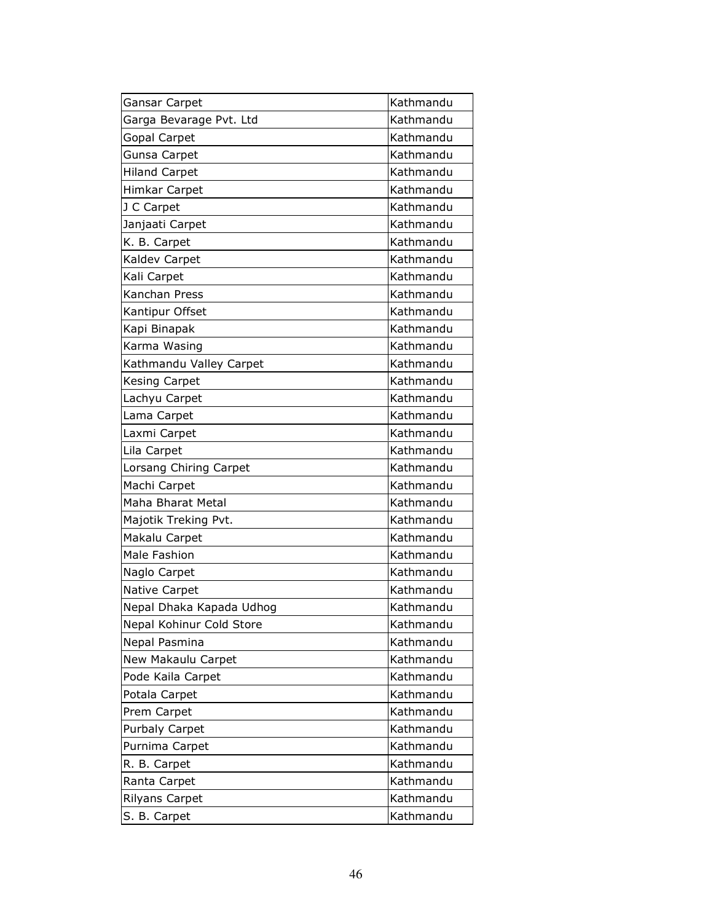| | |
|---|---|
| Gansar Carpet | Kathmandu |
| Garga Bevarage Pvt. Ltd | Kathmandu |
| Gopal Carpet | Kathmandu |
| Gunsa Carpet | Kathmandu |
| Hiland Carpet | Kathmandu |
| Himkar Carpet | Kathmandu |
| J C Carpet | Kathmandu |
| Janjaati Carpet | Kathmandu |
| K. B. Carpet | Kathmandu |
| Kaldev Carpet | Kathmandu |
| Kali Carpet | Kathmandu |
| Kanchan Press | Kathmandu |
| Kantipur Offset | Kathmandu |
| Kapi Binapak | Kathmandu |
| Karma Wasing | Kathmandu |
| Kathmandu Valley Carpet | Kathmandu |
| Kesing Carpet | Kathmandu |
| Lachyu Carpet | Kathmandu |
| Lama Carpet | Kathmandu |
| Laxmi Carpet | Kathmandu |
| Lila Carpet | Kathmandu |
| Lorsang Chiring Carpet | Kathmandu |
| Machi Carpet | Kathmandu |
| Maha Bharat Metal | Kathmandu |
| Majotik Treking Pvt. | Kathmandu |
| Makalu Carpet | Kathmandu |
| Male Fashion | Kathmandu |
| Naglo Carpet | Kathmandu |
| Native Carpet | Kathmandu |
| Nepal Dhaka Kapada Udhog | Kathmandu |
| Nepal Kohinur Cold Store | Kathmandu |
| Nepal Pasmina | Kathmandu |
| New Makaulu Carpet | Kathmandu |
| Pode Kaila Carpet | Kathmandu |
| Potala Carpet | Kathmandu |
| Prem Carpet | Kathmandu |
| Purbaly Carpet | Kathmandu |
| Purnima Carpet | Kathmandu |
| R. B. Carpet | Kathmandu |
| Ranta Carpet | Kathmandu |
| Rilyans Carpet | Kathmandu |
| S. B. Carpet | Kathmandu |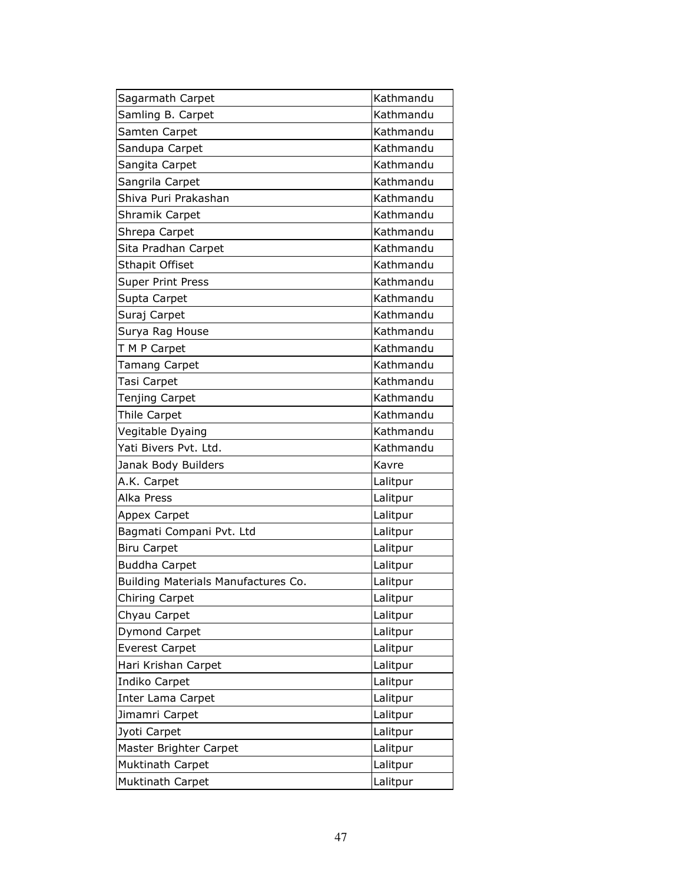| | |
|---|---|
| Sagarmath Carpet | Kathmandu |
| Samling B. Carpet | Kathmandu |
| Samten Carpet | Kathmandu |
| Sandupa Carpet | Kathmandu |
| Sangita Carpet | Kathmandu |
| Sangrila Carpet | Kathmandu |
| Shiva Puri Prakashan | Kathmandu |
| Shramik Carpet | Kathmandu |
| Shrepa Carpet | Kathmandu |
| Sita Pradhan Carpet | Kathmandu |
| Sthapit Offiset | Kathmandu |
| Super Print Press | Kathmandu |
| Supta Carpet | Kathmandu |
| Suraj Carpet | Kathmandu |
| Surya Rag House | Kathmandu |
| T M P Carpet | Kathmandu |
| Tamang Carpet | Kathmandu |
| Tasi Carpet | Kathmandu |
| Tenjing Carpet | Kathmandu |
| Thile Carpet | Kathmandu |
| Vegitable Dyaing | Kathmandu |
| Yati Bivers Pvt. Ltd. | Kathmandu |
| Janak Body Builders | Kavre |
| A.K. Carpet | Lalitpur |
| Alka Press | Lalitpur |
| Appex Carpet | Lalitpur |
| Bagmati Compani Pvt. Ltd | Lalitpur |
| Biru Carpet | Lalitpur |
| Buddha Carpet | Lalitpur |
| Building Materials Manufactures Co. | Lalitpur |
| Chiring Carpet | Lalitpur |
| Chyau Carpet | Lalitpur |
| Dymond Carpet | Lalitpur |
| Everest Carpet | Lalitpur |
| Hari Krishan Carpet | Lalitpur |
| Indiko Carpet | Lalitpur |
| Inter Lama Carpet | Lalitpur |
| Jimamri Carpet | Lalitpur |
| Jyoti Carpet | Lalitpur |
| Master Brighter Carpet | Lalitpur |
| Muktinath Carpet | Lalitpur |
| Muktinath Carpet | Lalitpur |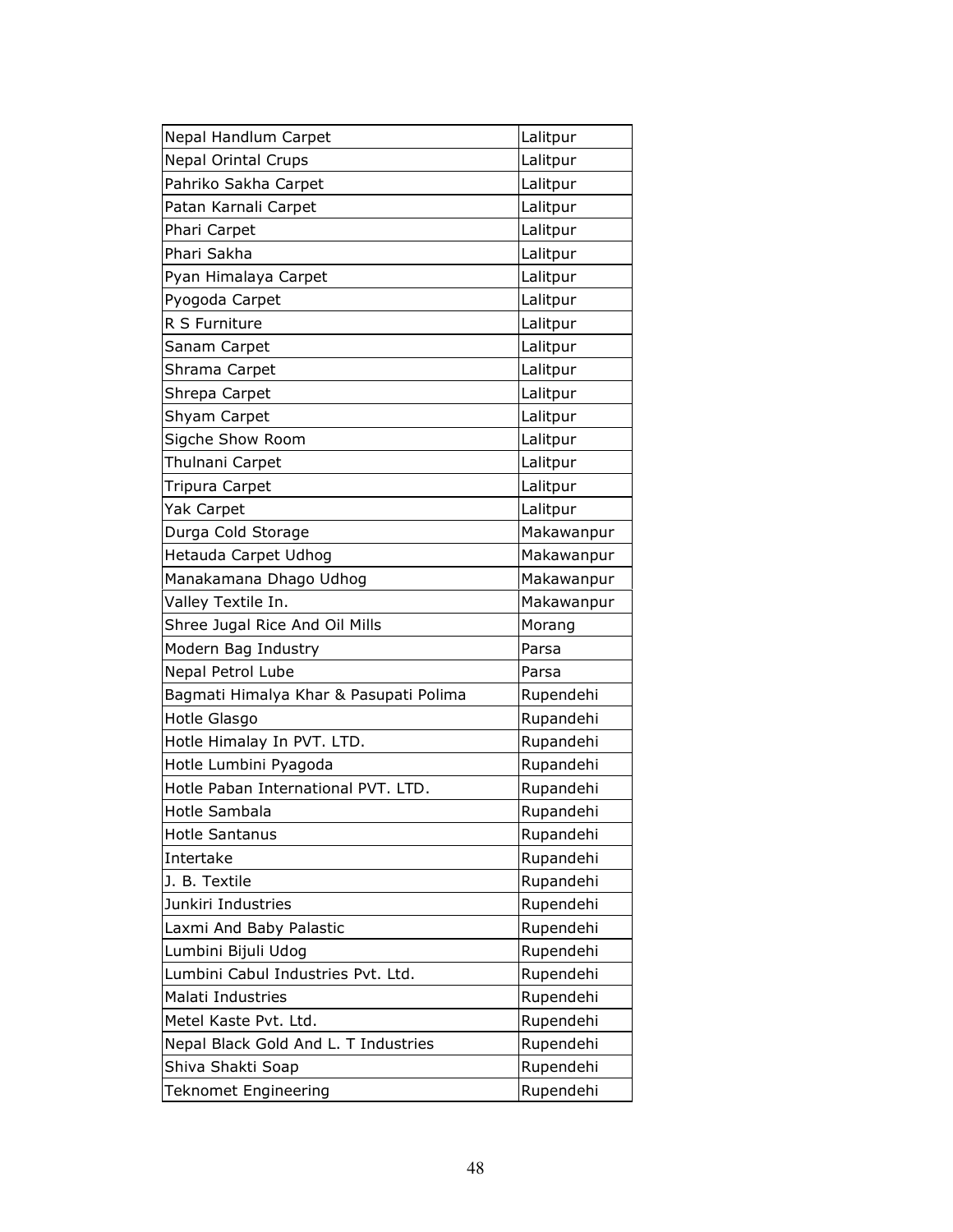| | |
|---|---|
| Nepal Handlum Carpet | Lalitpur |
| Nepal Orintal Crups | Lalitpur |
| Pahriko Sakha Carpet | Lalitpur |
| Patan Karnali Carpet | Lalitpur |
| Phari Carpet | Lalitpur |
| Phari Sakha | Lalitpur |
| Pyan Himalaya Carpet | Lalitpur |
| Pyogoda Carpet | Lalitpur |
| R S Furniture | Lalitpur |
| Sanam Carpet | Lalitpur |
| Shrama Carpet | Lalitpur |
| Shrepa Carpet | Lalitpur |
| Shyam Carpet | Lalitpur |
| Sigche Show Room | Lalitpur |
| Thulnani Carpet | Lalitpur |
| Tripura Carpet | Lalitpur |
| Yak Carpet | Lalitpur |
| Durga Cold Storage | Makawanpur |
| Hetauda Carpet Udhog | Makawanpur |
| Manakamana Dhago Udhog | Makawanpur |
| Valley Textile In. | Makawanpur |
| Shree Jugal Rice And Oil Mills | Morang |
| Modern Bag Industry | Parsa |
| Nepal Petrol Lube | Parsa |
| Bagmati Himalya Khar & Pasupati Polima | Rupendehi |
| Hotle Glasgo | Rupandehi |
| Hotle Himalay In PVT. LTD. | Rupandehi |
| Hotle Lumbini Pyagoda | Rupandehi |
| Hotle Paban International PVT. LTD. | Rupandehi |
| Hotle Sambala | Rupandehi |
| Hotle Santanus | Rupandehi |
| Intertake | Rupandehi |
| J. B. Textile | Rupandehi |
| Junkiri Industries | Rupendehi |
| Laxmi And Baby Palastic | Rupendehi |
| Lumbini Bijuli Udog | Rupendehi |
| Lumbini Cabul Industries Pvt. Ltd. | Rupendehi |
| Malati Industries | Rupendehi |
| Metel Kaste Pvt. Ltd. | Rupendehi |
| Nepal Black Gold And L. T Industries | Rupendehi |
| Shiva Shakti Soap | Rupendehi |
| Teknomet Engineering | Rupendehi |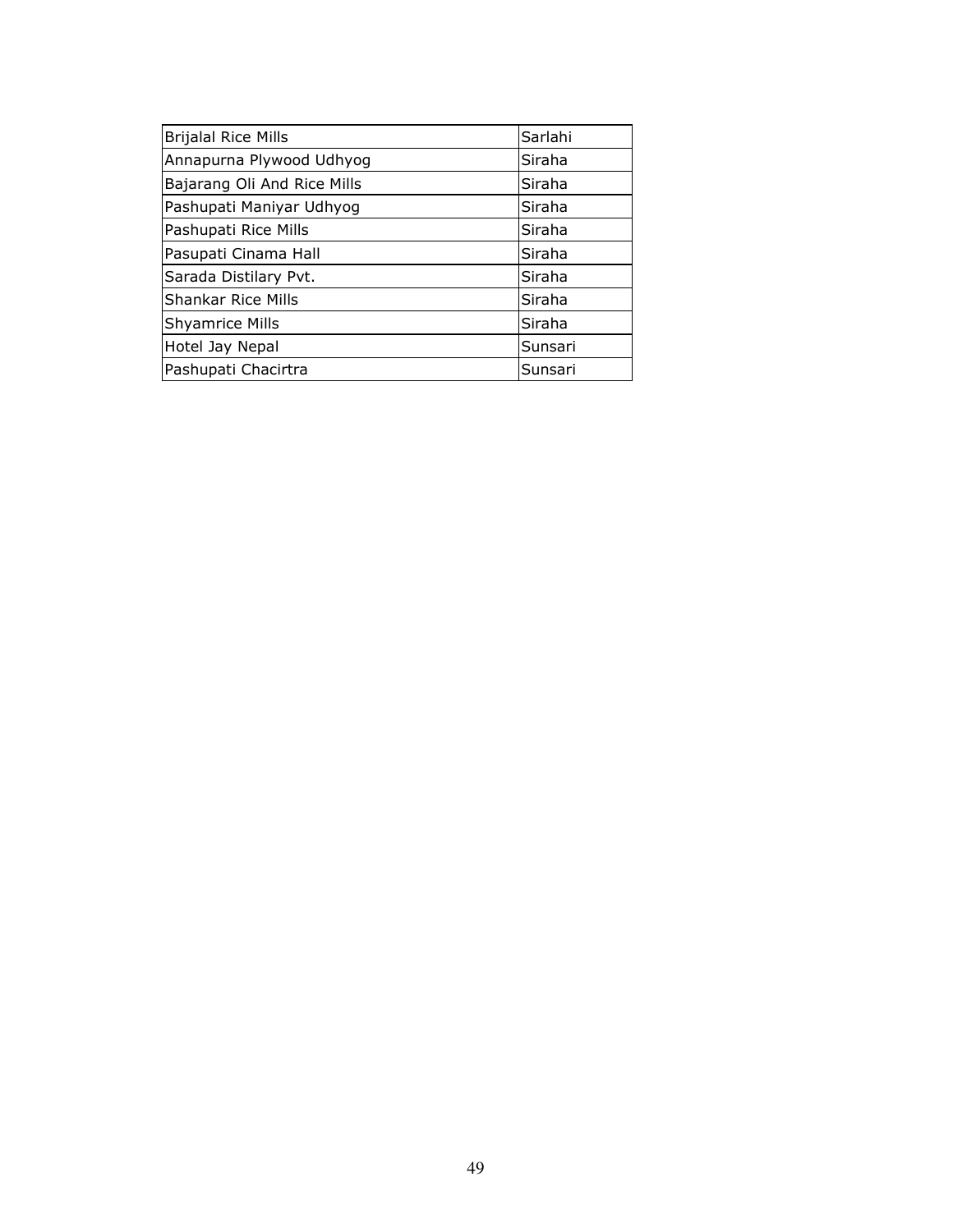| | |
|---|---|
| Brijalal Rice Mills | Sarlahi |
| Annapurna Plywood Udhyog | Siraha |
| Bajarang Oli And Rice Mills | Siraha |
| Pashupati Maniyar Udhyog | Siraha |
| Pashupati Rice Mills | Siraha |
| Pasupati Cinama Hall | Siraha |
| Sarada Distilary Pvt. | Siraha |
| Shankar Rice Mills | Siraha |
| Shyamrice Mills | Siraha |
| Hotel Jay Nepal | Sunsari |
| Pashupati Chacirtra | Sunsari |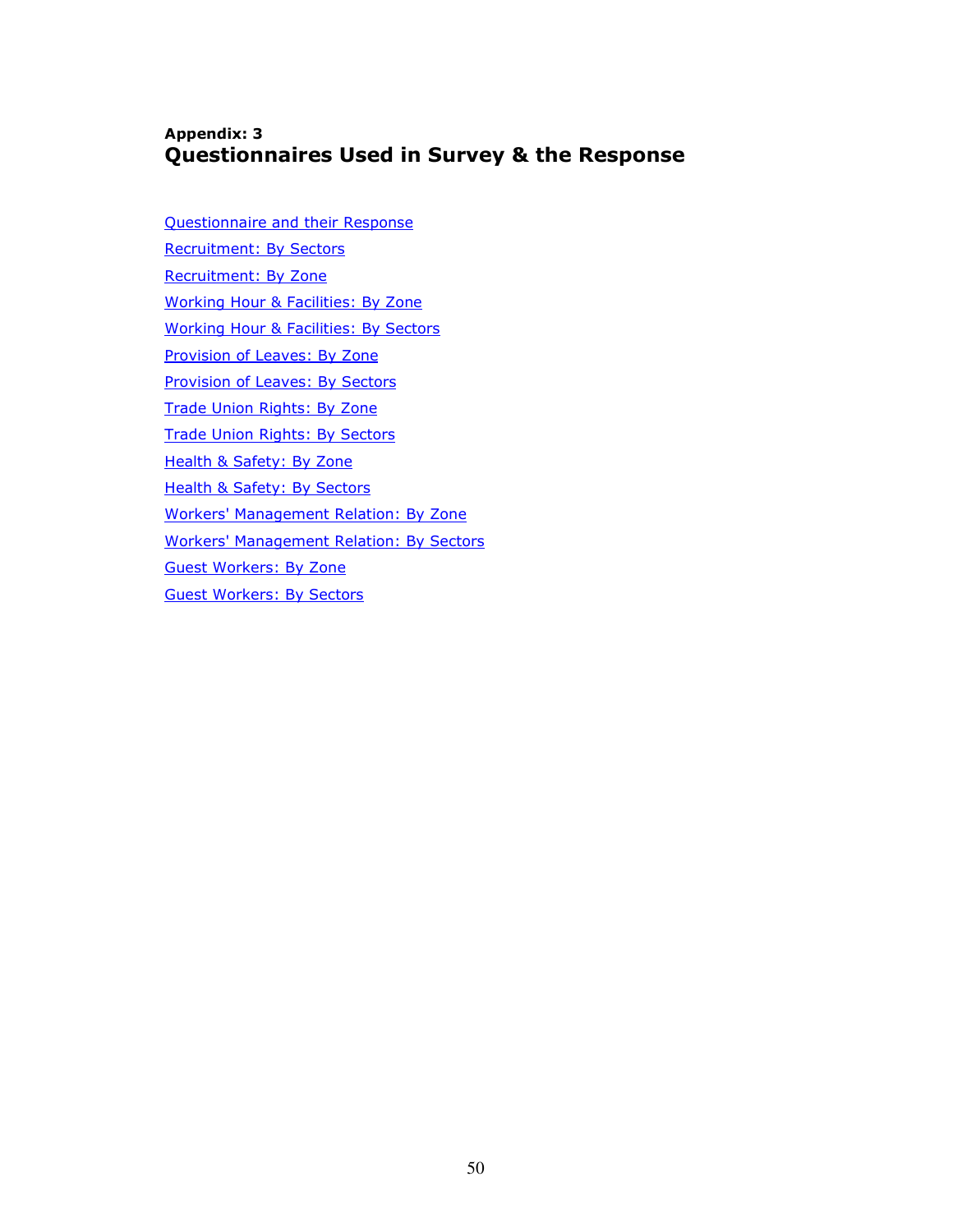**Appendix: 3**

# Questionnaires Used in Survey & the Response

Questionnaire and their Response

Recruitment: By Sectors

Recruitment: By Zone

Working Hour & Facilities: By Zone

Working Hour & Facilities: By Sectors

Provision of Leaves: By Zone

Provision of Leaves: By Sectors

Trade Union Rights: By Zone

Trade Union Rights: By Sectors

Health & Safety: By Zone

Health & Safety: By Sectors

Workers' Management Relation: By Zone

Workers' Management Relation: By Sectors

Guest Workers: By Zone

Guest Workers: By Sectors